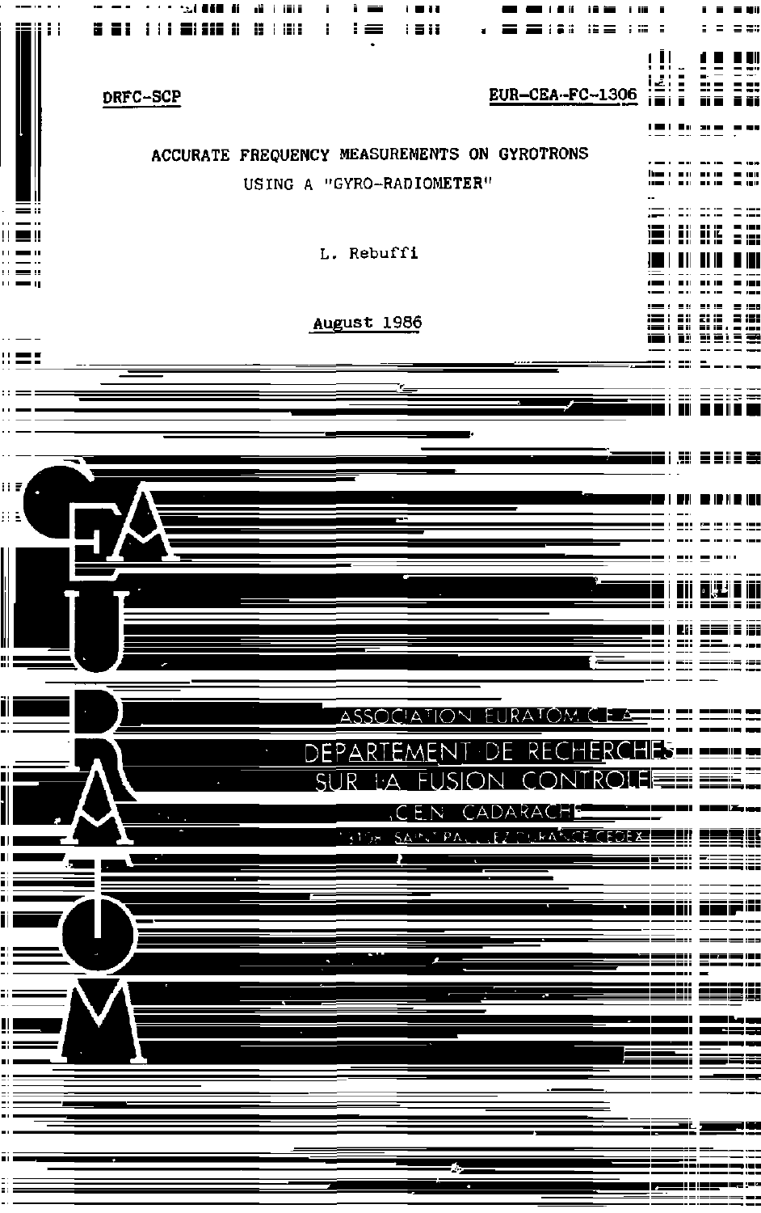DRFC-SCP

EUR-CEA-FC-1306

# ACCURATE FREQUENCY MEASUREMENTS ON GYROTRONS USING A "GYRO-RADIOMETER"

L. Rebuffi

August 1986

ASSOCIATION EURATOM-CEA

DEPARTEMENT DE RECHERCHES SUR LA FUSION CONTROLEE

C.E.N. CADARACHE

13108 SAINT PAUL LEZ DURANCE CEDEX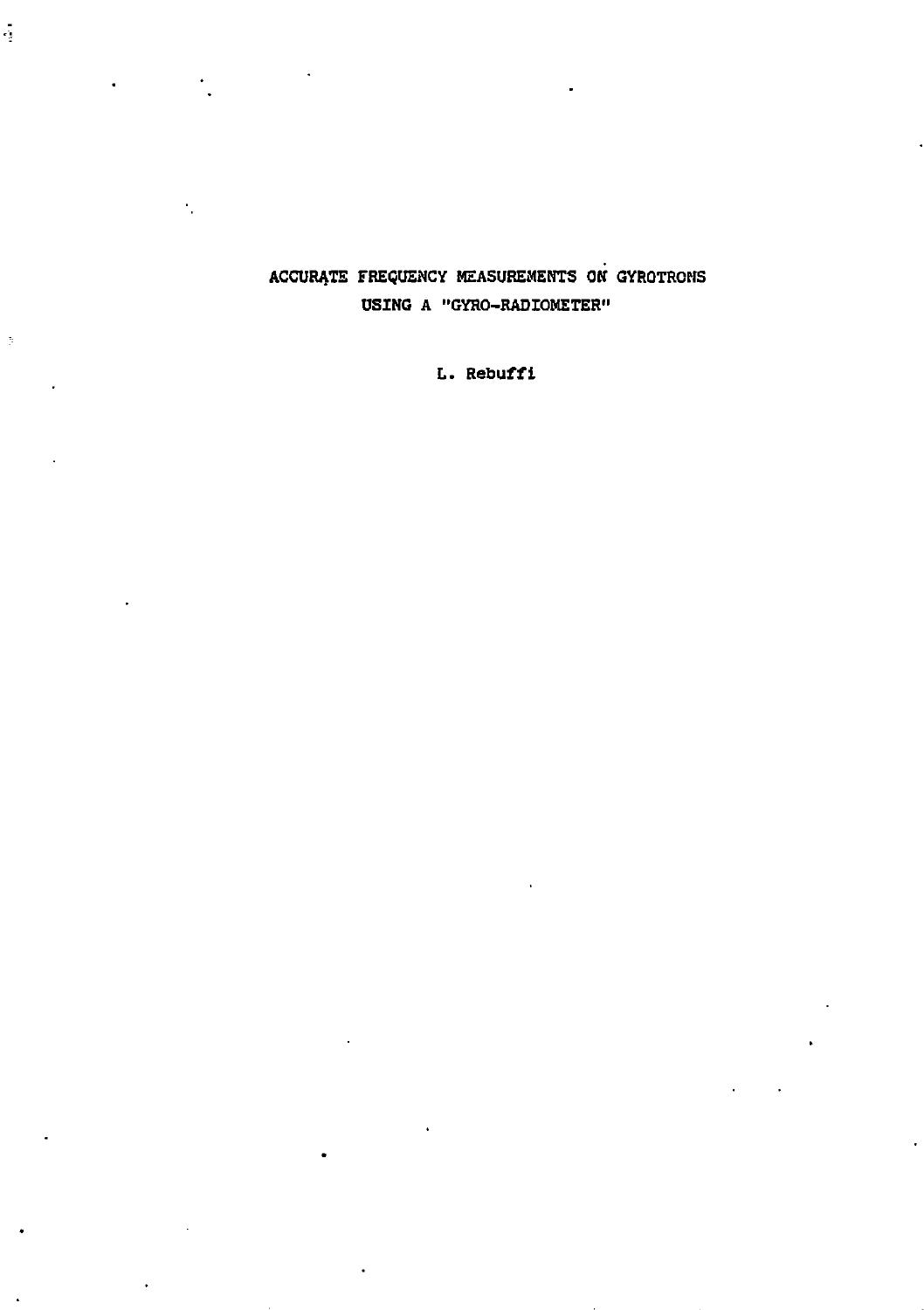# ACCURATE FREQUENCY MEASUREMENTS ON GYROTRONS USING A "GYRO-RADIOMETER"

L. Rebuffi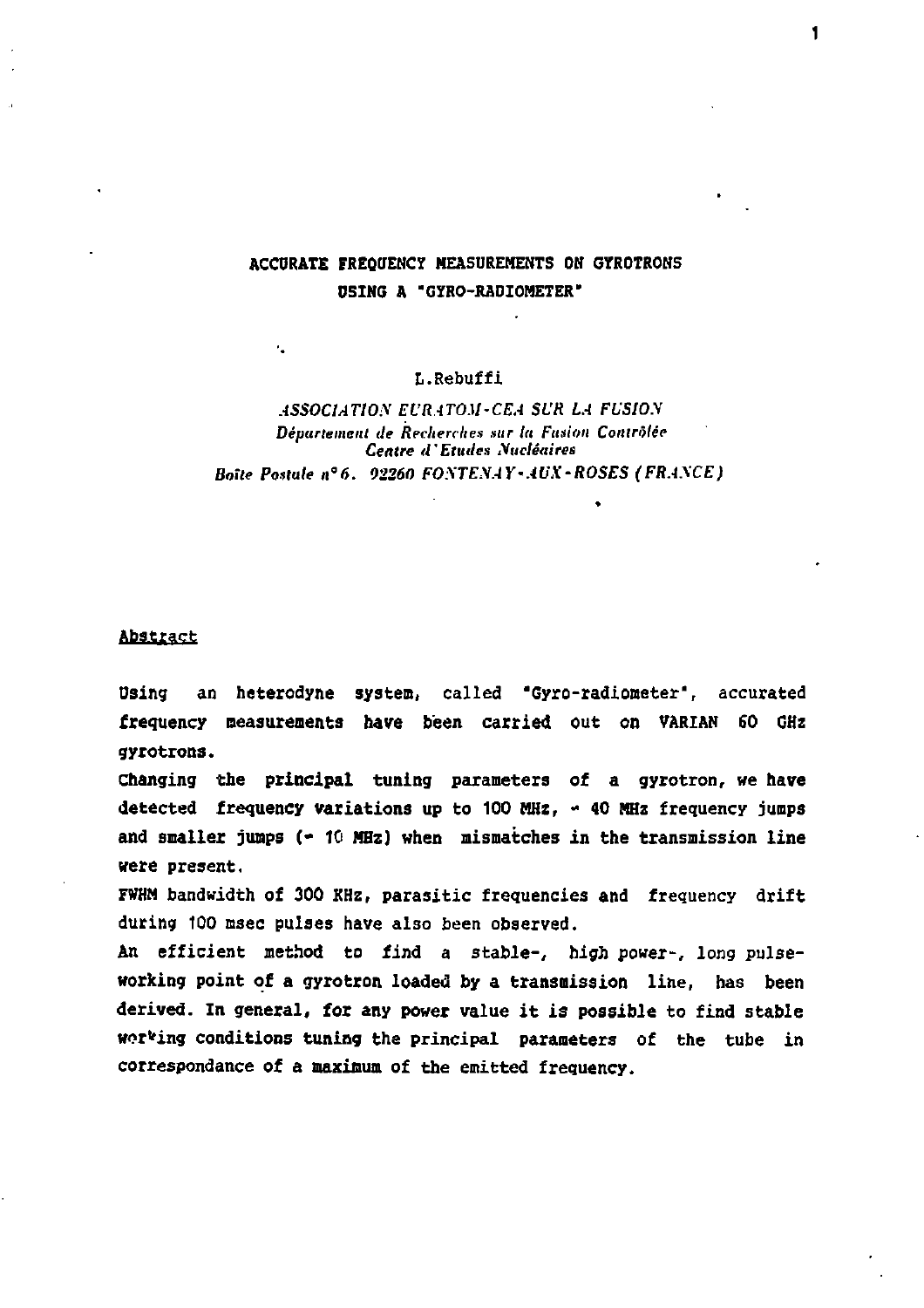# ACCURATE FREQUENCY MEASUREMENTS ON GYROTRONS USING A "GYRO-RADIOMETER"

L.Rebuffi

*ASSOCIATION EURATOM-CEA SUR LA FUSION*
*Département de Recherches sur la Fusion Contrôlée*
*Centre d'Etudes Nucléaires*
*Boîte Postale n° 6. 92260 FONTENAY-AUX-ROSES (FRANCE)*

## Abstract

Using an heterodyne system, called "Gyro-radiometer", accurated frequency measurements have been carried out on VARIAN 60 GHz gyrotrons.

Changing the principal tuning parameters of a gyrotron, we have detected frequency variations up to 100 MHz, ~ 40 MHz frequency jumps and smaller jumps (~ 10 MHz) when mismatches in the transmission line were present.

FWHM bandwidth of 300 KHz, parasitic frequencies and frequency drift during 100 msec pulses have also been observed.

An efficient method to find a stable-, high power-, long pulse-working point of a gyrotron loaded by a transmission line, has been derived. In general, for any power value it is possible to find stable working conditions tuning the principal parameters of the tube in correspondance of a maximum of the emitted frequency.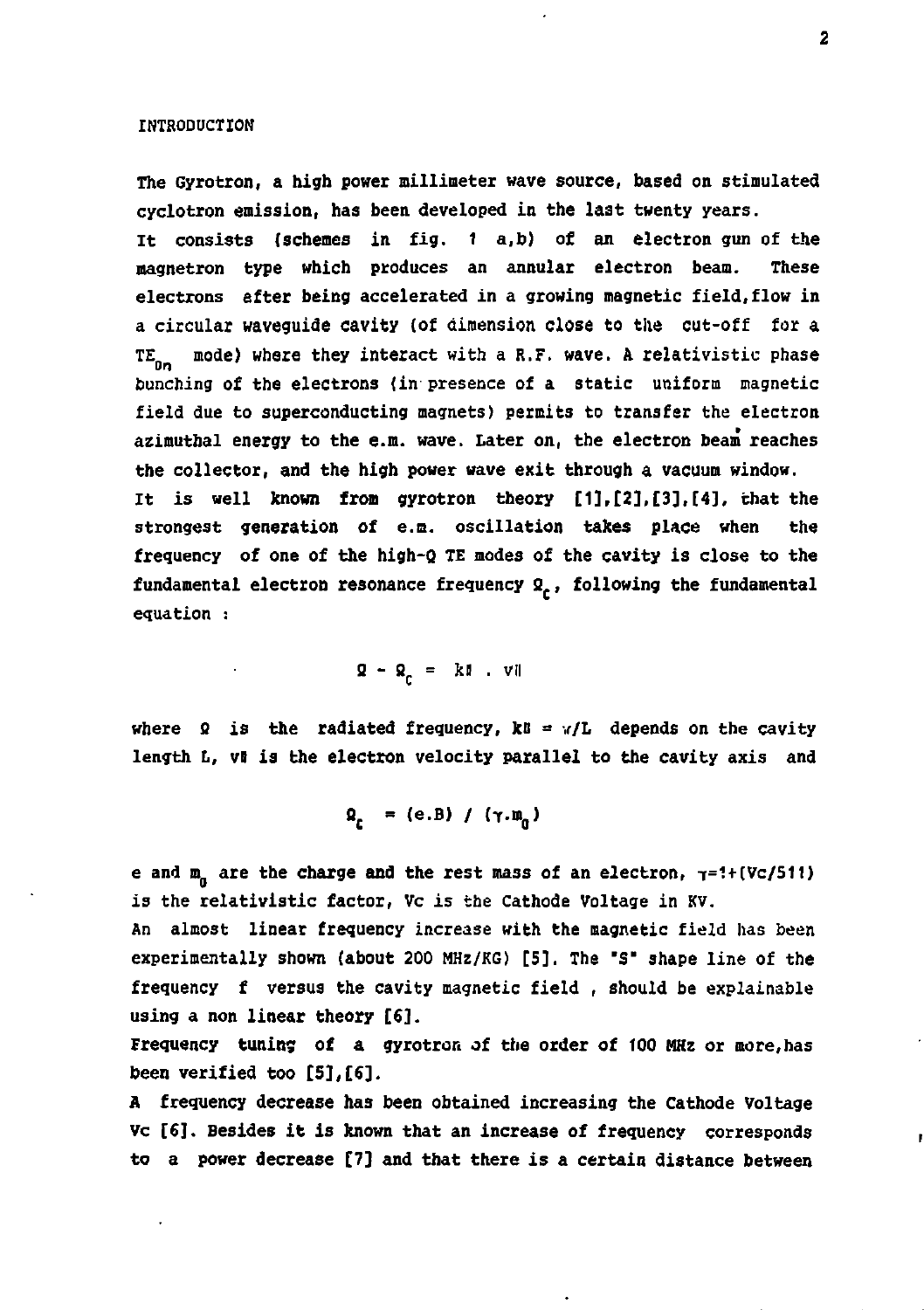INTRODUCTION

The Gyrotron, a high power millimeter wave source, based on stimulated cyclotron emission, has been developed in the last twenty years.
It consists (schemes in fig. 1 a,b) of an electron gun of the magnetron type which produces an annular electron beam. These electrons after being accelerated in a growing magnetic field, flow in a circular waveguide cavity (of dimension close to the cut-off for a $TE_{0n}$ mode) where they interact with a R.F. wave. A relativistic phase bunching of the electrons (in presence of a static uniform magnetic field due to superconducting magnets) permits to transfer the electron azimuthal energy to the e.m. wave. Later on, the electron beam reaches the collector, and the high power wave exit through a vacuum window.
It is well known from gyrotron theory [1],[2],[3],[4], that the strongest generation of e.m. oscillation takes place when the frequency of one of the high-Q TE modes of the cavity is close to the fundamental electron resonance frequency $\Omega_c$, following the fundamental equation :

$$\Omega - \Omega_c = k_\parallel \cdot v_\parallel$$

where $\Omega$ is the radiated frequency, $k_\parallel = \pi/L$ depends on the cavity length L, $v_\parallel$ is the electron velocity parallel to the cavity axis and

$$\Omega_c = (e.B) / (\gamma.m_0)$$

e and $m_0$ are the charge and the rest mass of an electron, $\gamma=1+(Vc/511)$ is the relativistic factor, Vc is the Cathode Voltage in KV.
An almost linear frequency increase with the magnetic field has been experimentally shown (about 200 MHz/KG) [5]. The "S" shape line of the frequency f versus the cavity magnetic field , should be explainable using a non linear theory [6].
Frequency tuning of a gyrotron of the order of 100 MHz or more, has been verified too [5],[6].
A frequency decrease has been obtained increasing the Cathode Voltage Vc [6]. Besides it is known that an increase of frequency corresponds to a power decrease [7] and that there is a certain distance between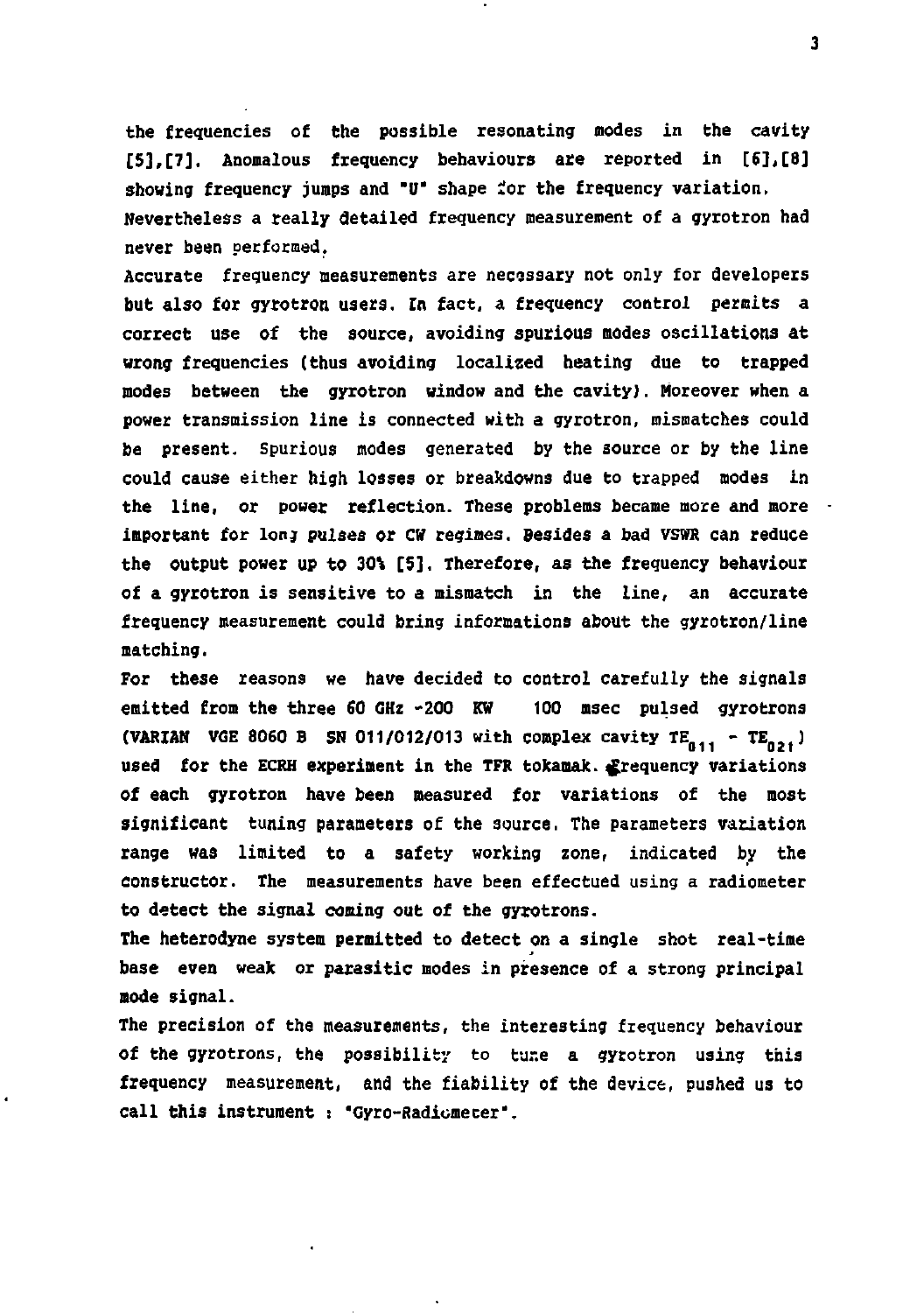the frequencies of the possible resonating modes in the cavity [5],[7]. Anomalous frequency behaviours are reported in [6],[8] showing frequency jumps and "U" shape for the frequency variation.
Nevertheless a really detailed frequency measurement of a gyrotron had never been performed.

Accurate frequency measurements are necessary not only for developers but also for gyrotron users. In fact, a frequency control permits a correct use of the source, avoiding spurious modes oscillations at wrong frequencies (thus avoiding localized heating due to trapped modes between the gyrotron window and the cavity). Moreover when a power transmission line is connected with a gyrotron, mismatches could be present. Spurious modes generated by the source or by the line could cause either high losses or breakdowns due to trapped modes in the line, or power reflection. These problems became more and more important for long pulses or CW regimes. Besides a bad VSWR can reduce the output power up to 30% [5]. Therefore, as the frequency behaviour of a gyrotron is sensitive to a mismatch in the line, an accurate frequency measurement could bring informations about the gyrotron/line matching.

For these reasons we have decided to control carefully the signals emitted from the three 60 GHz -200 KW 100 msec pulsed gyrotrons (VARIAN VGE 8060 B SN 011/012/013 with complex cavity $TE_{011}$ - $TE_{021}$) used for the ECRH experiment in the TFR tokamak. Frequency variations of each gyrotron have been measured for variations of the most significant tuning parameters of the source. The parameters variation range was limited to a safety working zone, indicated by the constructor. The measurements have been effectued using a radiometer to detect the signal coming out of the gyrotrons.

The heterodyne system permitted to detect on a single shot real-time base even weak or parasitic modes in presence of a strong principal mode signal.

The precision of the measurements, the interesting frequency behaviour of the gyrotrons, the possibility to tune a gyrotron using this frequency measurement, and the fiability of the device, pushed us to call this instrument : "Gyro-Radiometer".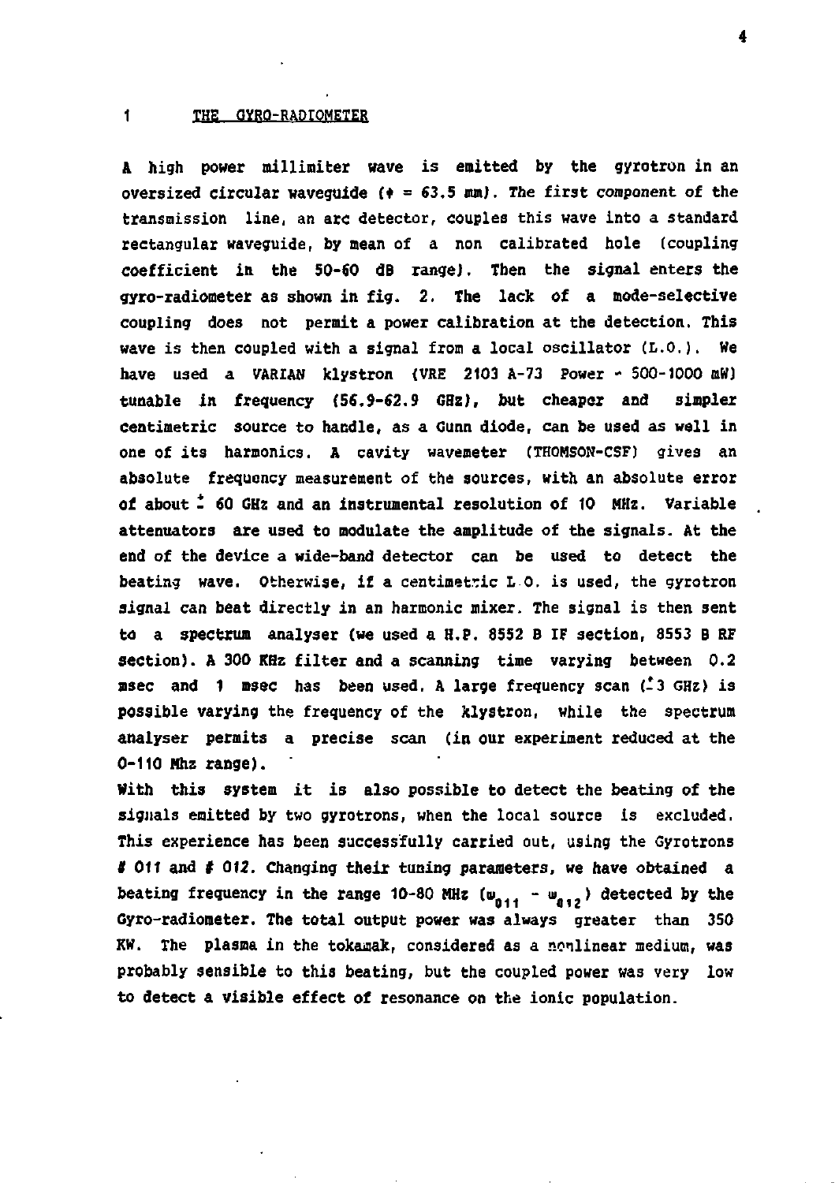## 1 THE GYRO-RADIOMETER

A high power millimiter wave is emitted by the gyrotron in an oversized circular waveguide ($\phi$ = 63.5 mm). The first component of the transmission line, an arc detector, couples this wave into a standard rectangular waveguide, by mean of a non calibrated hole (coupling coefficient in the 50-60 dB range). Then the signal enters the gyro-radiometer as shown in fig. 2. The lack of a mode-selective coupling does not permit a power calibration at the detection. This wave is then coupled with a signal from a local oscillator (L.O.). We have used a VARIAN klystron (VRE 2103 A-73 Power ~ 500-1000 mW) tunable in frequency (56.9-62.9 GHz), but cheaper and simpler centimetric source to handle, as a Gunn diode, can be used as well in one of its harmonics. A cavity wavemeter (THOMSON-CSF) gives an absolute frequency measurement of the sources, with an absolute error of about $\pm$ 60 GHz and an instrumental resolution of 10 MHz. Variable attenuators are used to modulate the amplitude of the signals. At the end of the device a wide-band detector can be used to detect the beating wave. Otherwise, if a centimetric L.O. is used, the gyrotron signal can beat directly in an harmonic mixer. The signal is then sent to a spectrum analyser (we used a H.P. 8552 B IF section, 8553 B RF section). A 300 KHz filter and a scanning time varying between 0.2 msec and 1 msec has been used. A large frequency scan ($\pm$3 GHz) is possible varying the frequency of the klystron, while the spectrum analyser permits a precise scan (in our experiment reduced at the 0-110 Mhz range).

With this system it is also possible to detect the beating of the signals emitted by two gyrotrons, when the local source is excluded. This experience has been successfully carried out, using the Gyrotrons # 011 and # 012. Changing their tuning parameters, we have obtained a beating frequency in the range 10-80 MHz ($\omega_{011} - \omega_{012}$) detected by the Gyro-radiometer. The total output power was always greater than 350 KW. The plasma in the tokamak, considered as a nonlinear medium, was probably sensible to this beating, but the coupled power was very low to detect a visible effect of resonance on the ionic population.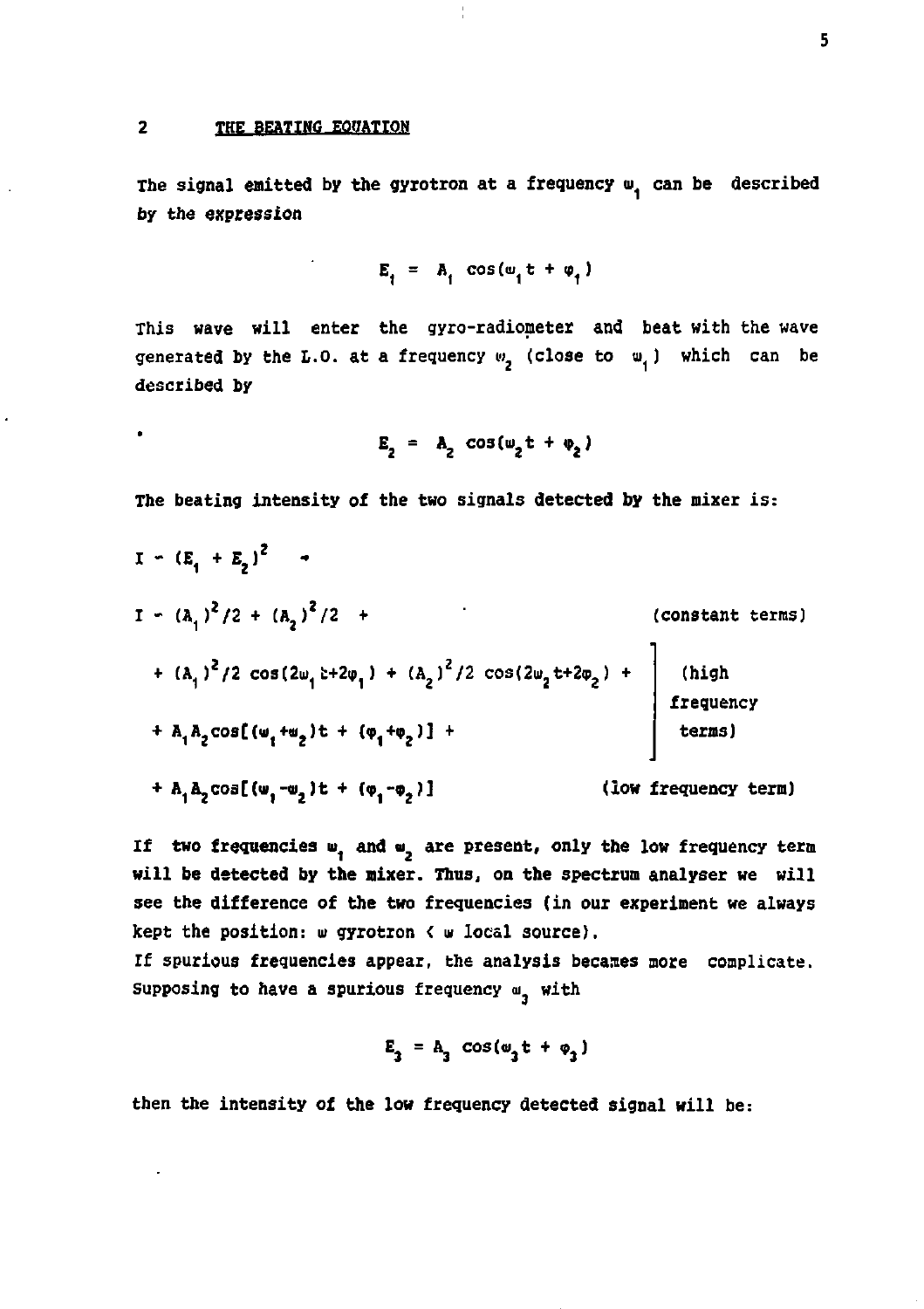## 2 THE BEATING EQUATION

The signal emitted by the gyrotron at a frequency $\omega_1$ can be described by the expression

$$E_1 = A_1 \cos(\omega_1 t + \varphi_1)$$

This wave will enter the gyro-radiometer and beat with the wave generated by the L.O. at a frequency $\omega_2$ (close to $\omega_1$) which can be described by

$$E_2 = A_2 \cos(\omega_2 t + \varphi_2)$$

The beating intensity of the two signals detected by the mixer is:

$$I \sim (E_1 + E_2)^2 \quad \rightarrow$$

$$I \sim (A_1)^2/2 + (A_2)^2/2 + \qquad \text{(constant terms)}$$

$$+ (A_1)^2/2 \cos(2\omega_1 t + 2\varphi_1) + (A_2)^2/2 \cos(2\omega_2 t + 2\varphi_2) + A_1 A_2 \cos[(\omega_1 + \omega_2)t + (\varphi_1 + \varphi_2)] + \qquad \text{(high frequency terms)}$$

$$+ A_1 A_2 \cos[(\omega_1 - \omega_2)t + (\varphi_1 - \varphi_2)] \qquad \text{(low frequency term)}$$

If two frequencies $\omega_1$ and $\omega_2$ are present, only the low frequency term will be detected by the mixer. Thus, on the spectrum analyser we will see the difference of the two frequencies (in our experiment we always kept the position: $\omega$ gyrotron < $\omega$ local source).

If spurious frequencies appear, the analysis becames more complicate. Supposing to have a spurious frequency $\omega_3$ with

$$E_3 = A_3 \cos(\omega_3 t + \varphi_3)$$

then the intensity of the low frequency detected signal will be: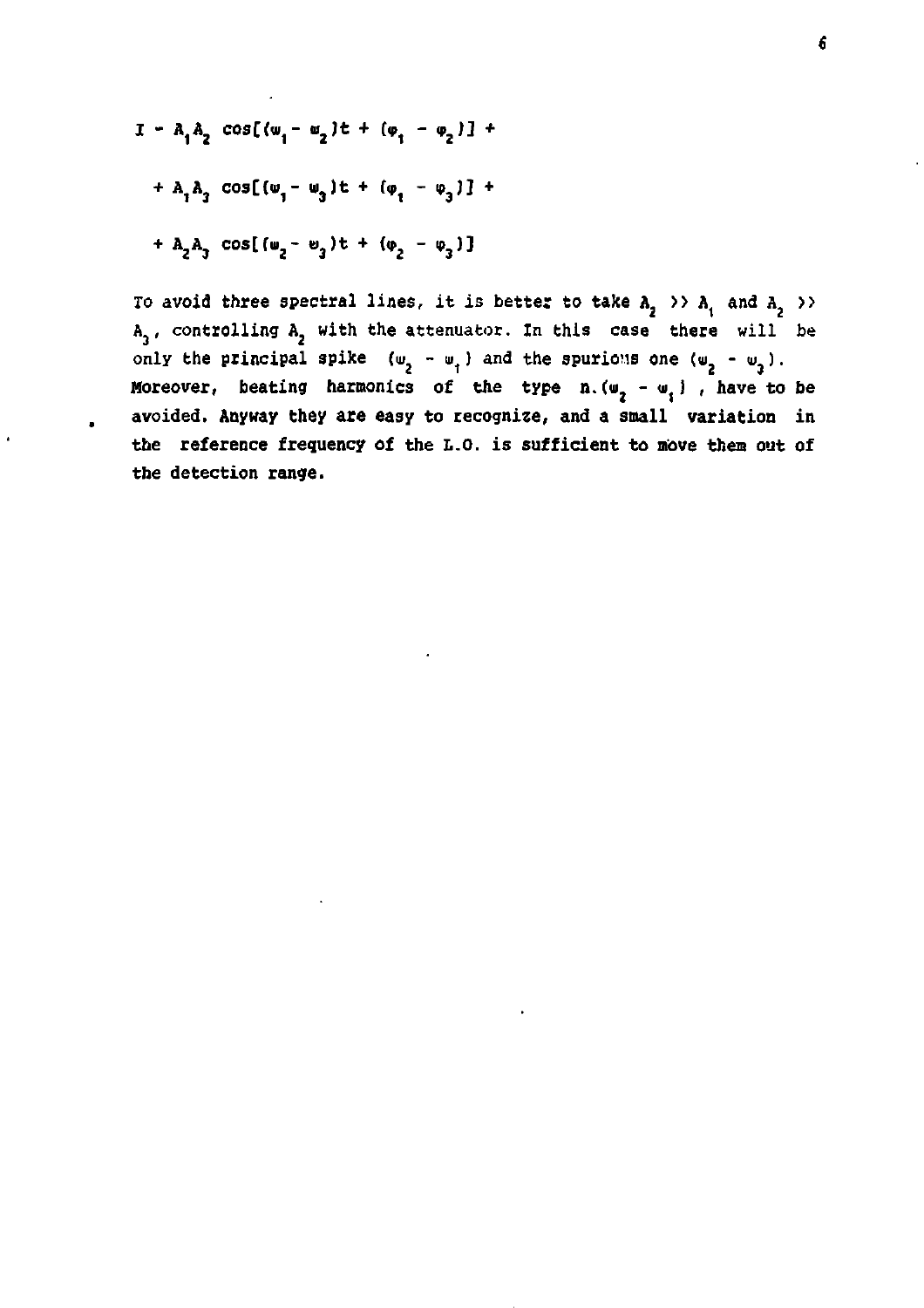$$I - A_1 A_2 \cos[(\omega_1 - \omega_2)t + (\varphi_1 - \varphi_2)] +$$

$$+ A_1 A_3 \cos[(\omega_1 - \omega_3)t + (\varphi_1 - \varphi_3)] +$$

$$+ A_2 A_3 \cos[(\omega_2 - \omega_3)t + (\varphi_2 - \varphi_3)]$$

To avoid three spectral lines, it is better to take $A_2 >> A_1$ and $A_2 >> A_3$, controlling $A_2$ with the attenuator. In this case there will be only the principal spike $(\omega_2 - \omega_1)$ and the spurious one $(\omega_2 - \omega_3)$. Moreover, beating harmonics of the type $n.(\omega_2 - \omega_1)$, have to be avoided. Anyway they are easy to recognize, and a small variation in the reference frequency of the L.O. is sufficient to move them out of the detection range.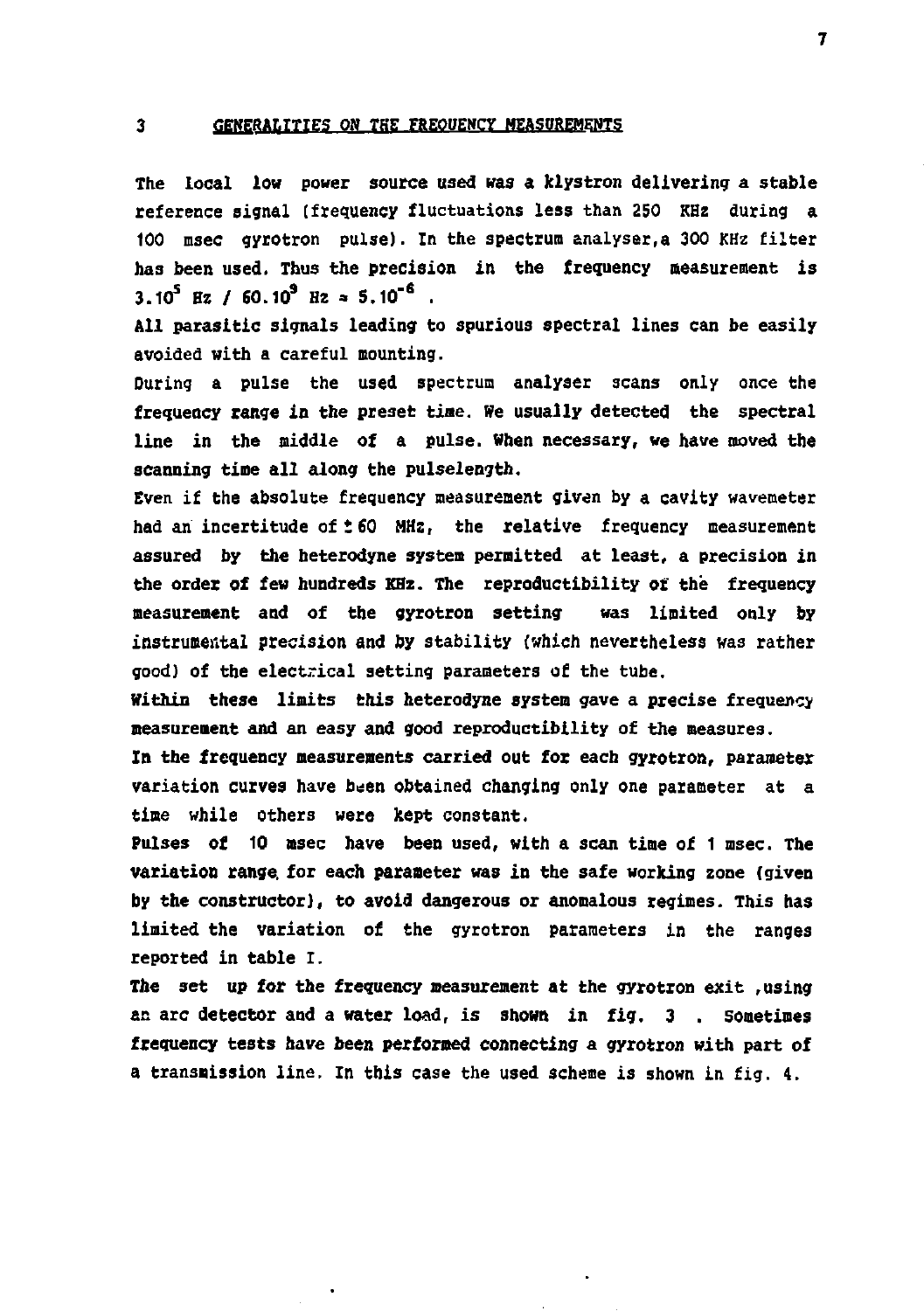## 3 GENERALITIES ON THE FREQUENCY MEASUREMENTS

The local low power source used was a klystron delivering a stable reference signal (frequency fluctuations less than 250 KHz during a 100 msec gyrotron pulse). In the spectrum analyser, a 300 KHz filter has been used. Thus the precision in the frequency measurement is $3.10^5$ Hz / $60.10^9$ Hz ≈ $5.10^{-6}$ .

All parasitic signals leading to spurious spectral lines can be easily avoided with a careful mounting.

During a pulse the used spectrum analyser scans only once the frequency range in the preset time. We usually detected the spectral line in the middle of a pulse. When necessary, we have moved the scanning time all along the pulselength.

Even if the absolute frequency measurement given by a cavity wavemeter had an incertitude of ± 60 MHz, the relative frequency measurement assured by the heterodyne system permitted at least, a precision in the order of few hundreds KHz. The reproductibility of the frequency measurement and of the gyrotron setting was limited only by instrumental precision and by stability (which nevertheless was rather good) of the electrical setting parameters of the tube.

Within these limits this heterodyne system gave a precise frequency measurement and an easy and good reproductibility of the measures.

In the frequency measurements carried out for each gyrotron, parameter variation curves have been obtained changing only one parameter at a time while others were kept constant.

Pulses of 10 msec have been used, with a scan time of 1 msec. The variation range for each parameter was in the safe working zone (given by the constructor), to avoid dangerous or anomalous regimes. This has limited the variation of the gyrotron parameters in the ranges reported in table I.

The set up for the frequency measurement at the gyrotron exit ,using an arc detector and a water load, is shown in fig. 3 . Sometimes frequency tests have been performed connecting a gyrotron with part of a transmission line. In this case the used scheme is shown in fig. 4.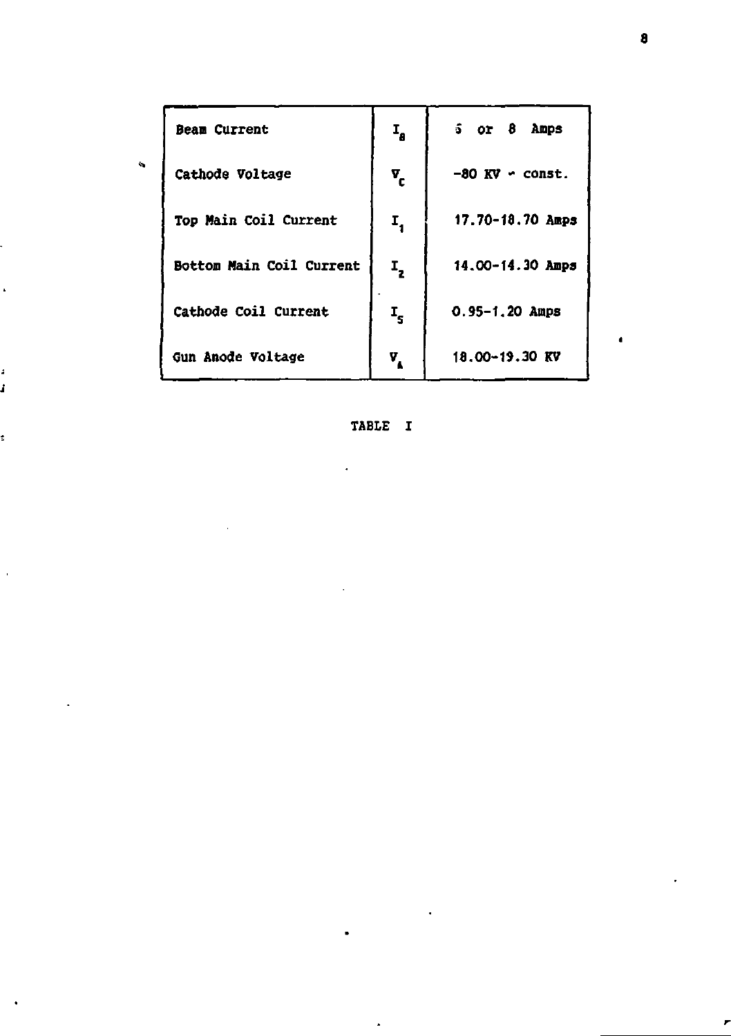| Beam Current | $I_B$ | 5 or 8 Amps |
|---|---|---|
| Cathode Voltage | $V_C$ | -80 KV - const. |
| Top Main Coil Current | $I_1$ | 17.70-18.70 Amps |
| Bottom Main Coil Current | $I_2$ | 14.00-14.30 Amps |
| Cathode Coil Current | $I_S$ | 0.95-1.20 Amps |
| Gun Anode Voltage | $V_A$ | 18.00-19.30 KV |

TABLE I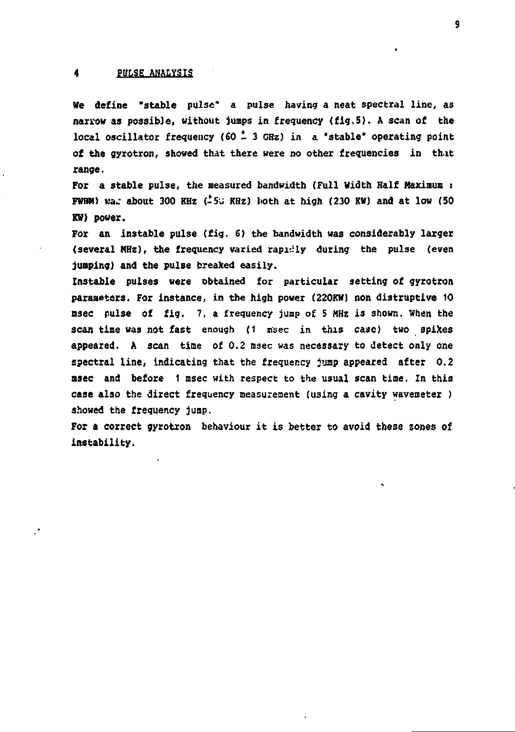## 4 PULSE ANALYSIS

We define "stable pulse" a pulse having a neat spectral line, as narrow as possible, without jumps in frequency (fig.5). A scan of the local oscillator frequency (60 $\pm$ 3 GHz) in a "stable" operating point of the gyrotron, showed that there were no other frequencies in that range.

For a stable pulse, the measured bandwidth (Full Width Half Maximum : FWHM) was about 300 KHz ($\pm$50 KHz) both at high (230 KW) and at low (50 KW) power.

For an instable pulse (fig. 6) the bandwidth was considerably larger (several MHz), the frequency varied rapidly during the pulse (even jumping) and the pulse breaked easily.

Instable pulses were obtained for particular setting of gyrotron parameters. For instance, in the high power (220KW) non distruptive 10 msec pulse of fig. 7, a frequency jump of 5 MHz is shown. When the scan time was not fast enough (1 msec in this case) two spikes appeared. A scan time of 0.2 msec was necessary to detect only one spectral line, indicating that the frequency jump appeared after 0.2 msec and before 1 msec with respect to the usual scan time. In this case also the direct frequency measurement (using a cavity wavemeter ) showed the frequency jump.

For a correct gyrotron behaviour it is better to avoid these zones of instability.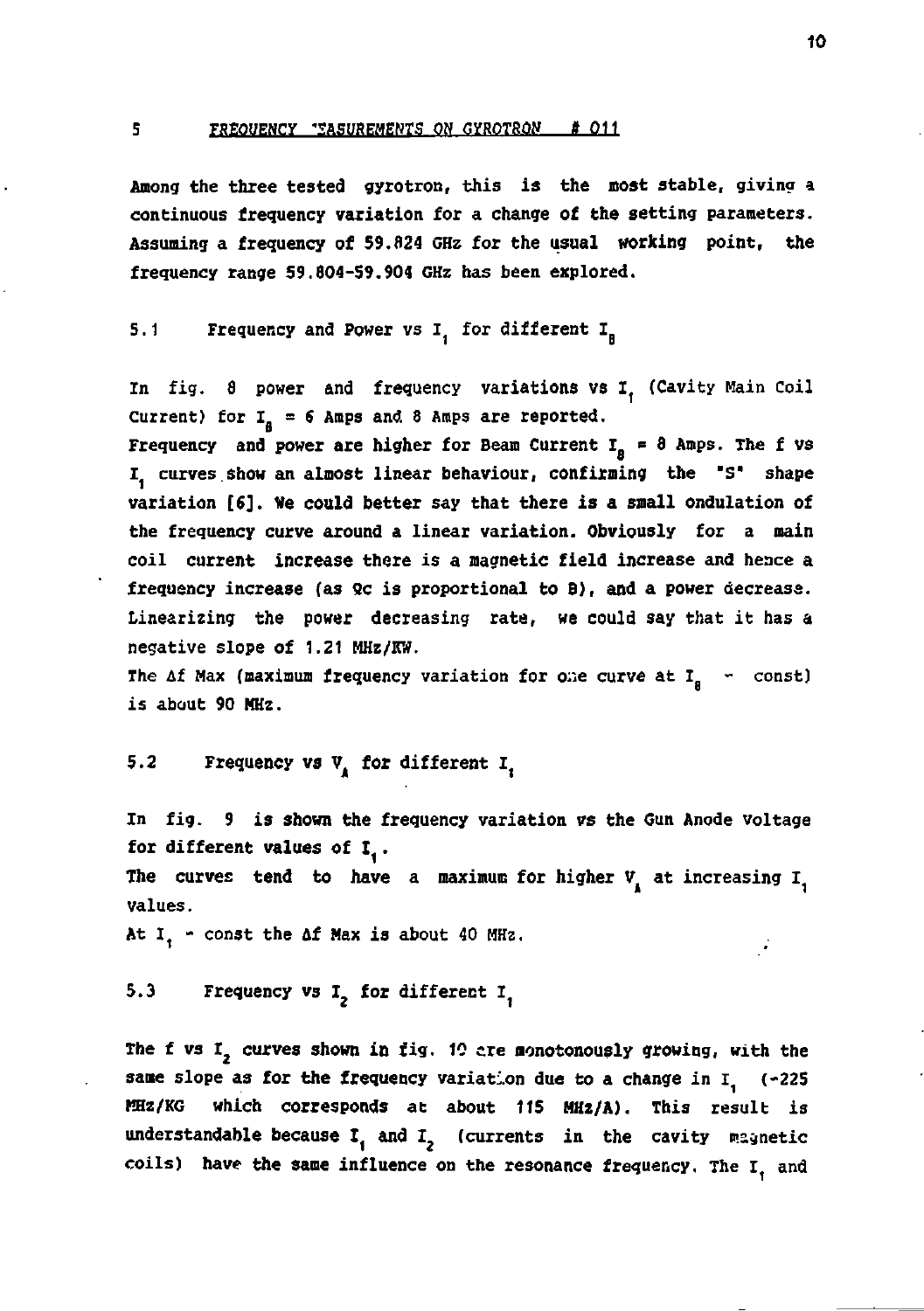## 5 FREQUENCY "EASUREMENTS ON GYROTRON # 011

Among the three tested gyrotron, this is the most stable, giving a continuous frequency variation for a change of the setting parameters. Assuming a frequency of 59.824 GHz for the usual working point, the frequency range 59.804-59.904 GHz has been explored.

### 5.1 Frequency and Power vs $I_1$ for different $I_B$

In fig. 8 power and frequency variations vs $I_1$ (Cavity Main Coil Current) for $I_B$ = 6 Amps and 8 Amps are reported.

Frequency and power are higher for Beam Current $I_B$ = 8 Amps. The f vs $I_1$ curves show an almost linear behaviour, confirming the "S" shape variation [6]. We could better say that there is a small ondulation of the frequency curve around a linear variation. Obviously for a main coil current increase there is a magnetic field increase and hence a frequency increase (as Ωc is proportional to B), and a power decrease. Linearizing the power decreasing rate, we could say that it has a negative slope of 1.21 MHz/KW.

The Δf Max (maximum frequency variation for one curve at $I_B$ - const) is about 90 MHz.

### 5.2 Frequency vs $V_A$ for different $I_1$

In fig. 9 is shown the frequency variation vs the Gun Anode Voltage for different values of $I_1$.

The curves tend to have a maximum for higher $V_A$ at increasing $I_1$ values.

At $I_1$ - const the Δf Max is about 40 MHz.

### 5.3 Frequency vs $I_2$ for different $I_1$

The f vs $I_2$ curves shown in fig. 10 are monotonously growing, with the same slope as for the frequency variation due to a change in $I_1$ (~225 MHz/KG which corresponds at about 115 MHz/A). This result is understandable because $I_1$ and $I_2$ (currents in the cavity magnetic coils) have the same influence on the resonance frequency. The $I_1$ and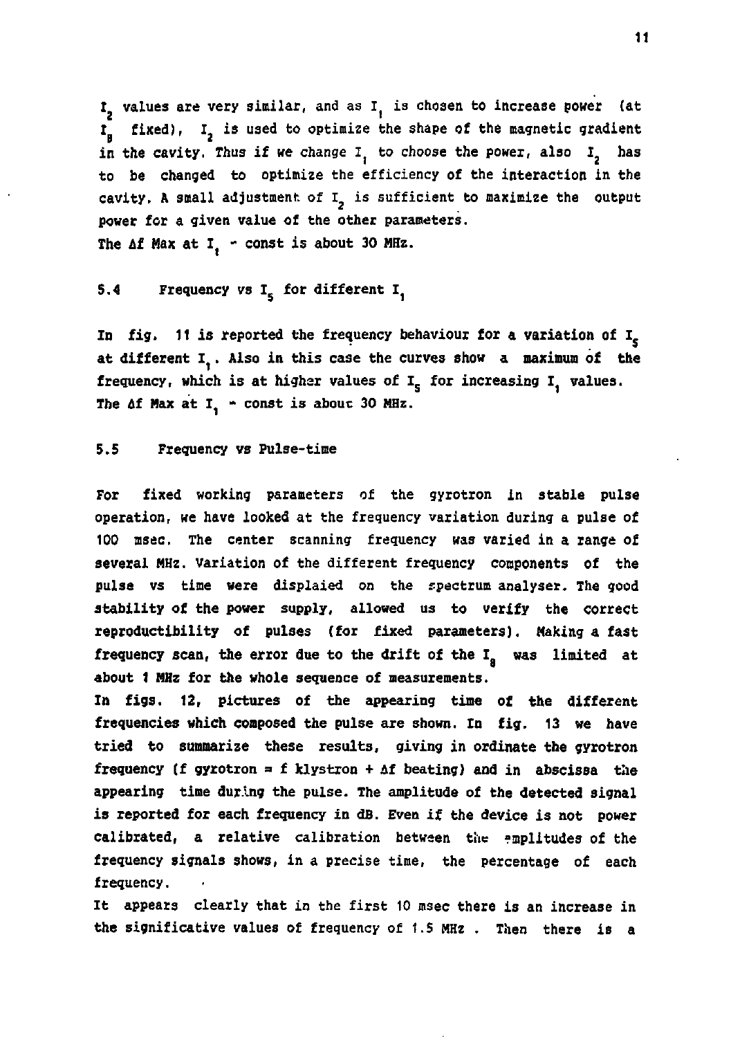$I_2$ values are very similar, and as $I_1$ is chosen to increase power (at $I_B$ fixed), $I_2$ is used to optimize the shape of the magnetic gradient in the cavity. Thus if we change $I_1$ to choose the power, also $I_2$ has to be changed to optimize the efficiency of the interaction in the cavity. A small adjustment of $I_2$ is sufficient to maximize the output power for a given value of the other parameters.
The $\Delta f$ Max at $I_1$ - const is about 30 MHz.

## 5.4 Frequency vs $I_5$ for different $I_1$

In fig. 11 is reported the frequency behaviour for a variation of $I_5$ at different $I_1$. Also in this case the curves show a maximum of the frequency, which is at higher values of $I_5$ for increasing $I_1$ values.
The $\Delta f$ Max at $I_1$ - const is about 30 MHz.

## 5.5 Frequency vs Pulse-time

For fixed working parameters of the gyrotron in stable pulse operation, we have looked at the frequency variation during a pulse of 100 msec. The center scanning frequency was varied in a range of several MHz. Variation of the different frequency components of the pulse vs time were displaied on the spectrum analyser. The good stability of the power supply, allowed us to verify the correct reproductibility of pulses (for fixed parameters). Making a fast frequency scan, the error due to the drift of the $I_B$ was limited at about 1 MHz for the whole sequence of measurements.
In figs. 12, pictures of the appearing time of the different frequencies which composed the pulse are shown. In fig. 13 we have tried to summarize these results, giving in ordinate the gyrotron frequency (f gyrotron = f klystron + $\Delta f$ beating) and in abscissa the appearing time during the pulse. The amplitude of the detected signal is reported for each frequency in dB. Even if the device is not power calibrated, a relative calibration between the amplitudes of the frequency signals shows, in a precise time, the percentage of each frequency.
It appears clearly that in the first 10 msec there is an increase in the significative values of frequency of 1.5 MHz . Then there is a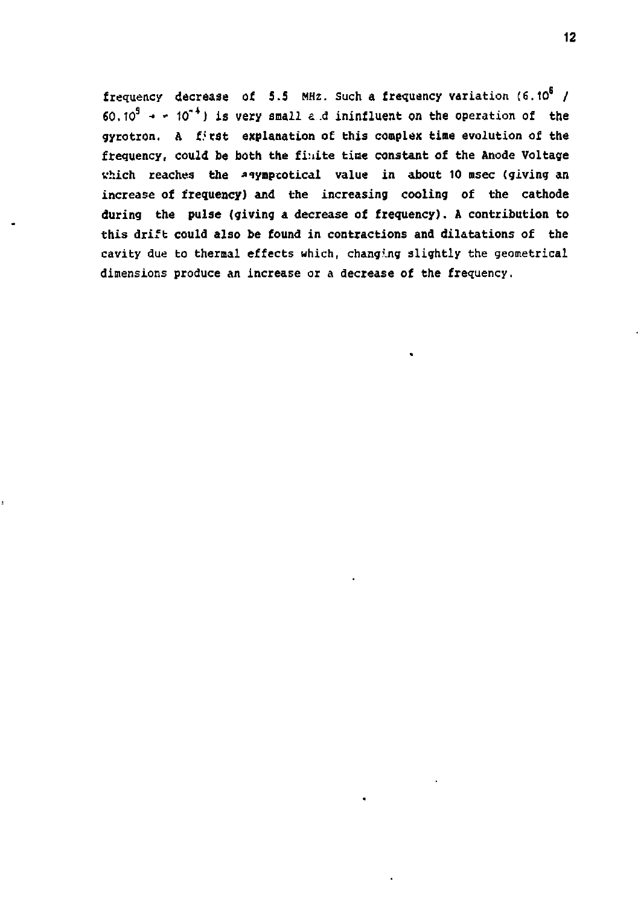frequency decrease of 5.5 MHz. Such a frequency variation ($6.10^6$ / $60.10^9$ → ~ $10^{-4}$) is very small and ininfluent on the operation of the gyrotron. A first explanation of this complex time evolution of the frequency, could be both the finite time constant of the Anode Voltage which reaches the asymptotical value in about 10 msec (giving an increase of frequency) and the increasing cooling of the cathode during the pulse (giving a decrease of frequency). A contribution to this drift could also be found in contractions and dilatations of the cavity due to thermal effects which, changing slightly the geometrical dimensions produce an increase or a decrease of the frequency.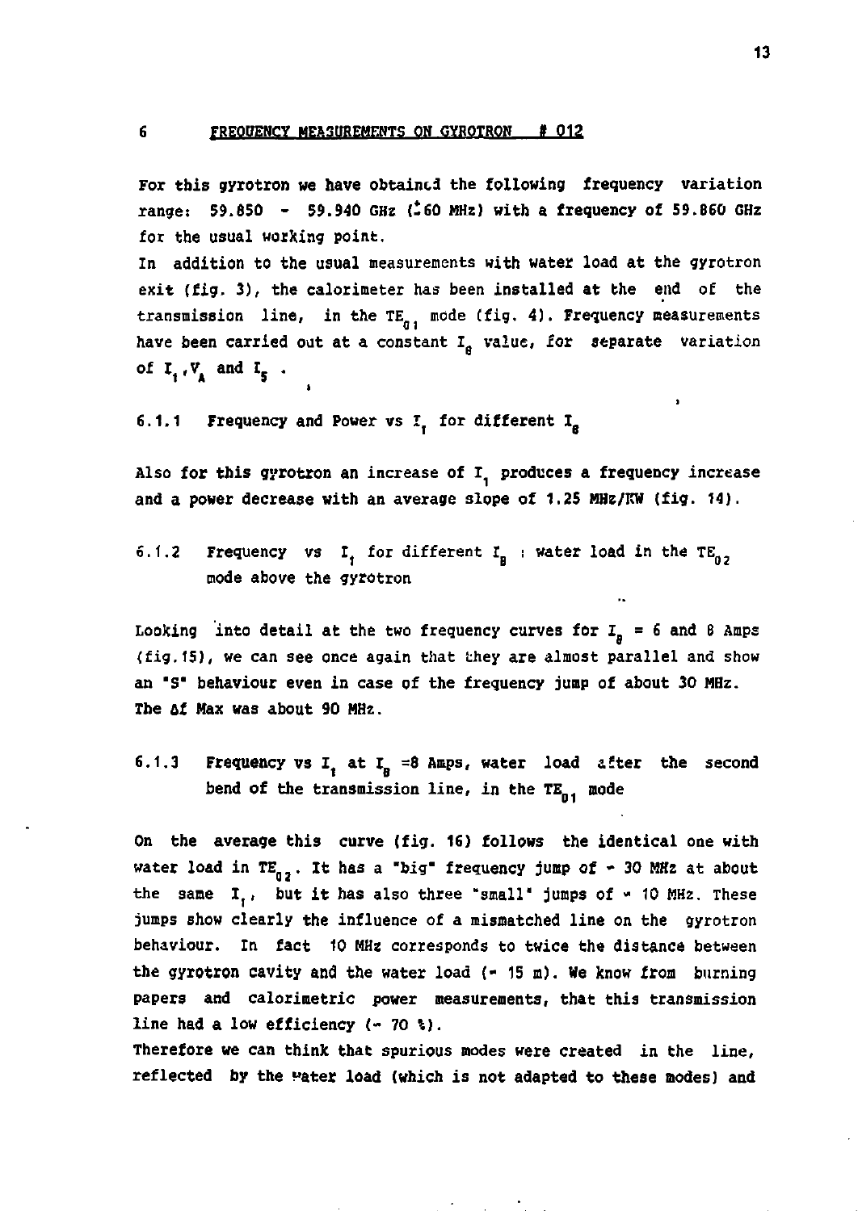## 6 FREQUENCY MEASUREMENTS ON GYROTRON # 012

For this gyrotron we have obtained the following frequency variation range: 59.850 - 59.940 GHz ($\pm$60 MHz) with a frequency of 59.860 GHz for the usual working point.

In addition to the usual measurements with water load at the gyrotron exit (fig. 3), the calorimeter has been installed at the end of the transmission line, in the $TE_{01}$ mode (fig. 4). Frequency measurements have been carried out at a constant $I_8$ value, for separate variation of $I_1$, $V_A$ and $I_5$.

### 6.1.1 Frequency and Power vs $I_1$ for different $I_8$

Also for this gyrotron an increase of $I_1$ produces a frequency increase and a power decrease with an average slope of 1.25 MHz/KW (fig. 14).

### 6.1.2 Frequency vs $I_1$ for different $I_8$ : water load in the $TE_{02}$ mode above the gyrotron

Looking into detail at the two frequency curves for $I_8$ = 6 and 8 Amps (fig.15), we can see once again that they are almost parallel and show an "S" behaviour even in case of the frequency jump of about 30 MHz. The $\Delta f$ Max was about 90 MHz.

### 6.1.3 Frequency vs $I_1$ at $I_8$ =8 Amps, water load after the second bend of the transmission line, in the $TE_{01}$ mode

On the average this curve (fig. 16) follows the identical one with water load in $TE_{02}$. It has a "big" frequency jump of ~ 30 MHz at about the same $I_1$, but it has also three "small" jumps of ~ 10 MHz. These jumps show clearly the influence of a mismatched line on the gyrotron behaviour. In fact 10 MHz corresponds to twice the distance between the gyrotron cavity and the water load (~ 15 m). We know from burning papers and calorimetric power measurements, that this transmission line had a low efficiency (~ 70 %).

Therefore we can think that spurious modes were created in the line, reflected by the water load (which is not adapted to these modes) and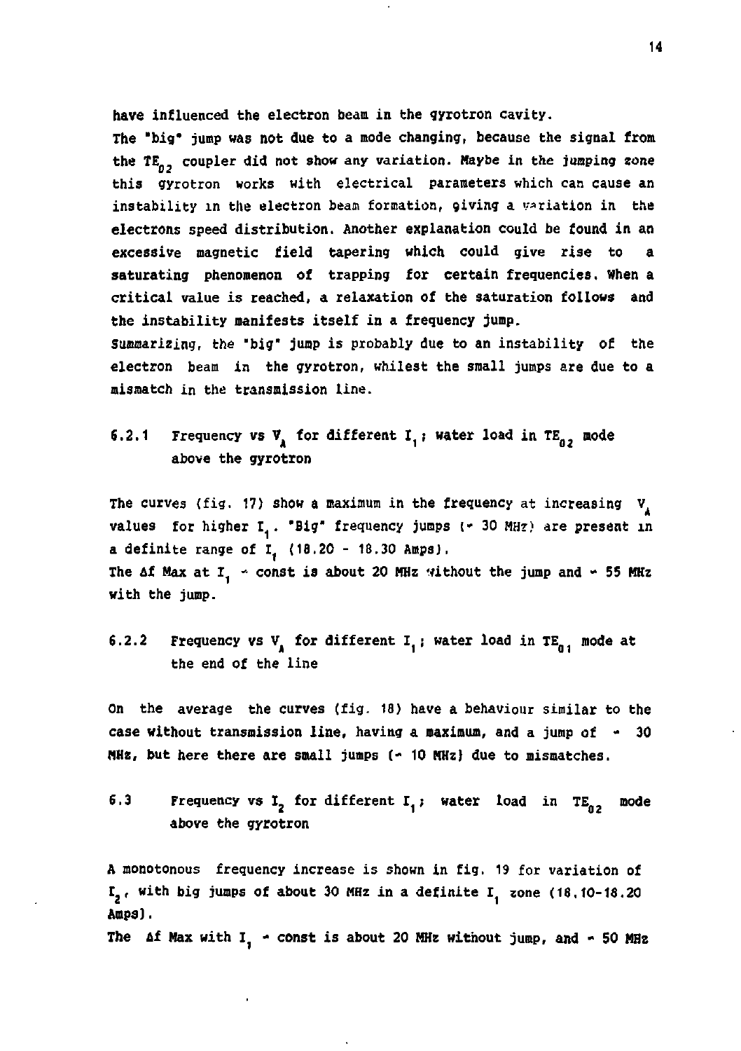have influenced the electron beam in the gyrotron cavity.

The "big" jump was not due to a mode changing, because the signal from the $TE_{02}$ coupler did not show any variation. Maybe in the jumping zone this gyrotron works with electrical parameters which can cause an instability in the electron beam formation, giving a variation in the electrons speed distribution. Another explanation could be found in an excessive magnetic field tapering which could give rise to a saturating phenomenon of trapping for certain frequencies. When a critical value is reached, a relaxation of the saturation follows and the instability manifests itself in a frequency jump.

Summarizing, the "big" jump is probably due to an instability of the electron beam in the gyrotron, whilest the small jumps are due to a mismatch in the transmission line.

### 6.2.1 Frequency vs $V_A$ for different $I_1$; water load in $TE_{02}$ mode above the gyrotron

The curves (fig. 17) show a maximum in the frequency at increasing $V_A$ values for higher $I_1$. "Big" frequency jumps (~ 30 MHz) are present in a definite range of $I_1$ (18.20 - 18.30 Amps).

The $\Delta f$ Max at $I_1$ ~ const is about 20 MHz without the jump and ~ 55 MHz with the jump.

### 6.2.2 Frequency vs $V_A$ for different $I_1$; water load in $TE_{01}$ mode at the end of the line

On the average the curves (fig. 18) have a behaviour similar to the case without transmission line, having a maximum, and a jump of ~ 30 MHz, but here there are small jumps (~ 10 MHz) due to mismatches.

## 6.3 Frequency vs $I_2$ for different $I_1$; water load in $TE_{02}$ mode above the gyrotron

A monotonous frequency increase is shown in fig. 19 for variation of $I_2$, with big jumps of about 30 MHz in a definite $I_1$ zone (18.10-18.20 Amps).

The $\Delta f$ Max with $I_1$ ~ const is about 20 MHz without jump, and ~ 50 MHz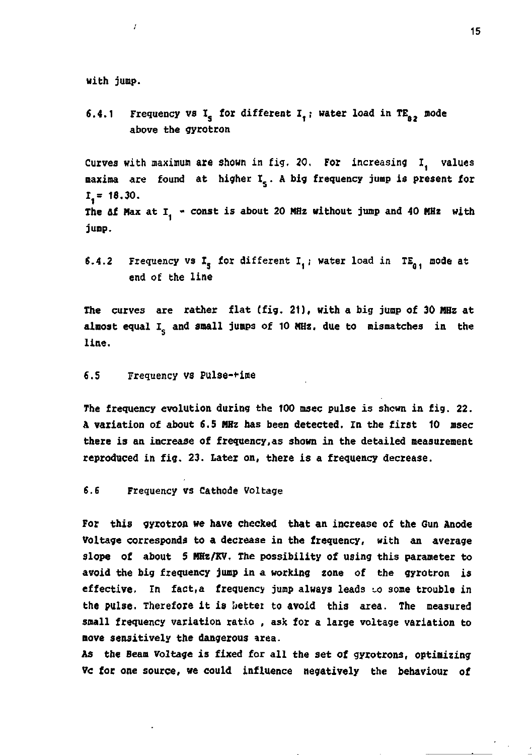with jump.

### 6.4.1 Frequency vs $I_s$ for different $I_1$; water load in $TE_{62}$ mode above the gyrotron

Curves with maximum are shown in fig. 20. For increasing $I_1$ values maxima are found at higher $I_s$. A big frequency jump is present for $I_1$ = 18.30.
The Δf Max at $I_1$ = const is about 20 MHz without jump and 40 MHz with jump.

### 6.4.2 Frequency vs $I_s$ for different $I_1$; water load in $TE_{01}$ mode at end of the line

The curves are rather flat (fig. 21), with a big jump of 30 MHz at almost equal $I_s$ and small jumps of 10 MHz, due to mismatches in the line.

## 6.5 Frequency vs Pulse-time

The frequency evolution during the 100 msec pulse is shown in fig. 22. A variation of about 6.5 MHz has been detected. In the first 10 msec there is an increase of frequency, as shown in the detailed measurement reproduced in fig. 23. Later on, there is a frequency decrease.

## 6.6 Frequency vs Cathode Voltage

For this gyrotron we have checked that an increase of the Gun Anode Voltage corresponds to a decrease in the frequency, with an average slope of about 5 MHz/KV. The possibility of using this parameter to avoid the big frequency jump in a working zone of the gyrotron is effective. In fact, a frequency jump always leads to some trouble in the pulse. Therefore it is better to avoid this area. The measured small frequency variation ratio , ask for a large voltage variation to move sensitively the dangerous area.
As the Beam Voltage is fixed for all the set of gyrotrons, optimizing Vc for one source, we could influence negatively the behaviour of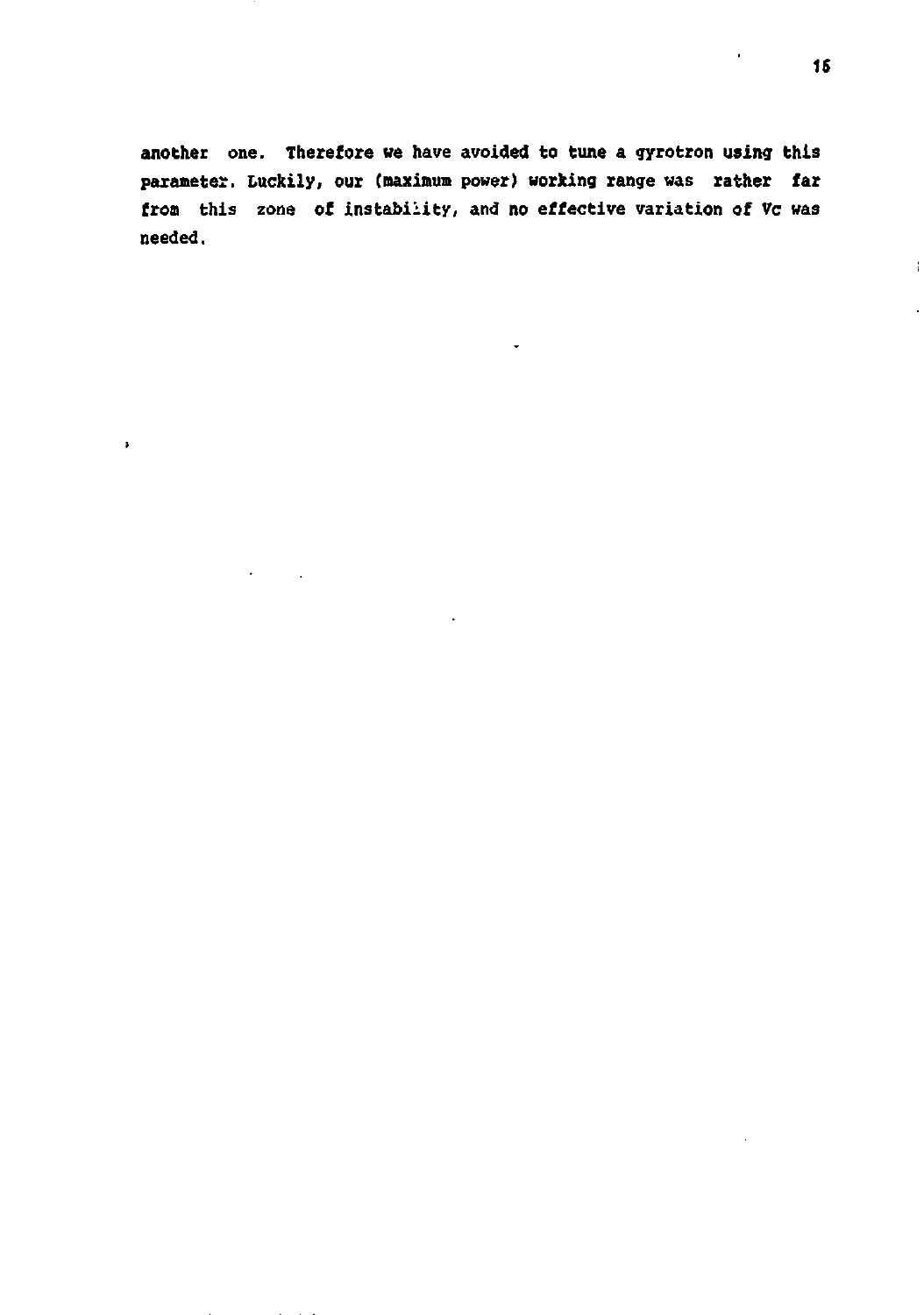another one. Therefore we have avoided to tune a gyrotron using this parameter. Luckily, our (maximum power) working range was rather far from this zone of instability, and no effective variation of $V_c$ was needed.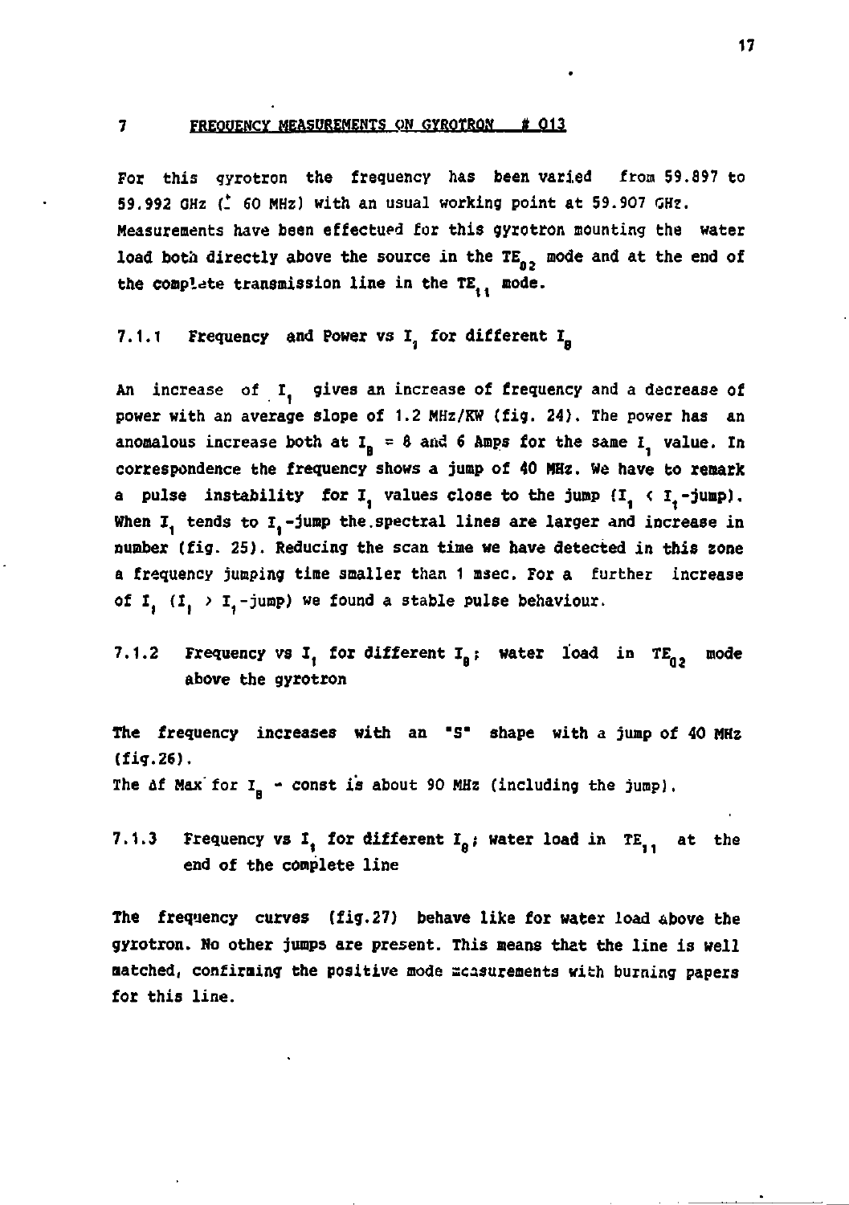## 7 FREQUENCY MEASUREMENTS ON GYROTRON # 013

For this gyrotron the frequency has been varied from 59.897 to 59.992 GHz (± 60 MHz) with an usual working point at 59.907 GHz. Measurements have been effectued for this gyrotron mounting the water load both directly above the source in the $TE_{02}$ mode and at the end of the complete transmission line in the $TE_{11}$ mode.

### 7.1.1 Frequency and Power vs $I_1$ for different $I_B$

An increase of $I_1$ gives an increase of frequency and a decrease of power with an average slope of 1.2 MHz/KW (fig. 24). The power has an anomalous increase both at $I_B$ = 8 and 6 Amps for the same $I_1$ value. In correspondence the frequency shows a jump of 40 MHz. We have to remark a pulse instability for $I_1$ values close to the jump ($I_1$ < $I_1$-jump). When $I_1$ tends to $I_1$-jump the spectral lines are larger and increase in number (fig. 25). Reducing the scan time we have detected in this zone a frequency jumping time smaller than 1 msec. For a further increase of $I_1$ ($I_1$ > $I_1$-jump) we found a stable pulse behaviour.

### 7.1.2 Frequency vs $I_1$ for different $I_B$; water load in $TE_{02}$ mode above the gyrotron

The frequency increases with an "S" shape with a jump of 40 MHz (fig.26).
The $\Delta f$ Max for $I_B$ - const is about 90 MHz (including the jump).

### 7.1.3 Frequency vs $I_1$ for different $I_B$; water load in $TE_{11}$ at the end of the complete line

The frequency curves (fig.27) behave like for water load above the gyrotron. No other jumps are present. This means that the line is well matched, confirming the positive mode measurements with burning papers for this line.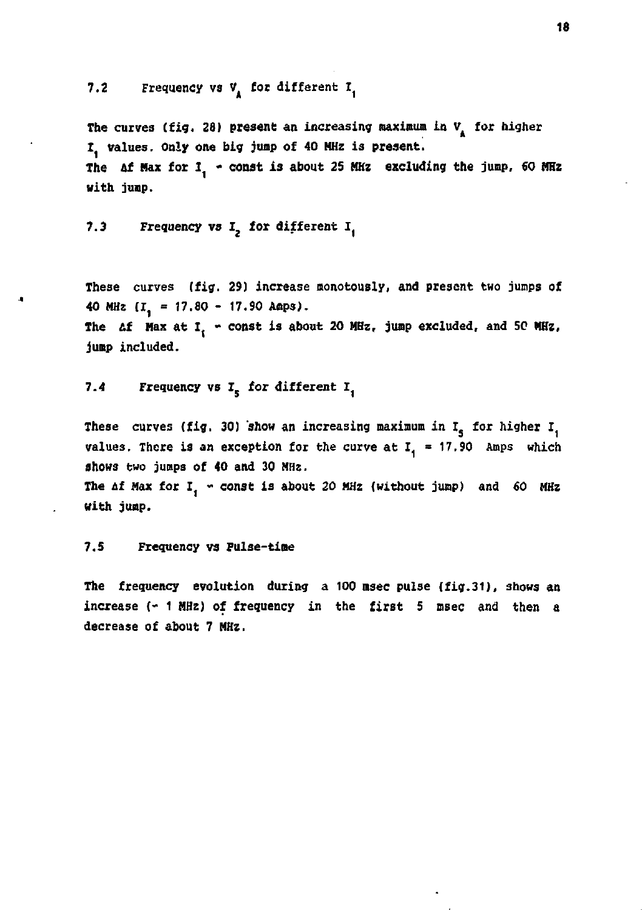## 7.2 Frequency vs $V_A$ for different $I_1$

The curves (fig. 28) present an increasing maximum in $V_A$ for higher $I_1$ values. Only one big jump of 40 MHz is present.
The $\Delta f$ Max for $I_1$ - const is about 25 MHz excluding the jump, 60 MHz with jump.

## 7.3 Frequency vs $I_2$ for different $I_1$

These curves (fig. 29) increase monotously, and present two jumps of 40 MHz ($I_1$ = 17.80 - 17.90 Amps).
The $\Delta f$ Max at $I_1$ - const is about 20 MHz, jump excluded, and 50 MHz, jump included.

## 7.4 Frequency vs $I_5$ for different $I_1$

These curves (fig. 30) show an increasing maximum in $I_5$ for higher $I_1$ values. There is an exception for the curve at $I_1$ = 17.90 Amps which shows two jumps of 40 and 30 MHz.
The $\Delta f$ Max for $I_1$ - const is about 20 MHz (without jump) and 60 MHz with jump.

## 7.5 Frequency vs Pulse-time

The frequency evolution during a 100 msec pulse (fig.31), shows an increase (~ 1 MHz) of frequency in the first 5 msec and then a decrease of about 7 MHz.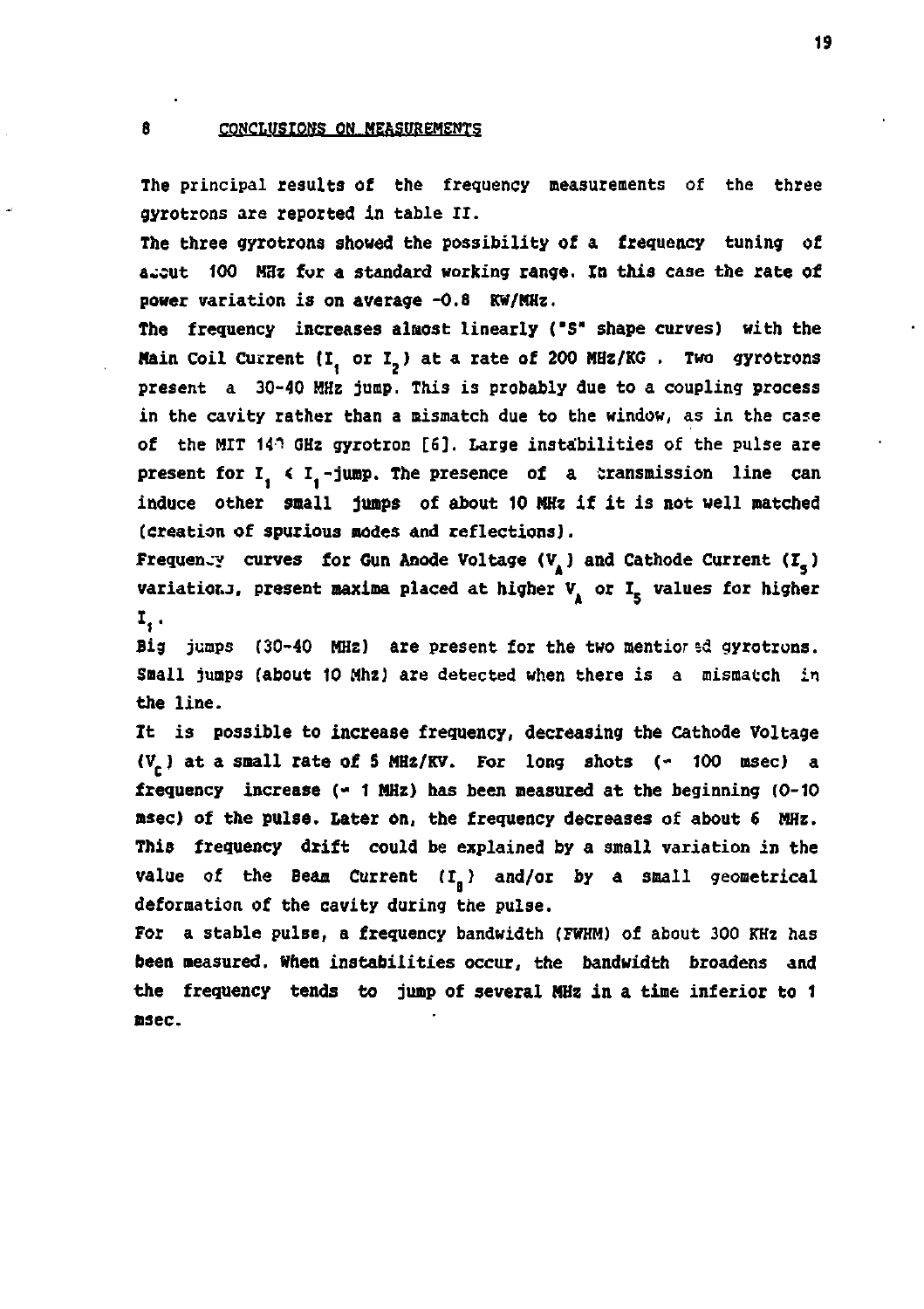## 8 CONCLUSIONS ON MEASUREMENTS

The principal results of the frequency measurements of the three gyrotrons are reported in table II.

The three gyrotrons showed the possibility of a frequency tuning of about 100 MHz for a standard working range. In this case the rate of power variation is on average -0.8 KW/MHz.

The frequency increases almost linearly ("S" shape curves) with the Main Coil Current ($I_1$ or $I_2$) at a rate of 200 MHz/KG . Two gyrotrons present a 30-40 MHz jump. This is probably due to a coupling process in the cavity rather than a mismatch due to the window, as in the case of the MIT 140 GHz gyrotron [6]. Large instabilities of the pulse are present for $I_1 < I_1$-jump. The presence of a transmission line can induce other small jumps of about 10 MHz if it is not well matched (creation of spurious modes and reflections).

Frequency curves for Gun Anode Voltage ($V_A$) and Cathode Current ($I_5$) variations, present maxima placed at higher $V_A$ or $I_5$ values for higher $I_1$.

Big jumps (30-40 MHz) are present for the two mentioned gyrotrons. Small jumps (about 10 Mhz) are detected when there is a mismatch in the line.

It is possible to increase frequency, decreasing the Cathode Voltage ($V_C$) at a small rate of 5 MHz/KV. For long shots (~ 100 msec) a frequency increase (~ 1 MHz) has been measured at the beginning (0-10 msec) of the pulse. Later on, the frequency decreases of about 6 MHz. This frequency drift could be explained by a small variation in the value of the Beam Current ($I_B$) and/or by a small geometrical deformation of the cavity during the pulse.

For a stable pulse, a frequency bandwidth (FWHM) of about 300 KHz has been measured. When instabilities occur, the bandwidth broadens and the frequency tends to jump of several MHz in a time inferior to 1 msec.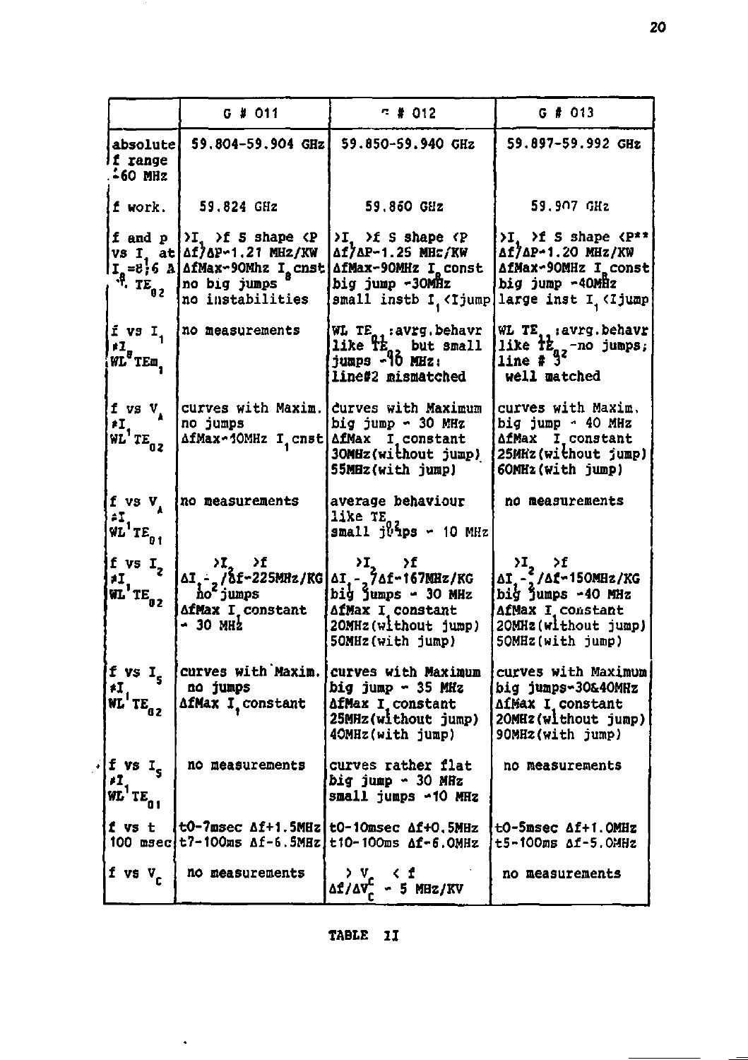| | G # 011 | G # 012 | G # 013 |
|---|---|---|---|
| absolute f range ±60 MHz | 59.804-59.904 GHz | 59.850-59.940 GHz | 59.897-59.992 GHz |
| f work. | 59.824 GHz | 59.860 GHz | 59.907 GHz |
| f and p vs $I_1$ at $I_g$=8÷6 A $^{w}$ $TE_{02}$ | $>I_1$ >f S shape <P $\Delta f/\Delta P$~1.21 MHz/KW $\Delta f$Max~90Mhz $I_g$ cnst no big jumps no instabilities | $>I_1$ >f S shape <P $\Delta f/\Delta P$~1.25 MHz/KW $\Delta f$Max~90MHz $I_g$ const big jump ~30MHz small instb $I_1$ <Ijump | $>I_1$ >f S shape <P** $\Delta f/\Delta P$~1.20 MHz/KW $\Delta f$Max~90MHz $I_g$ const big jump ~40MHz large inst $I_1$ <Ijump |
| f vs $I_1$ ≠$I_1$ $WL^g TEm_1$ | no measurements | WL $TE_{01}$ :avrg.behavr like $TE_{02}$ but small jumps ~10 MHz; line#2 mismatched | WL $TE_{01}$ :avrg.behavr like $TE_{02}$-no jumps; line # 3 well matched |
| f vs $V_A$ ≠$I_1$ $WL^1 TE_{02}$ | curves with Maxim. no jumps $\Delta f$Max~10MHz $I_1$ cnst | curves with Maximum big jump ~ 30 MHz $\Delta f$Max $I_1$ constant 30MHz(without jump) 55MHz(with jump) | curves with Maxim. big jump ~ 40 MHz $\Delta f$Max $I_1$ constant 25MHz(without jump) 60MHz(with jump) |
| f vs $V_A$ ≠$I_1$ $WL^1 TE_{01}$ | no measurements | average behaviour like $TE_{02}$ small jumps ~ 10 MHz | no measurements |
| f vs $I_2$ ≠$I_1$ $WL^1 TE_{02}$ | $>I_2$ >f $\Delta I_2/\Delta f$~225MHz/KG no jumps $\Delta f$Max $I_1$ constant ~ 30 MHz | $>I_2$ >f $\Delta I_2/\Delta f$~167MHz/KG big jumps ~ 30 MHz $\Delta f$Max $I_1$ constant 20MHz(without jump) 50MHz(with jump) | $>I_2$ >f $\Delta I_2/\Delta f$~150MHz/KG big jumps ~40 MHz $\Delta f$Max $I_1$ constant 20MHz(without jump) 50MHz(with jump) |
| f vs $I_5$ ≠$I_1$ $WL^1 TE_{02}$ | curves with Maxim. no jumps $\Delta f$Max $I_1$ constant | curves with Maximum big jump ~ 35 MHz $\Delta f$Max $I_1$ constant 25MHz(without jump) 40MHz(with jump) | curves with Maximum big jumps~30&40MHz $\Delta f$Max $I_1$ constant 20MHz(without jump) 90MHz(with jump) |
| f vs $I_5$ ≠$I_1$ $WL^1 TE_{01}$ | no measurements | curves rather flat big jump ~ 30 MHz small jumps ~10 MHz | no measurements |
| f vs t 100 msec | t0-7msec $\Delta f$+1.5MHz t7-100ms $\Delta f$-6.5MHz | t0-10msec $\Delta f$+0.5MHz t10-100ms $\Delta f$-6.0MHz | t0-5msec $\Delta f$+1.0MHz t5-100ms $\Delta f$-5.0MHz |
| f vs $V_c$ | no measurements | $>V_c$ < f $\Delta f/\Delta V_c$ ~ 5 MHz/KV | no measurements |

TABLE II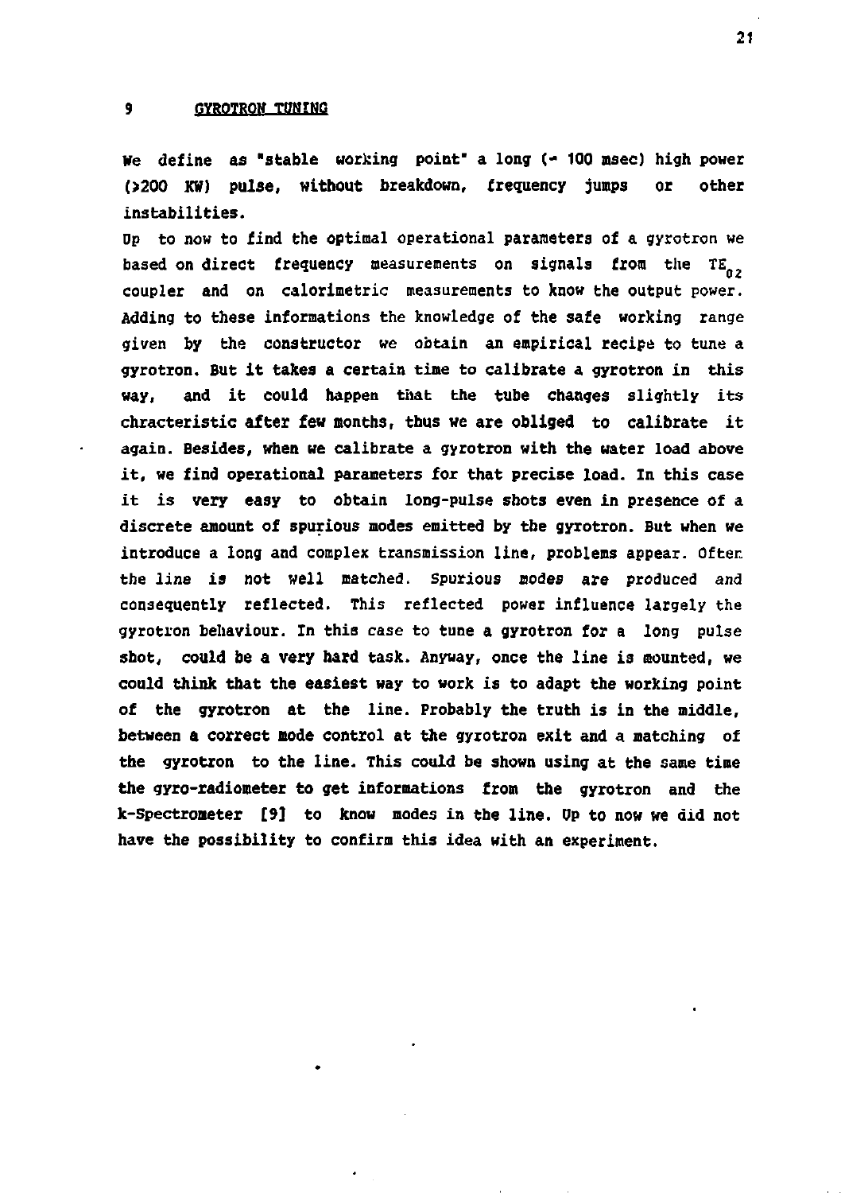## 9 GYROTRON TUNING

We define as "stable working point" a long (~ 100 msec) high power (>200 KW) pulse, without breakdown, frequency jumps or other instabilities.

Up to now to find the optimal operational parameters of a gyrotron we based on direct frequency measurements on signals from the $TE_{02}$ coupler and on calorimetric measurements to know the output power. Adding to these informations the knowledge of the safe working range given by the constructor we obtain an empirical recipe to tune a gyrotron. But it takes a certain time to calibrate a gyrotron in this way, and it could happen that the tube changes slightly its chracteristic after few months, thus we are obliged to calibrate it again. Besides, when we calibrate a gyrotron with the water load above it, we find operational parameters for that precise load. In this case it is very easy to obtain long-pulse shots even in presence of a discrete amount of spurious modes emitted by the gyrotron. But when we introduce a long and complex transmission line, problems appear. Often the line is not well matched. Spurious modes are produced and consequently reflected. This reflected power influence largely the gyrotron behaviour. In this case to tune a gyrotron for a long pulse shot, could be a very hard task. Anyway, once the line is mounted, we could think that the easiest way to work is to adapt the working point of the gyrotron at the line. Probably the truth is in the middle, between a correct mode control at the gyrotron exit and a matching of the gyrotron to the line. This could be shown using at the same time the gyro-radiometer to get informations from the gyrotron and the k-Spectrometer [9] to know modes in the line. Up to now we did not have the possibility to confirm this idea with an experiment.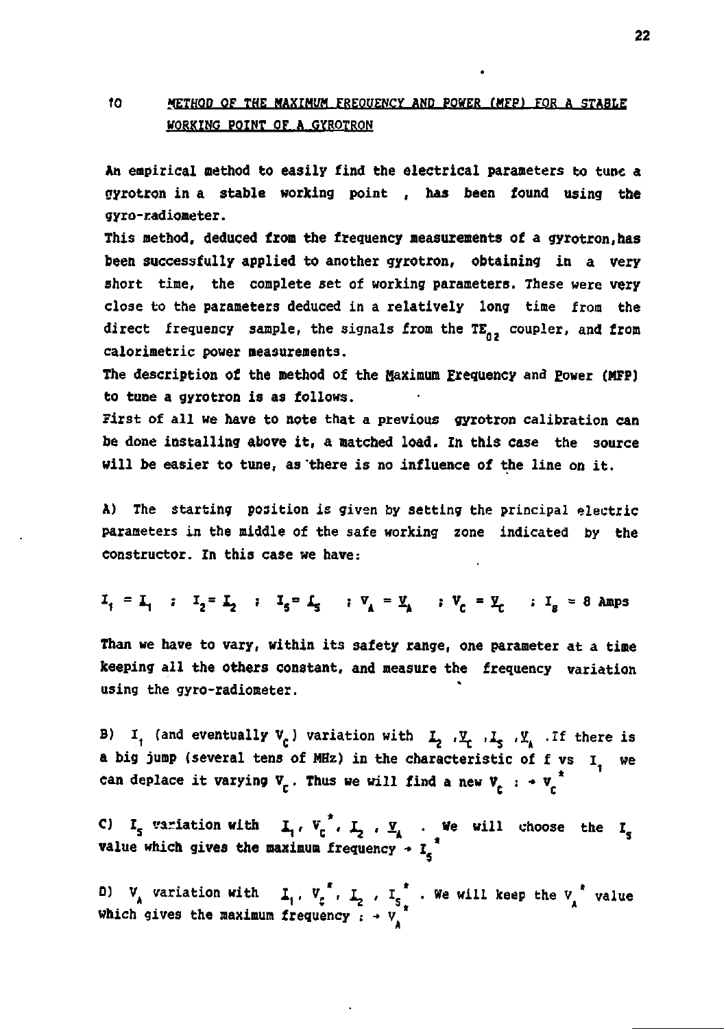## 10 METHOD OF THE MAXIMUM FREQUENCY AND POWER (MFP) FOR A STABLE WORKING POINT OF A GYROTRON

An empirical method to easily find the electrical parameters to tune a gyrotron in a stable working point , has been found using the gyro-radiometer.

This method, deduced from the frequency measurements of a gyrotron, has been successfully applied to another gyrotron, obtaining in a very short time, the complete set of working parameters. These were very close to the parameters deduced in a relatively long time from the direct frequency sample, the signals from the $TE_{02}$ coupler, and from calorimetric power measurements.

The description of the method of the Maximum Frequency and Power (MFP) to tune a gyrotron is as follows.

First of all we have to note that a previous gyrotron calibration can be done installing above it, a matched load. In this case the source will be easier to tune, as there is no influence of the line on it.

A) The starting position is given by setting the principal electric parameters in the middle of the safe working zone indicated by the constructor. In this case we have:

$I_1 = \underline{I}_1$ ; $I_2 = \underline{I}_2$ ; $I_5 = \underline{I}_5$ ; $V_A = \underline{V}_A$ ; $V_C = \underline{V}_C$ ; $I_8 = 8$ Amps

Than we have to vary, within its safety range, one parameter at a time keeping all the others constant, and measure the frequency variation using the gyro-radiometer.

B) $I_1$ (and eventually $V_C$) variation with $\underline{I}_2$, $\underline{V}_C$, $\underline{I}_5$, $\underline{V}_A$ . If there is a big jump (several tens of MHz) in the characteristic of f vs $I_1$ we can deplace it varying $V_C$. Thus we will find a new $V_C$ : $\rightarrow V_C^*$

C) $I_5$ variation with $\underline{I}_1$, $V_C^*$, $\underline{I}_2$, $\underline{V}_A$ . We will choose the $I_5$ value which gives the maximum frequency $\rightarrow I_5^*$

D) $V_A$ variation with $\underline{I}_1$, $V_C^*$, $\underline{I}_2$, $I_5^*$ . We will keep the $V_A^*$ value which gives the maximum frequency : $\rightarrow V_A^*$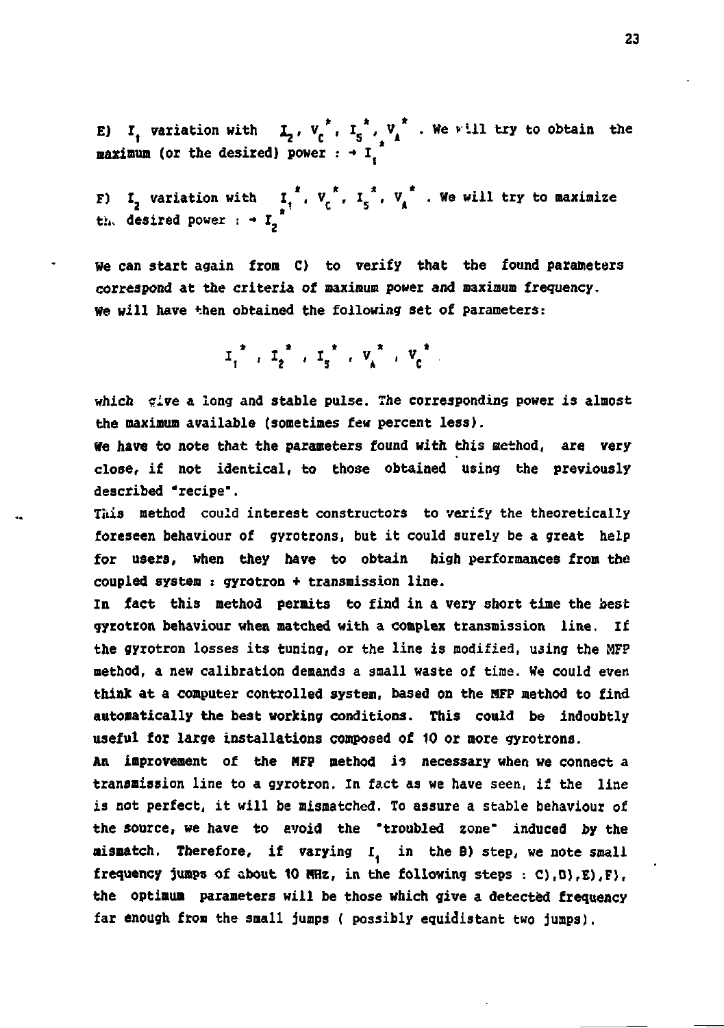E) $I_1$ variation with $I_2$, $V_C^*$, $I_5^*$, $V_A^*$ . We will try to obtain the maximum (or the desired) power : $\rightarrow I_1^*$

F) $I_2$ variation with $I_1^*$, $V_C^*$, $I_5^*$, $V_A^*$ . We will try to maximize the desired power : $\rightarrow I_2^*$

- We can start again from C) to verify that the found parameters correspond at the criteria of maximum power and maximum frequency. We will have then obtained the following set of parameters:

$$I_1^* \ , \ I_2^* \ , \ I_5^* \ , \ V_A^* \ , \ V_C^*$$

which give a long and stable pulse. The corresponding power is almost the maximum available (sometimes few percent less).

We have to note that the parameters found with this method, are very close, if not identical, to those obtained using the previously described "recipe".

This method could interest constructors to verify the theoretically foreseen behaviour of gyrotrons, but it could surely be a great help for users, when they have to obtain high performances from the coupled system : gyrotron + transmission line.

In fact this method permits to find in a very short time the best gyrotron behaviour when matched with a complex transmission line. If the gyrotron losses its tuning, or the line is modified, using the MFP method, a new calibration demands a small waste of time. We could even think at a computer controlled system, based on the MFP method to find automatically the best working conditions. This could be indoubtly useful for large installations composed of 10 or more gyrotrons.

An improvement of the MFP method is necessary when we connect a transmission line to a gyrotron. In fact as we have seen, if the line is not perfect, it will be mismatched. To assure a stable behaviour of the source, we have to avoid the "troubled zone" induced by the mismatch. Therefore, if varying $I_1$ in the B) step, we note small frequency jumps of about 10 MHz, in the following steps : C),D),E),F), the optimum parameters will be those which give a detected frequency far enough from the small jumps ( possibly equidistant two jumps).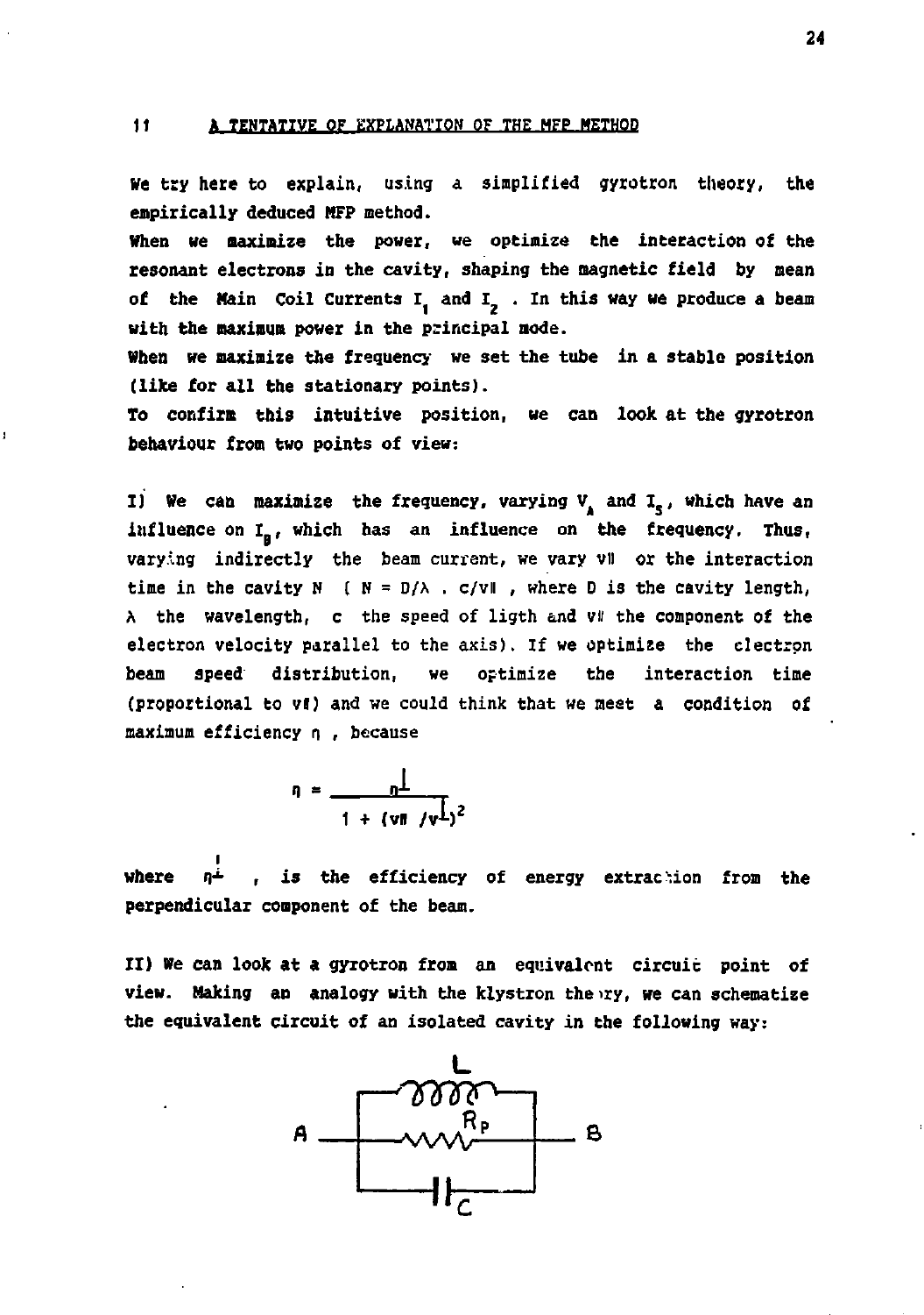## 11 A TENTATIVE OF EXPLANATION OF THE MFP METHOD

We try here to explain, using a simplified gyrotron theory, the empirically deduced MFP method.

When we maximize the power, we optimize the interaction of the resonant electrons in the cavity, shaping the magnetic field by mean of the Main Coil Currents $I_1$ and $I_2$. In this way we produce a beam with the maximum power in the principal mode.

When we maximize the frequency we set the tube in a stable position (like for all the stationary points).

To confirm this intuitive position, we can look at the gyrotron behaviour from two points of view:

I) We can maximize the frequency, varying $V_A$ and $I_S$, which have an influence on $I_B$, which has an influence on the frequency. Thus, varying indirectly the beam current, we vary $v_{\parallel}$ or the interaction time in the cavity N ( $N = D/\lambda \cdot c/v_{\parallel}$ , where D is the cavity length, $\lambda$ the wavelength, c the speed of ligth and $v_{\parallel}$ the component of the electron velocity parallel to the axis). If we optimize the electron beam speed distribution, we optimize the interaction time (proportional to $v_{\parallel}$) and we could think that we meet a condition of maximum efficiency $\eta$ , because

$$\eta = \frac{\eta^{\perp}}{1 + (v_{\parallel} / v^{\perp})^2}$$

where $\eta^{\perp}$ , is the efficiency of energy extraction from the perpendicular component of the beam.

II) We can look at a gyrotron from an equivalent circuit point of view. Making an analogy with the klystron theory, we can schematize the equivalent circuit of an isolated cavity in the following way: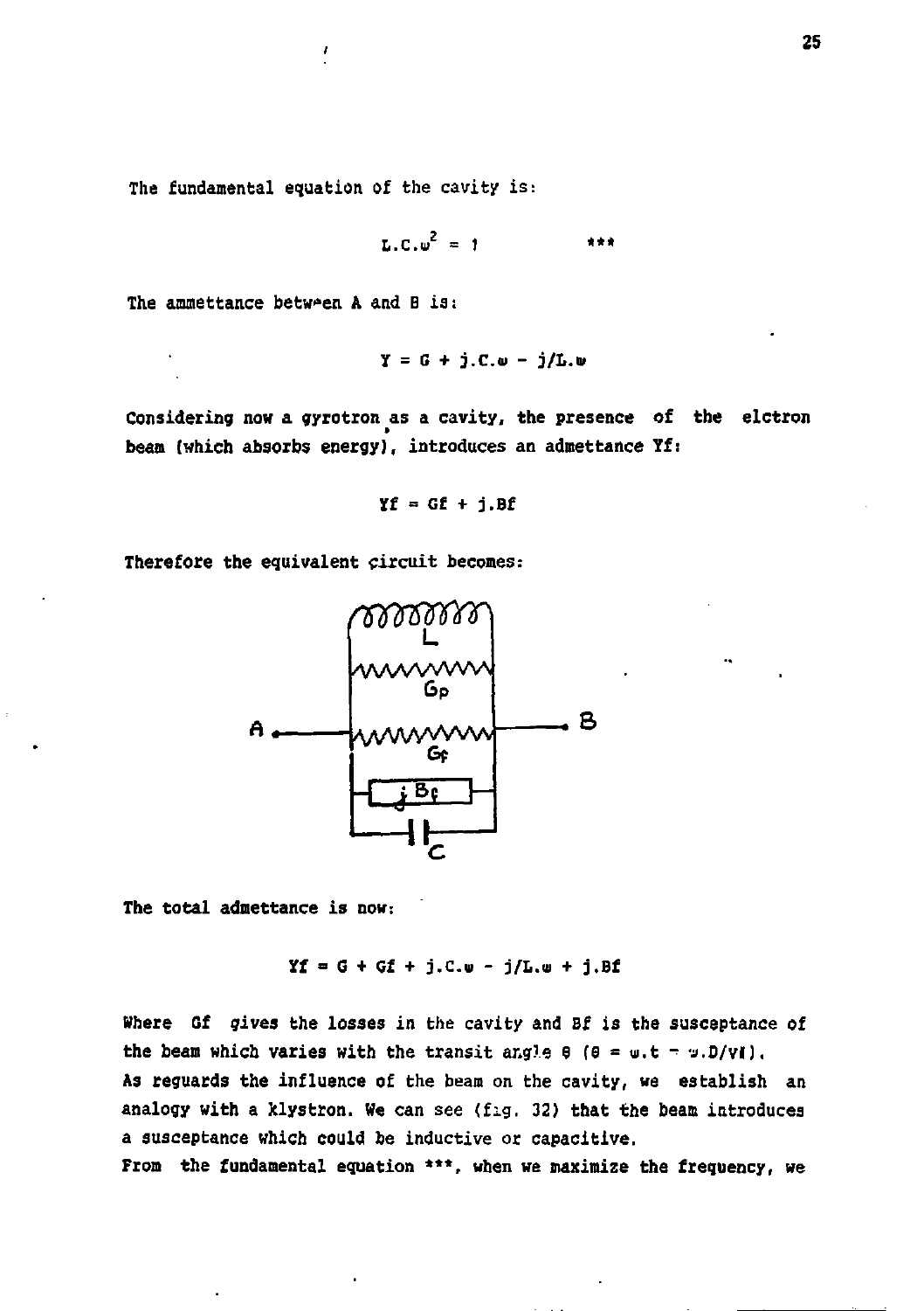The fundamental equation of the cavity is:

$$L.C.\omega^2 = 1 \qquad ***$$

The ammettance betw*en A and B is:

$$Y = G + j.C.\omega - j/L.\omega$$

Considering now a gyrotron as a cavity, the presence of the elctron beam (which absorbs energy), introduces an admettance Yf:

$$Yf = Gf + j.Bf$$

Therefore the equivalent circuit becomes:

The total admettance is now:

$$Yf = G + Gf + j.C.\omega - j/L.\omega + j.Bf$$

Where Gf gives the losses in the cavity and Bf is the susceptance of the beam which varies with the transit angle θ ($\theta = \omega.t = \omega.D/v\parallel$).
As reguards the influence of the beam on the cavity, we establish an analogy with a klystron. We can see (fig. 32) that the beam introduces a susceptance which could be inductive or capacitive.
From the fundamental equation ***, when we maximize the frequency, we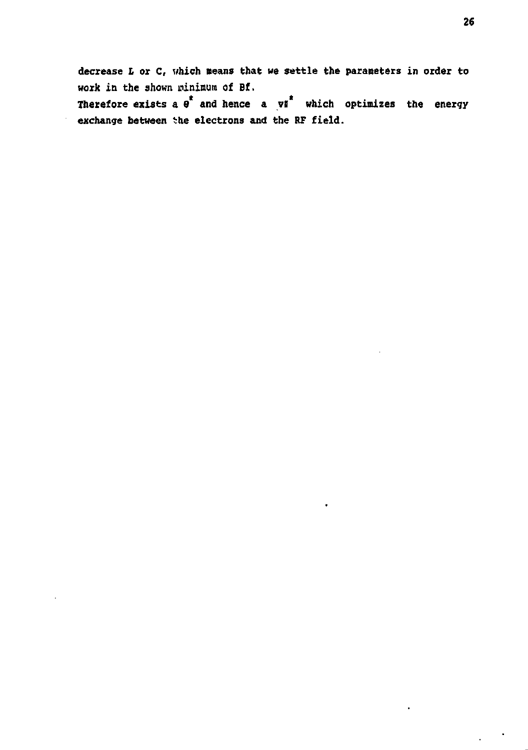decrease L or C, which means that we settle the parameters in order to work in the shown minimum of Bf.
Therefore exists a $\theta^*$ and hence a $v_\parallel^*$ which optimizes the energy exchange between the electrons and the RF field.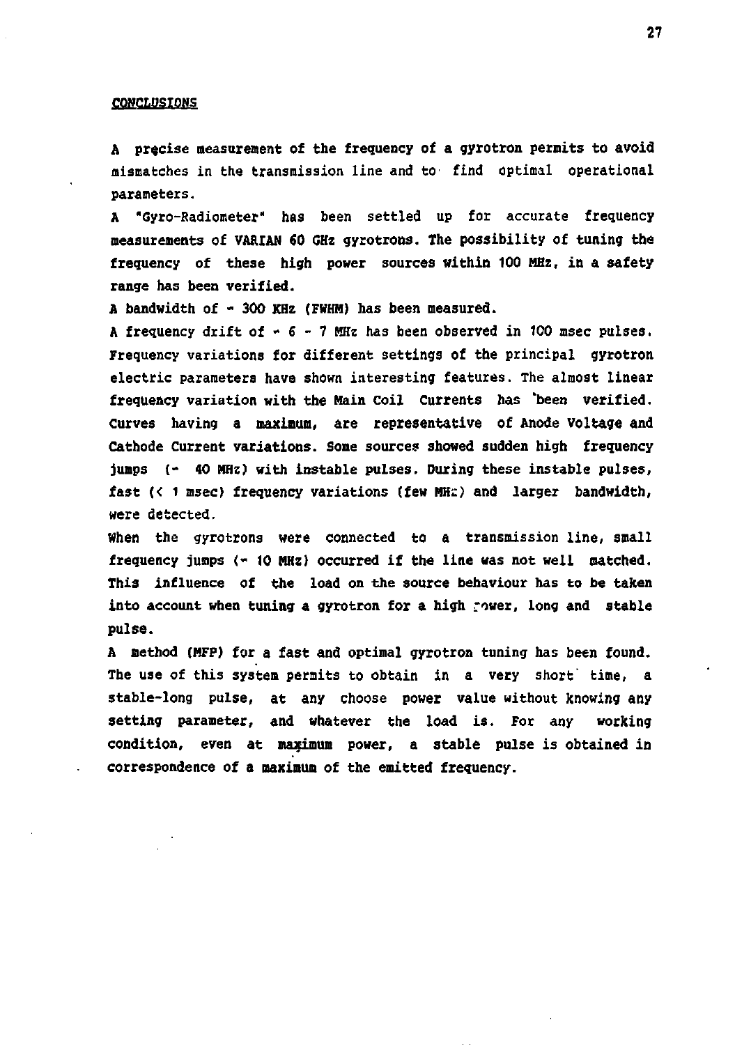## CONCLUSIONS

A precise measurement of the frequency of a gyrotron permits to avoid mismatches in the transmission line and to find optimal operational parameters.

A "Gyro-Radiometer" has been settled up for accurate frequency measurements of VARIAN 60 GHz gyrotrons. The possibility of tuning the frequency of these high power sources within 100 MHz, in a safety range has been verified.

A bandwidth of ~ 300 KHz (FWHM) has been measured.

A frequency drift of ~ 6 - 7 MHz has been observed in 100 msec pulses. Frequency variations for different settings of the principal gyrotron electric parameters have shown interesting features. The almost linear frequency variation with the Main Coil Currents has been verified. Curves having a maximum, are representative of Anode Voltage and Cathode Current variations. Some sources showed sudden high frequency jumps (~ 40 MHz) with instable pulses. During these instable pulses, fast (< 1 msec) frequency variations (few MHz) and larger bandwidth, were detected.

When the gyrotrons were connected to a transmission line, small frequency jumps (~ 10 MHz) occurred if the line was not well matched. This influence of the load on the source behaviour has to be taken into account when tuning a gyrotron for a high power, long and stable pulse.

A method (MFP) for a fast and optimal gyrotron tuning has been found. The use of this system permits to obtain in a very short time, a stable-long pulse, at any choose power value without knowing any setting parameter, and whatever the load is. For any working condition, even at maximum power, a stable pulse is obtained in correspondence of a maximum of the emitted frequency.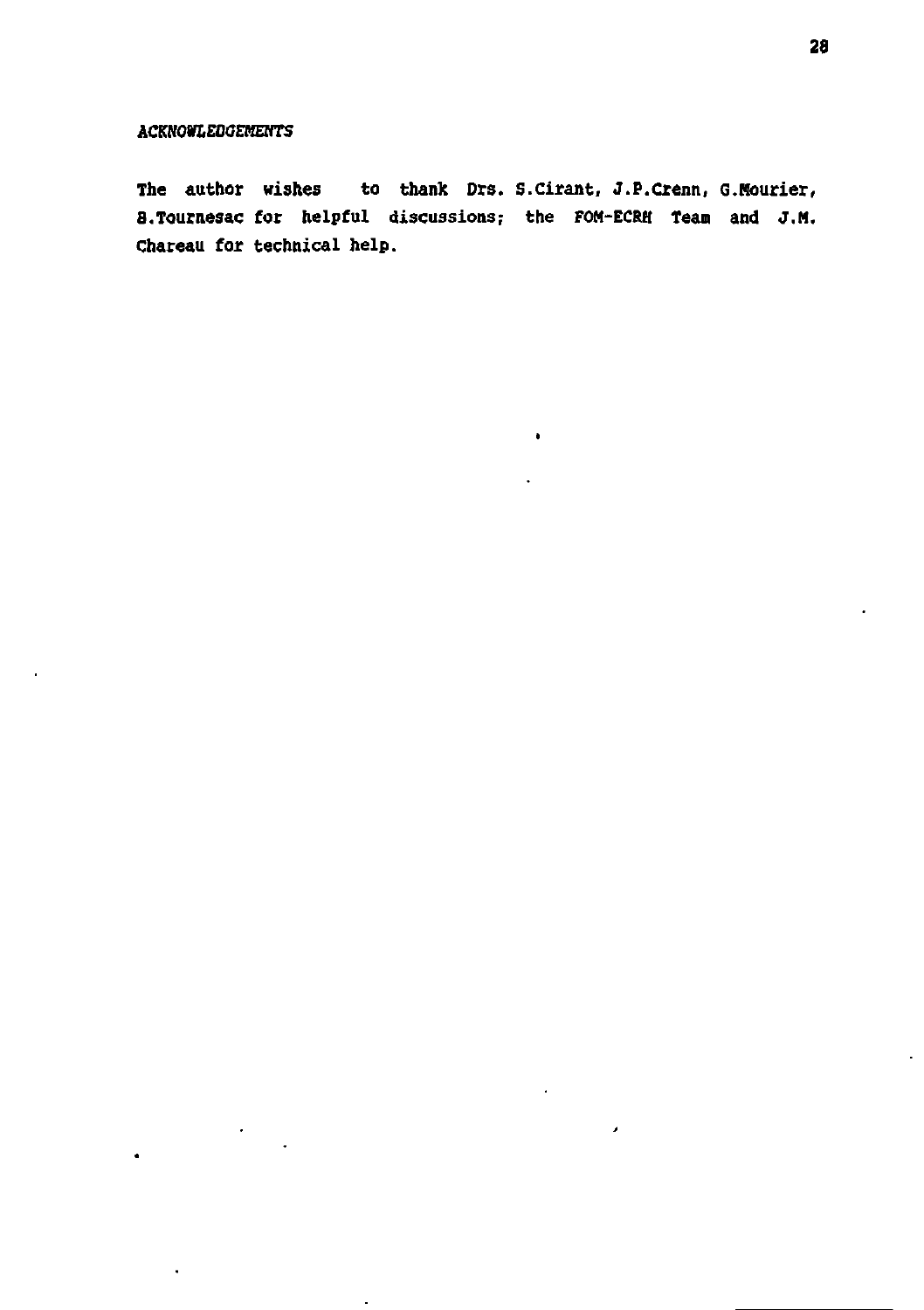*ACKNOWLEDGEMENTS*

The author wishes to thank Drs. S.Cirant, J.P.Crenn, G.Mourier, B.Tournesac for helpful discussions; the FOM-ECRH Team and J.M. Chareau for technical help.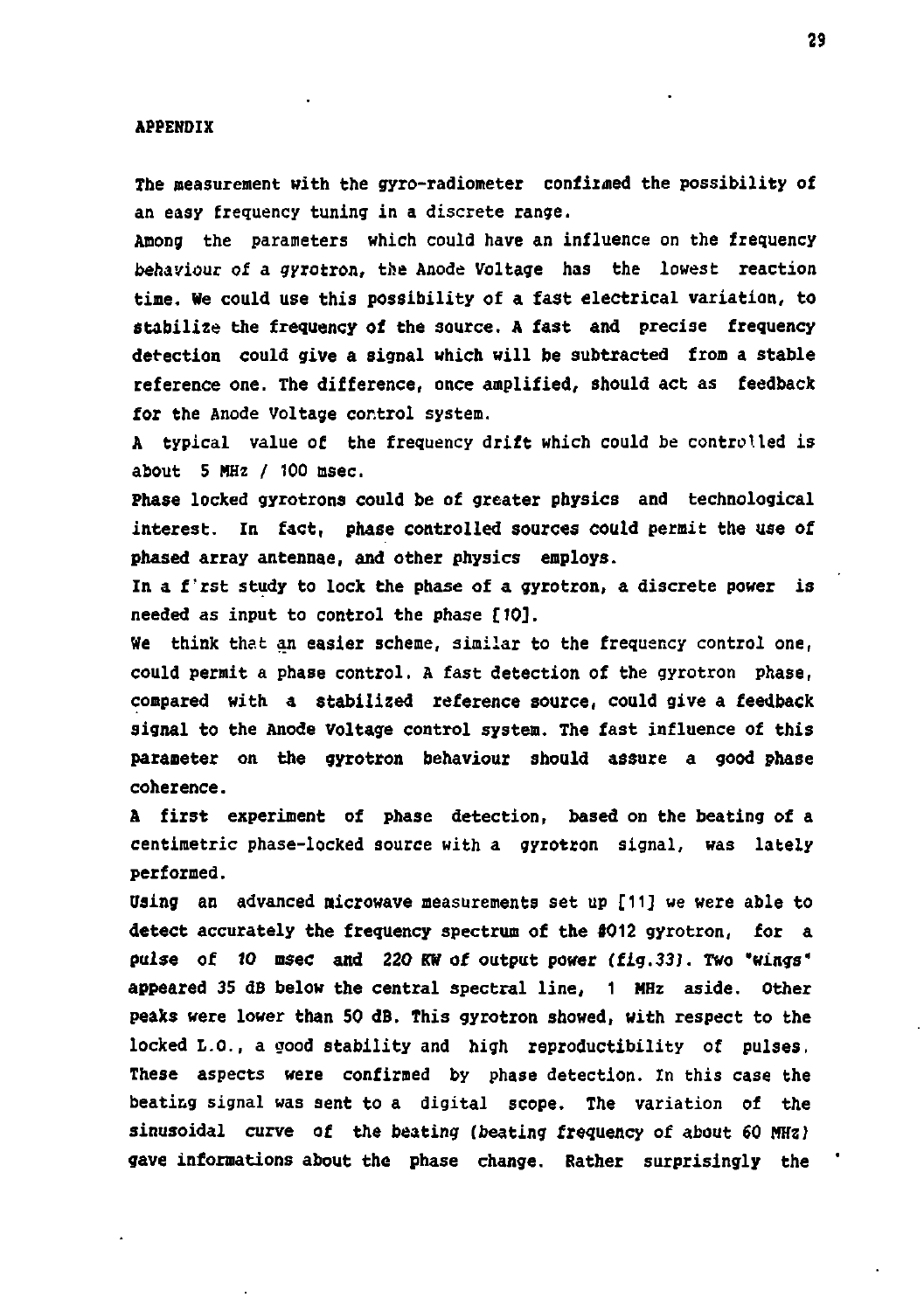## APPENDIX

The measurement with the gyro-radiometer confirmed the possibility of an easy frequency tuning in a discrete range.

Among the parameters which could have an influence on the frequency behaviour of a gyrotron, the Anode Voltage has the lowest reaction time. We could use this possibility of a fast electrical variation, to stabilize the frequency of the source. A fast and precise frequency detection could give a signal which will be subtracted from a stable reference one. The difference, once amplified, should act as feedback for the Anode Voltage control system.

A typical value of the frequency drift which could be controlled is about 5 MHz / 100 msec.

Phase locked gyrotrons could be of greater physics and technological interest. In fact, phase controlled sources could permit the use of phased array antennae, and other physics employs.

In a f'rst study to lock the phase of a gyrotron, a discrete power is needed as input to control the phase [10].

We think that an easier scheme, similar to the frequency control one, could permit a phase control. A fast detection of the gyrotron phase, compared with a stabilized reference source, could give a feedback signal to the Anode Voltage control system. The fast influence of this parameter on the gyrotron behaviour should assure a good phase coherence.

A first experiment of phase detection, based on the beating of a centimetric phase-locked source with a gyrotron signal, was lately performed.

Using an advanced microwave measurements set up [11] we were able to detect accurately the frequency spectrum of the #012 gyrotron, for a pulse of 10 msec and 220 KW of output power (fig.33). Two "wings" appeared 35 dB below the central spectral line, 1 MHz aside. Other peaks were lower than 50 dB. This gyrotron showed, with respect to the locked L.O., a good stability and high reproductibility of pulses. These aspects were confirmed by phase detection. In this case the beating signal was sent to a digital scope. The variation of the sinusoidal curve of the beating (beating frequency of about 60 MHz) gave informations about the phase change. Rather surprisingly the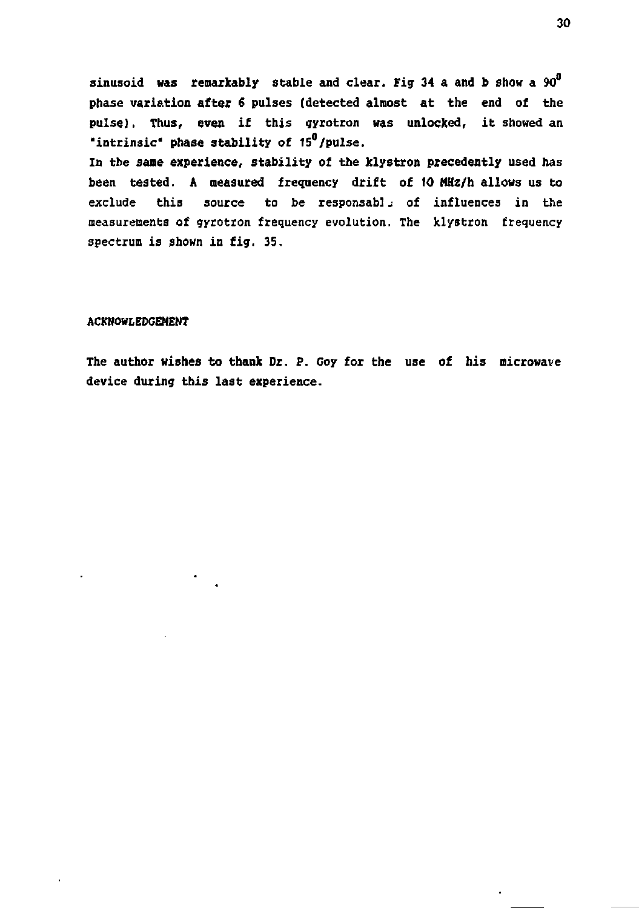sinusoid was remarkably stable and clear. Fig 34 a and b show a $90^0$ phase variation after 6 pulses (detected almost at the end of the pulse). Thus, even if this gyrotron was unlocked, it showed an "intrinsic" phase stability of $15^0$/pulse.

In the same experience, stability of the klystron precedently used has been tested. A measured frequency drift of 10 MHz/h allows us to exclude this source to be responsabl of influences in the measurements of gyrotron frequency evolution. The klystron frequency spectrum is shown in fig. 35.

#### ACKNOWLEDGEMENT

The author wishes to thank Dr. P. Goy for the use of his microwave device during this last experience.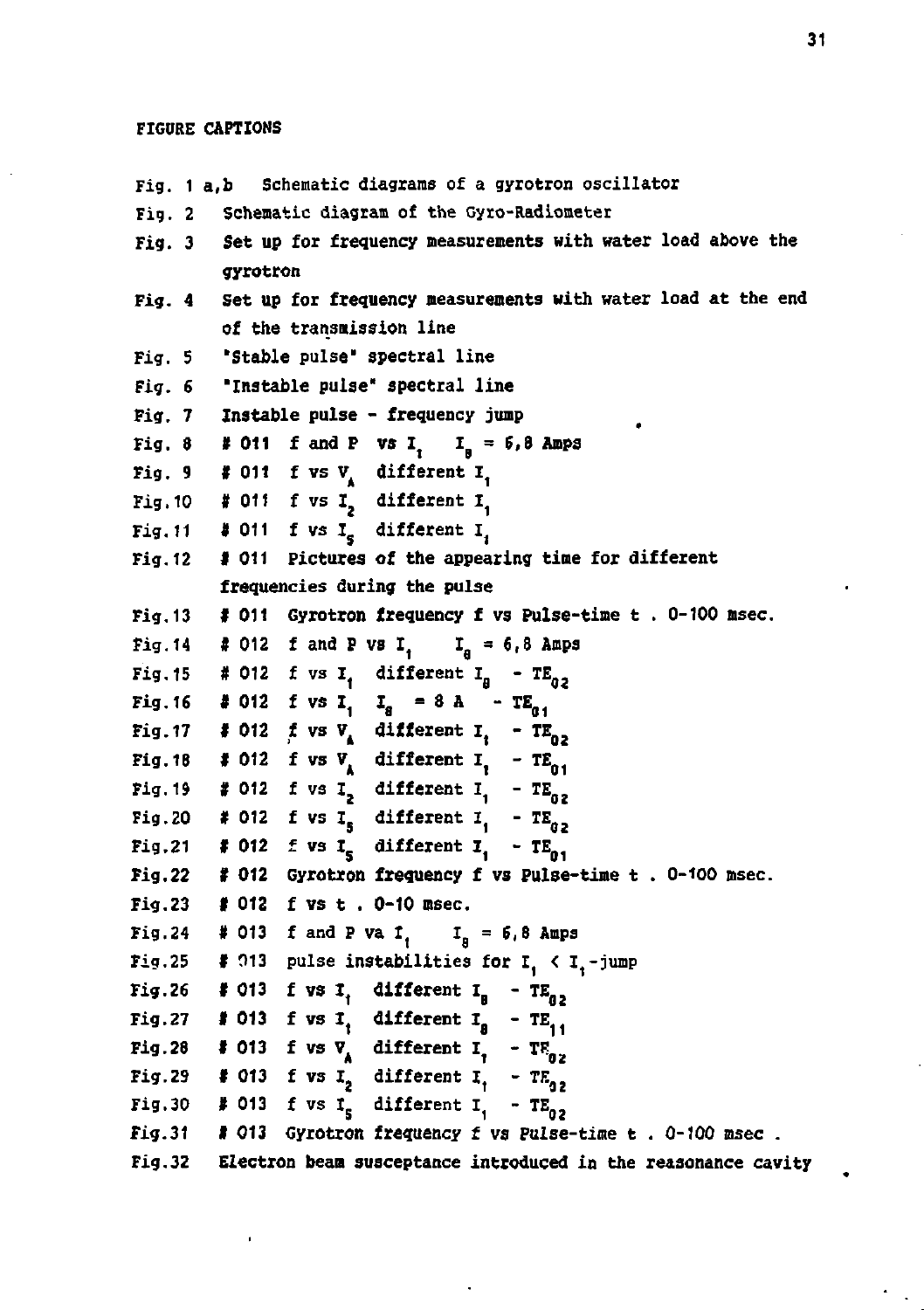# FIGURE CAPTIONS

- Fig. 1 a,b Schematic diagrams of a gyrotron oscillator
- Fig. 2 Schematic diagram of the Gyro-Radiometer
- Fig. 3 Set up for frequency measurements with water load above the gyrotron
- Fig. 4 Set up for frequency measurements with water load at the end of the transmission line
- Fig. 5 'Stable pulse' spectral line
- Fig. 6 "Instable pulse" spectral line
- Fig. 7 Instable pulse - frequency jump
- Fig. 8 # 011 f and P vs $I_1$ $I_8$ = 6,8 Amps
- Fig. 9 # 011 f vs $V_A$ different $I_1$
- Fig.10 # 011 f vs $I_2$ different $I_1$
- Fig.11 # 011 f vs $I_5$ different $I_1$
- Fig.12 # 011 Pictures of the appearing time for different frequencies during the pulse
- Fig.13 # 011 Gyrotron frequency f vs Pulse-time t . 0-100 msec.
- Fig.14 # 012 f and P vs $I_1$ $I_8$ = 6,8 Amps
- Fig.15 # 012 f vs $I_1$ different $I_8$ - $TE_{02}$
- Fig.16 # 012 f vs $I_1$ $I_8$ = 8 A - $TE_{01}$
- Fig.17 # 012 f vs $V_A$ different $I_1$ - $TE_{02}$
- Fig.18 # 012 f vs $V_A$ different $I_1$ - $TE_{01}$
- Fig.19 # 012 f vs $I_2$ different $I_1$ - $TE_{02}$
- Fig.20 # 012 f vs $I_5$ different $I_1$ - $TE_{02}$
- Fig.21 # 012 f vs $I_5$ different $I_1$ - $TE_{01}$
- Fig.22 # 012 Gyrotron frequency f vs Pulse-time t . 0-100 msec.
- Fig.23 # 012 f vs t . 0-10 msec.
- Fig.24 # 013 f and P va $I_1$ $I_8$ = 6,8 Amps
- Fig.25 # 013 pulse instabilities for $I_1 < I_1$-jump
- Fig.26 # 013 f vs $I_1$ different $I_8$ - $TE_{02}$
- Fig.27 # 013 f vs $I_1$ different $I_8$ - $TE_{11}$
- Fig.28 # 013 f vs $V_A$ different $I_1$ - $TE_{02}$
- Fig.29 # 013 f vs $I_2$ different $I_1$ - $TE_{02}$
- Fig.30 # 013 f vs $I_5$ different $I_1$ - $TE_{02}$
- Fig.31 # 013 Gyrotron frequency f vs Pulse-time t . 0-100 msec .
- Fig.32 Electron beam susceptance introduced in the reasonance cavity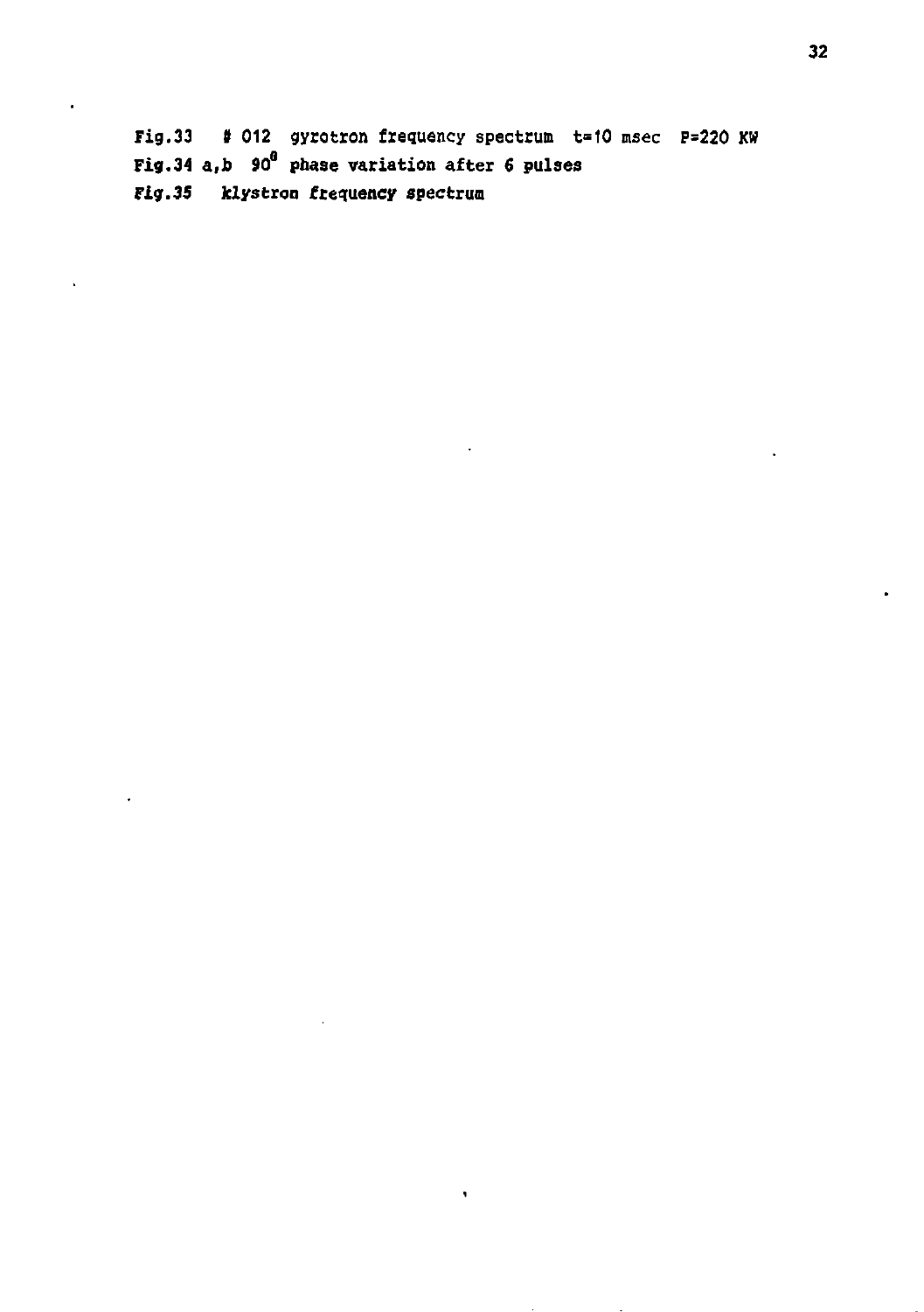Fig.33 # 012 gyrotron frequency spectrum t=10 msec P=220 KW

Fig.34 a,b $90^0$ phase variation after 6 pulses

Fig.35 klystron frequency spectrum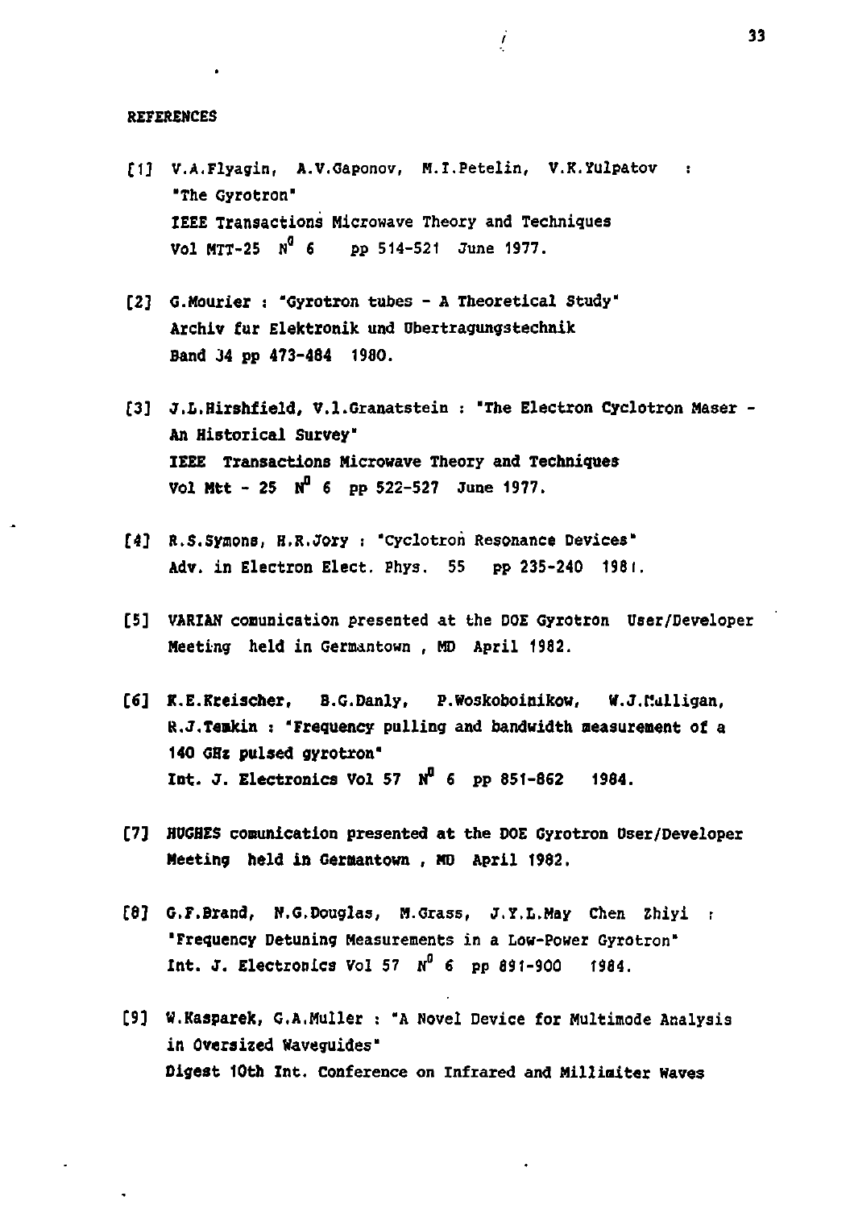REFERENCES

[1] V.A.Flyagin, A.V.Gaponov, M.I.Petelin, V.K.Yulpatov : "The Gyrotron" IEEE Transactions Microwave Theory and Techniques Vol MTT-25 N$^0$ 6 pp 514-521 June 1977.

[2] G.Mourier : "Gyrotron tubes - A Theoretical Study" Archiv fur Elektronik und Ubertragungstechnik Band 34 pp 473-484 1980.

[3] J.L.Hirshfield, V.1.Granatstein : "The Electron Cyclotron Maser - An Historical Survey" IEEE Transactions Microwave Theory and Techniques Vol Mtt - 25 N$^0$ 6 pp 522-527 June 1977.

[4] R.S.Symons, H.R.Jory : "Cyclotron Resonance Devices" Adv. in Electron Elect. Phys. 55 pp 235-240 1981.

[5] VARIAN comunication presented at the DOE Gyrotron User/Developer Meeting held in Germantown , MD April 1982.

[6] K.E.Kreischer, B.G.Danly, P.Woskoboinikow, W.J.Mulligan, R.J.Temkin : "Frequency pulling and bandwidth measurement of a 140 GHz pulsed gyrotron" Int. J. Electronics Vol 57 N$^0$ 6 pp 851-862 1984.

[7] HUGHES comunication presented at the DOE Gyrotron User/Developer Meeting held in Germantown , MD April 1982.

[8] G.F.Brand, N.G.Douglas, M.Grass, J.Y.L.May Chen Zhiyi : "Frequency Detuning Measurements in a Low-Power Gyrotron" Int. J. Electronics Vol 57 N$^0$ 6 pp 891-900 1984.

[9] W.Kasparek, G.A.Muller : "A Novel Device for Multimode Analysis in Oversized Waveguides" Digest 10th Int. Conference on Infrared and Millimiter Waves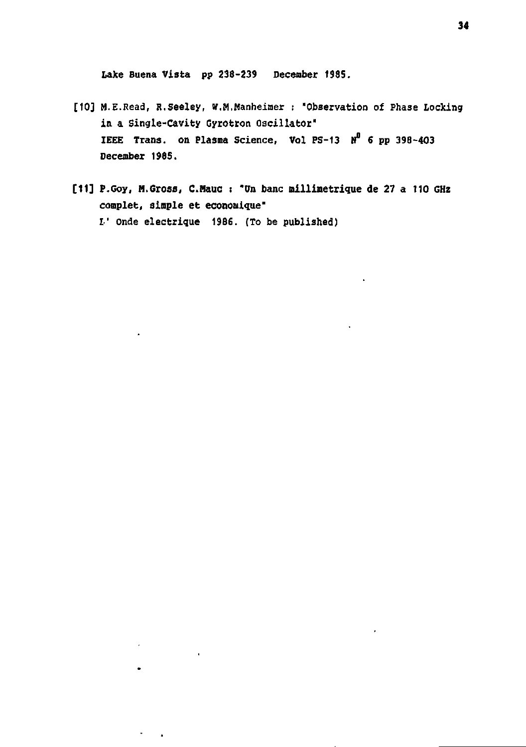Lake Buena Vista pp 238-239 December 1985.

[10] M.E.Read, R.Seeley, W.M.Manheimer : "Observation of Phase Locking in a Single-Cavity Gyrotron Oscillator"
IEEE Trans. on Plasma Science, Vol PS-13 N$^0$ 6 pp 398-403
December 1985.

[11] P.Goy, M.Gross, C.Mauc : "Un banc millimetrique de 27 a 110 GHz complet, simple et economique"
L' Onde electrique 1986. (To be published)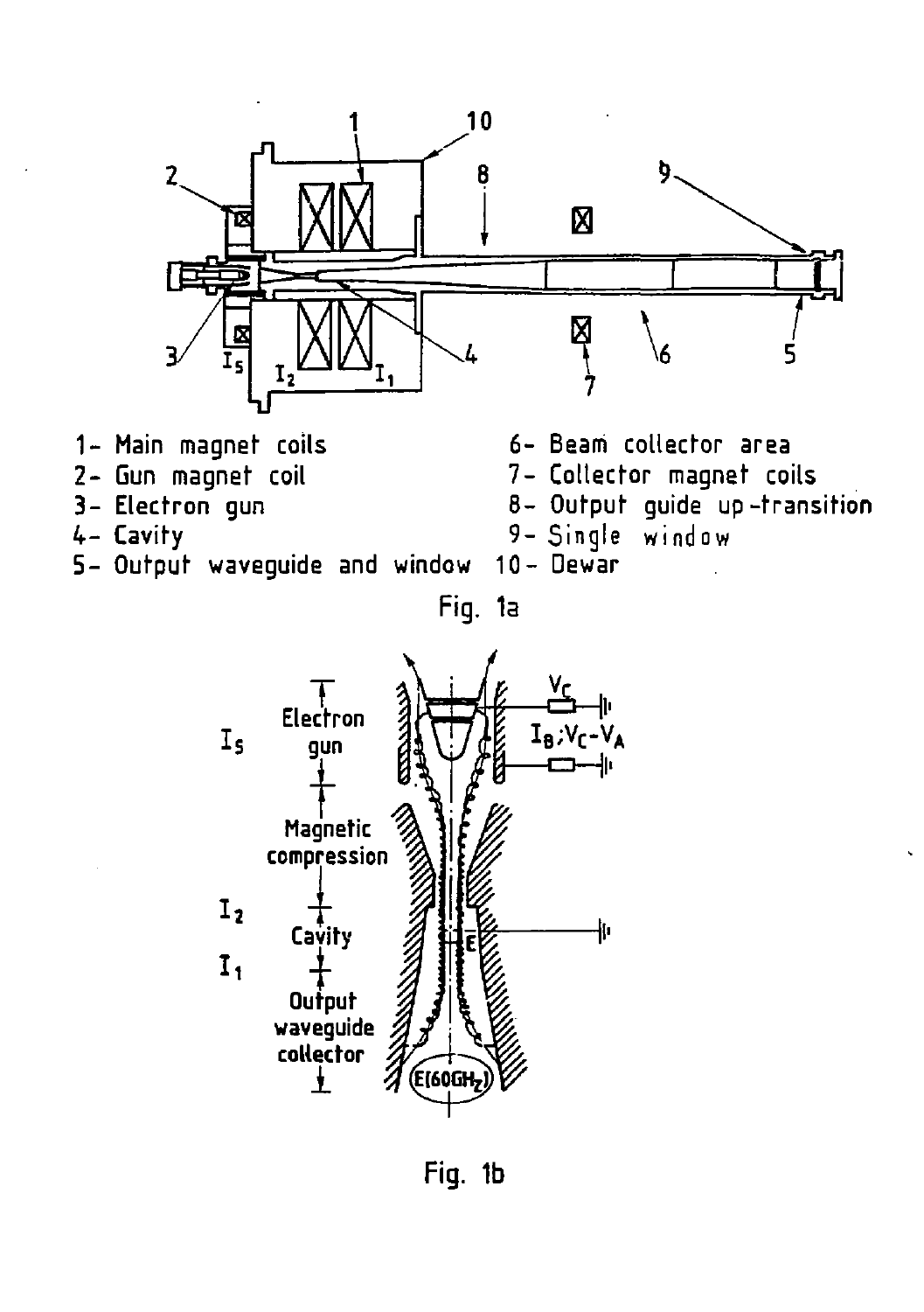1- Main magnet coils
2- Gun magnet coil
3- Electron gun
4- Cavity
5- Output waveguide and window
6- Beam collector area
7- Collector magnet coils
8- Output guide up-transition
9- Single window
10- Dewar

Fig. 1a

Fig. 1b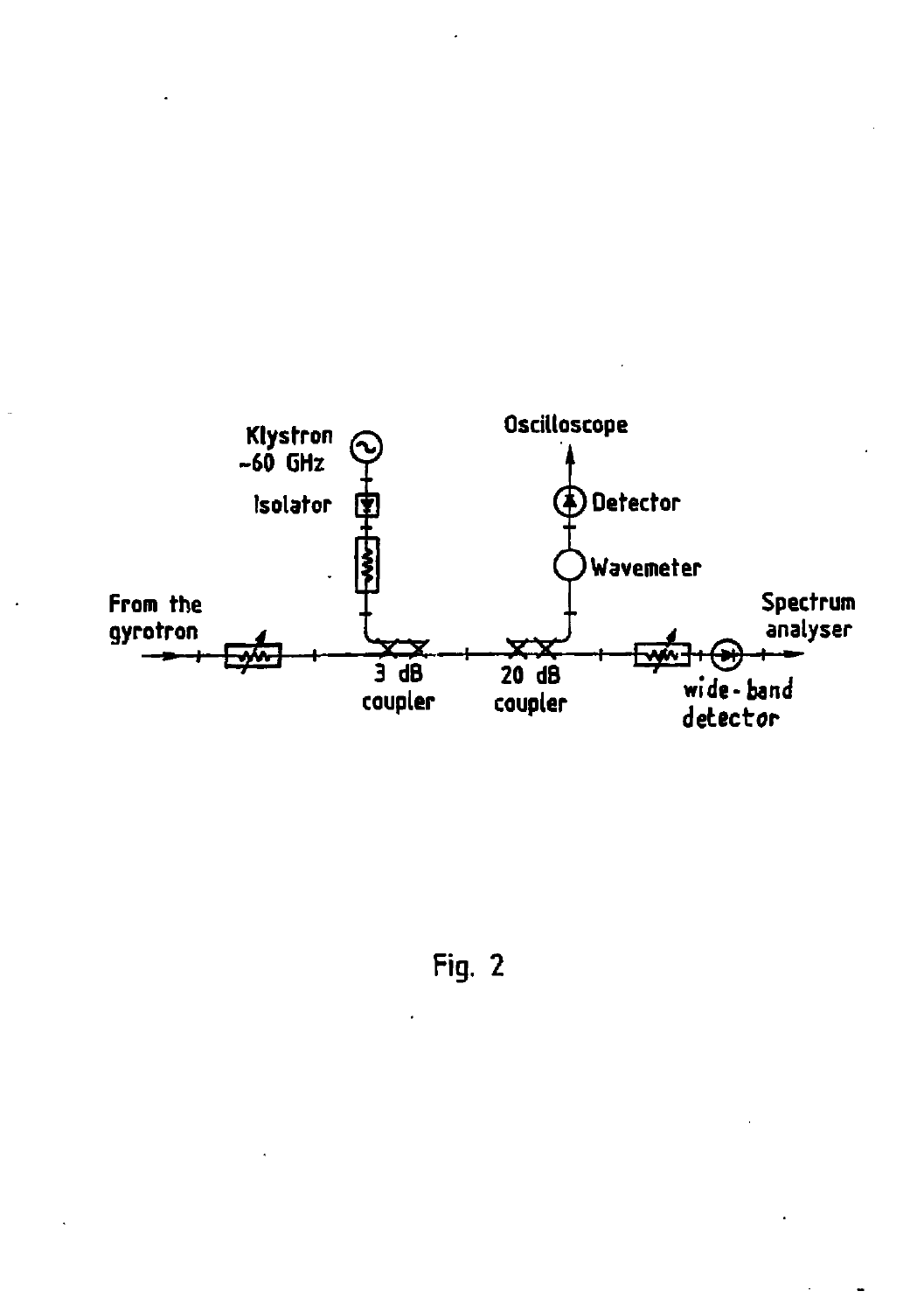Fig. 2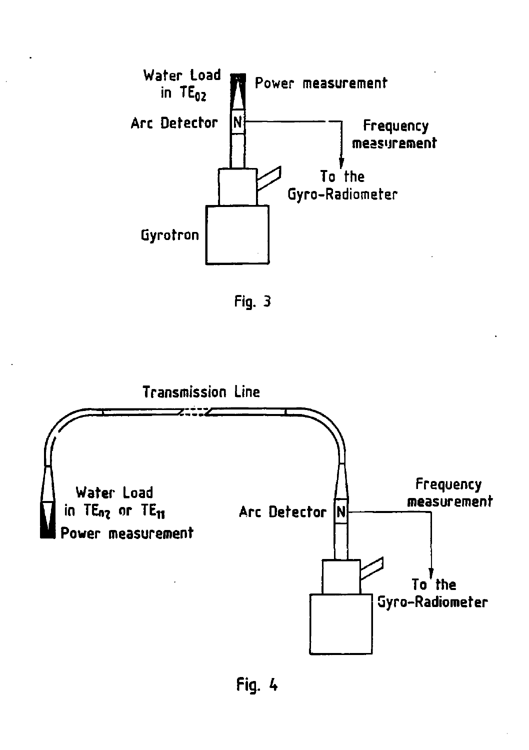Water Load in $TE_{02}$

Power measurement

Arc Detector

N

Frequency measurement

To the Gyro-Radiometer

Gyrotron

Fig. 3

Transmission Line

Water Load in $TE_{n2}$ or $TE_{11}$

Power measurement

Arc Detector

N

Frequency measurement

To the Gyro-Radiometer

Fig. 4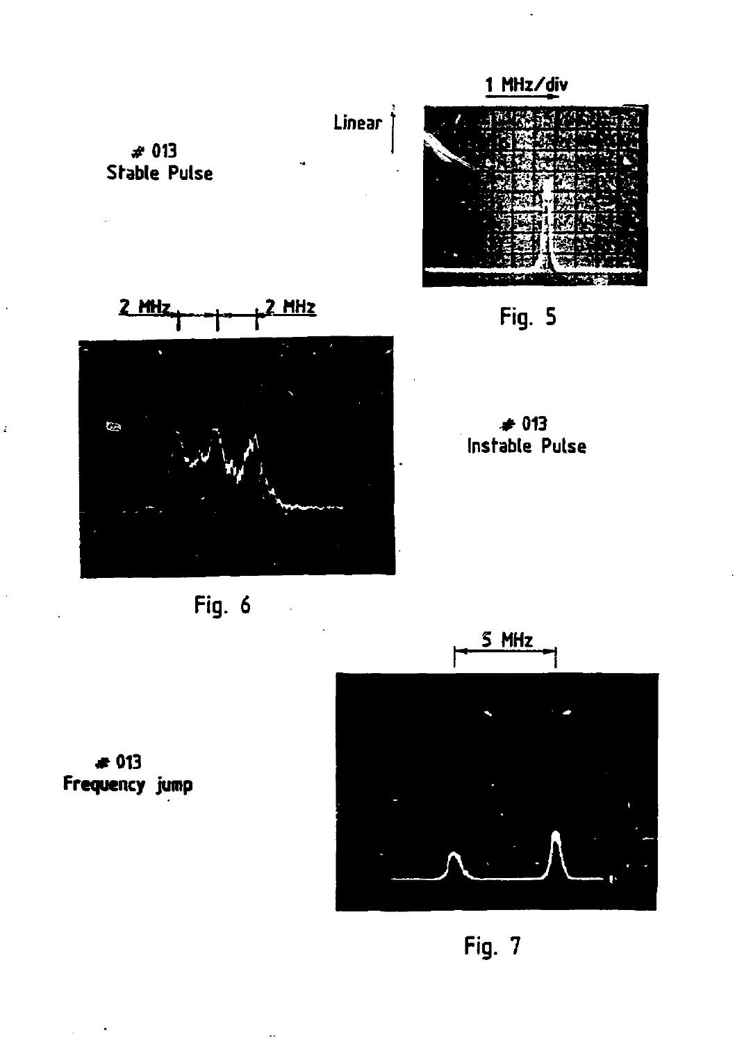# 013
Stable Pulse

Linear

1 MHz/div

Fig. 5

2 MHz 2 MHz

# 013
Instable Pulse

Fig. 6

# 013
Frequency jump

5 MHz

Fig. 7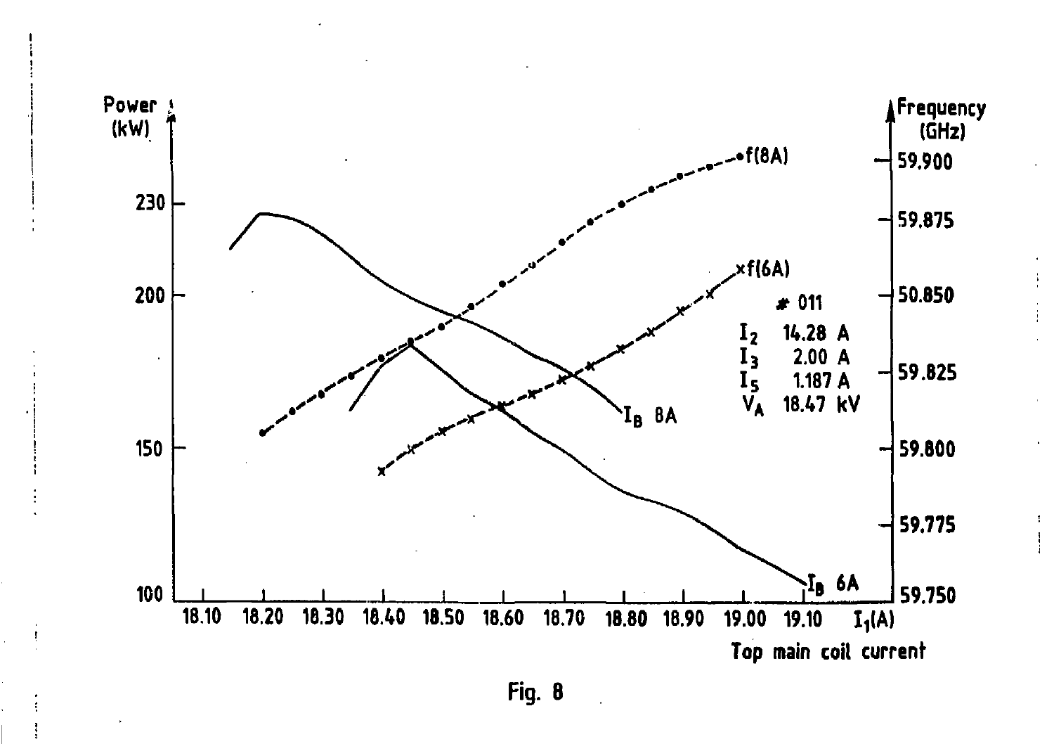Power (kW)

Frequency (GHz)

f(8A)

f(6A)

# 011

$I_2$ 14.28 A

$I_3$ 2.00 A

$I_5$ 1.187 A

$V_A$ 18.47 kV

$I_B$ 8A

$I_B$ 6A

$I_1$(A)

Top main coil current

Fig. 8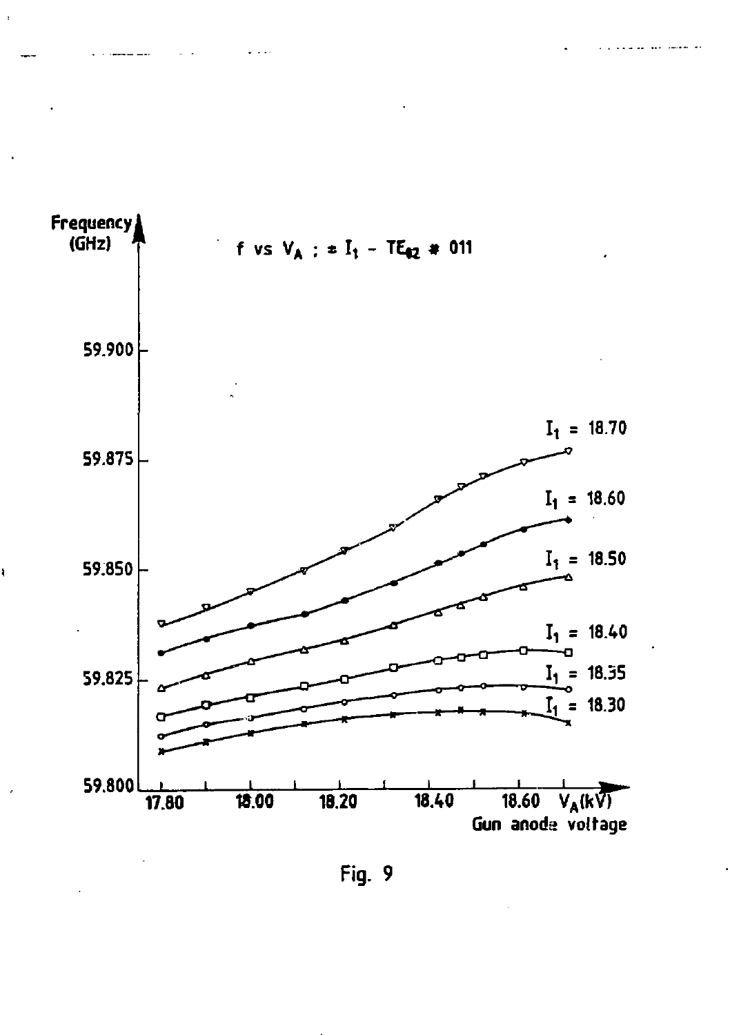f vs $V_A$ ; $\neq I_1$ – $TE_{02}$ # 011

Frequency (GHz)

59.900

59.875

59.850

59.825

59.800

$I_1$ = 18.70

$I_1$ = 18.60

$I_1$ = 18.50

$I_1$ = 18.40

$I_1$ = 18.35

$I_1$ = 18.30

17.80 18.00 18.20 18.40 18.60 $V_A$(kV)

Gun anode voltage

Fig. 9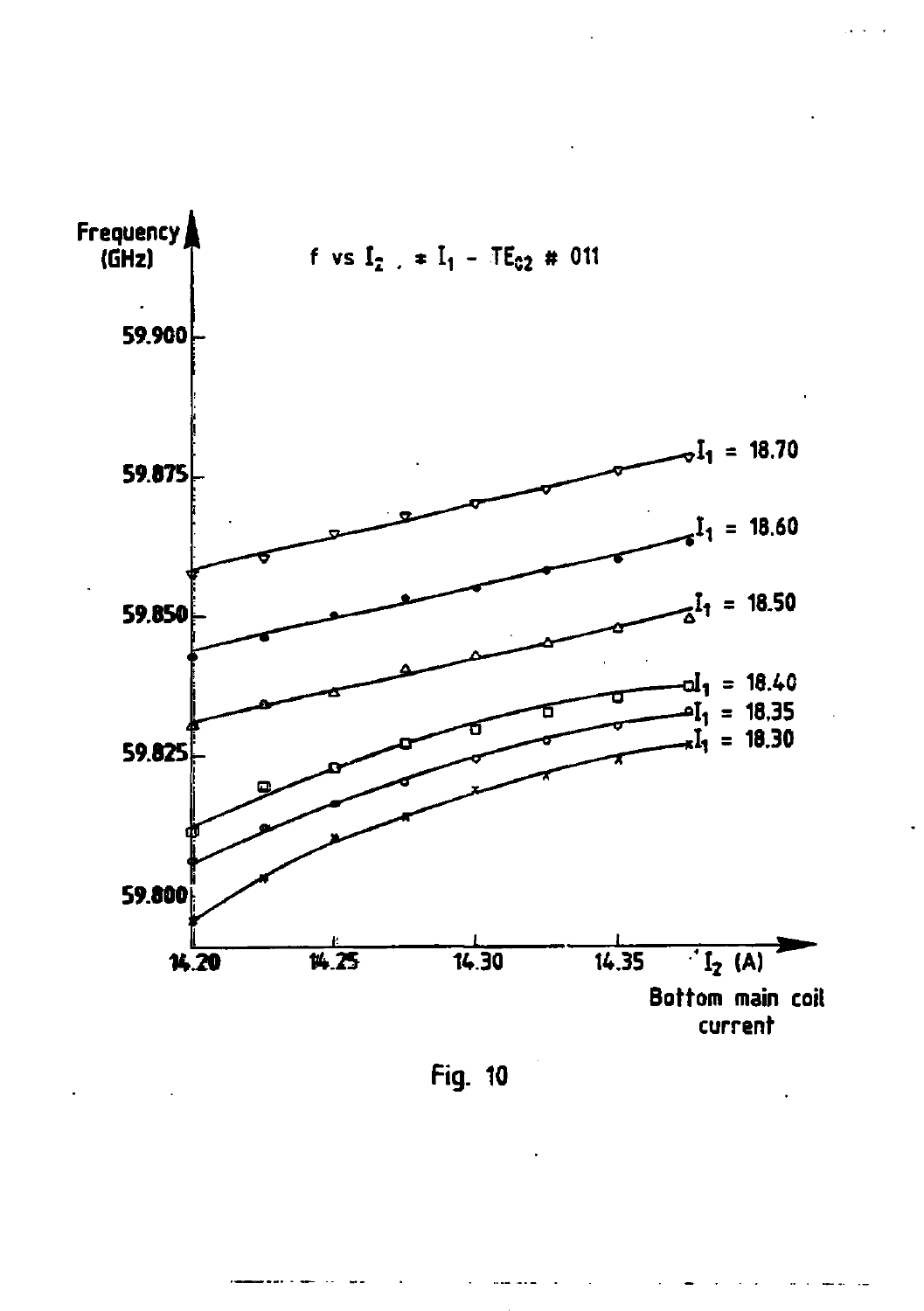Fig. 10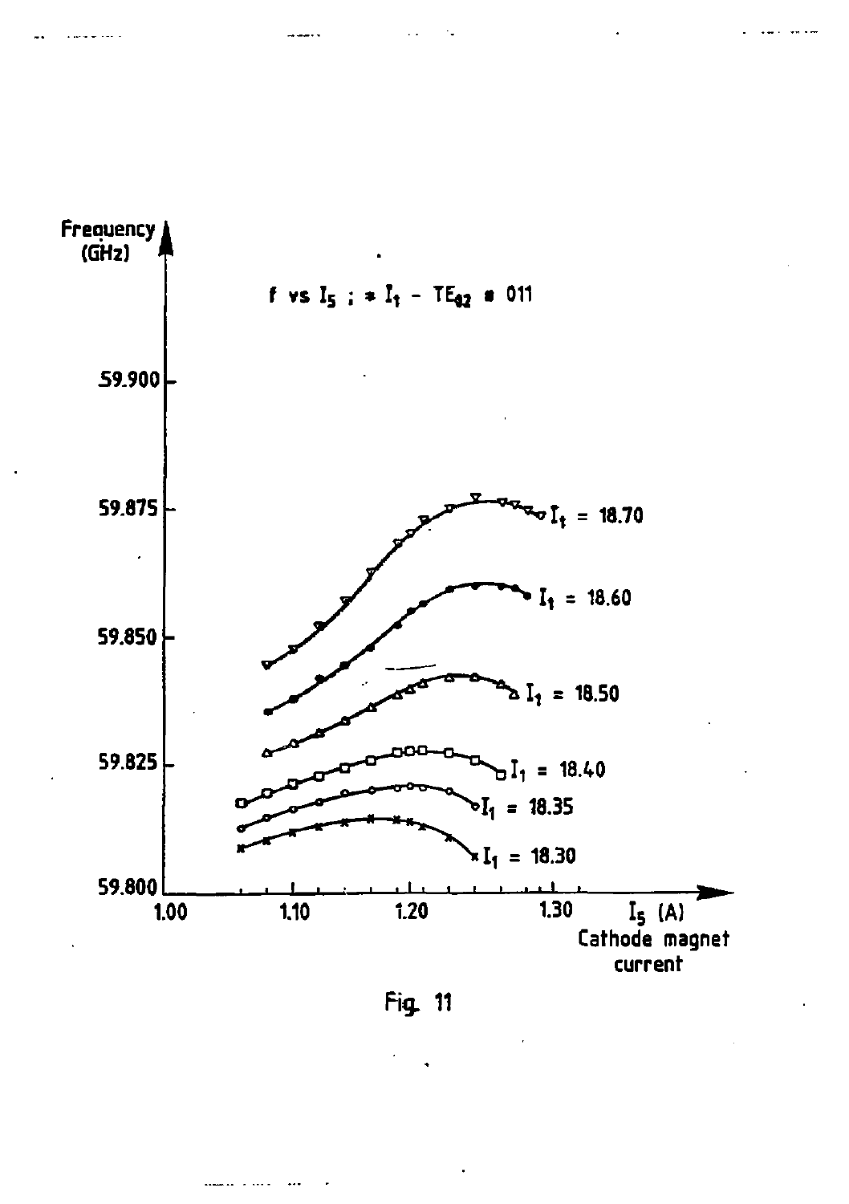Fig. 11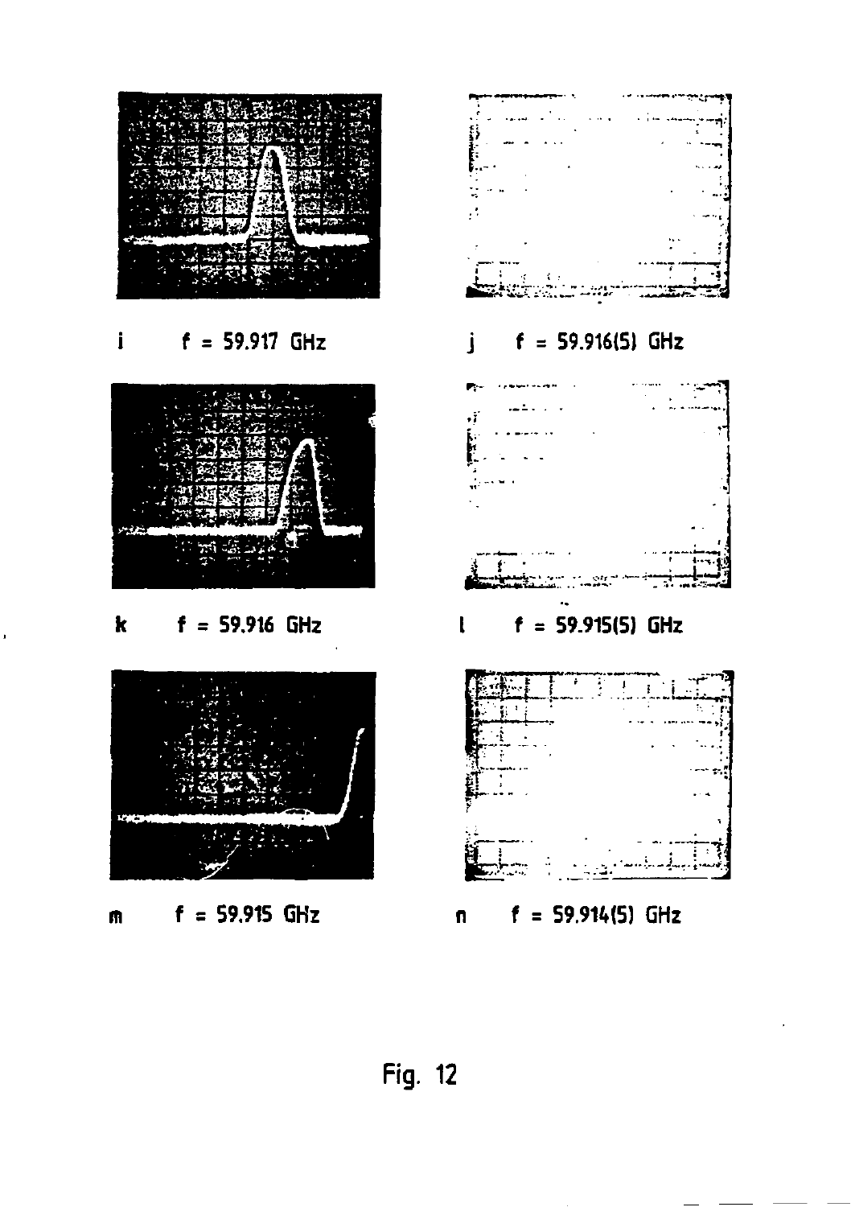i f = 59.917 GHz

j f = 59.916(5) GHz

k f = 59.916 GHz

l f = 59.915(5) GHz

m f = 59.915 GHz

n f = 59.914(5) GHz

Fig. 12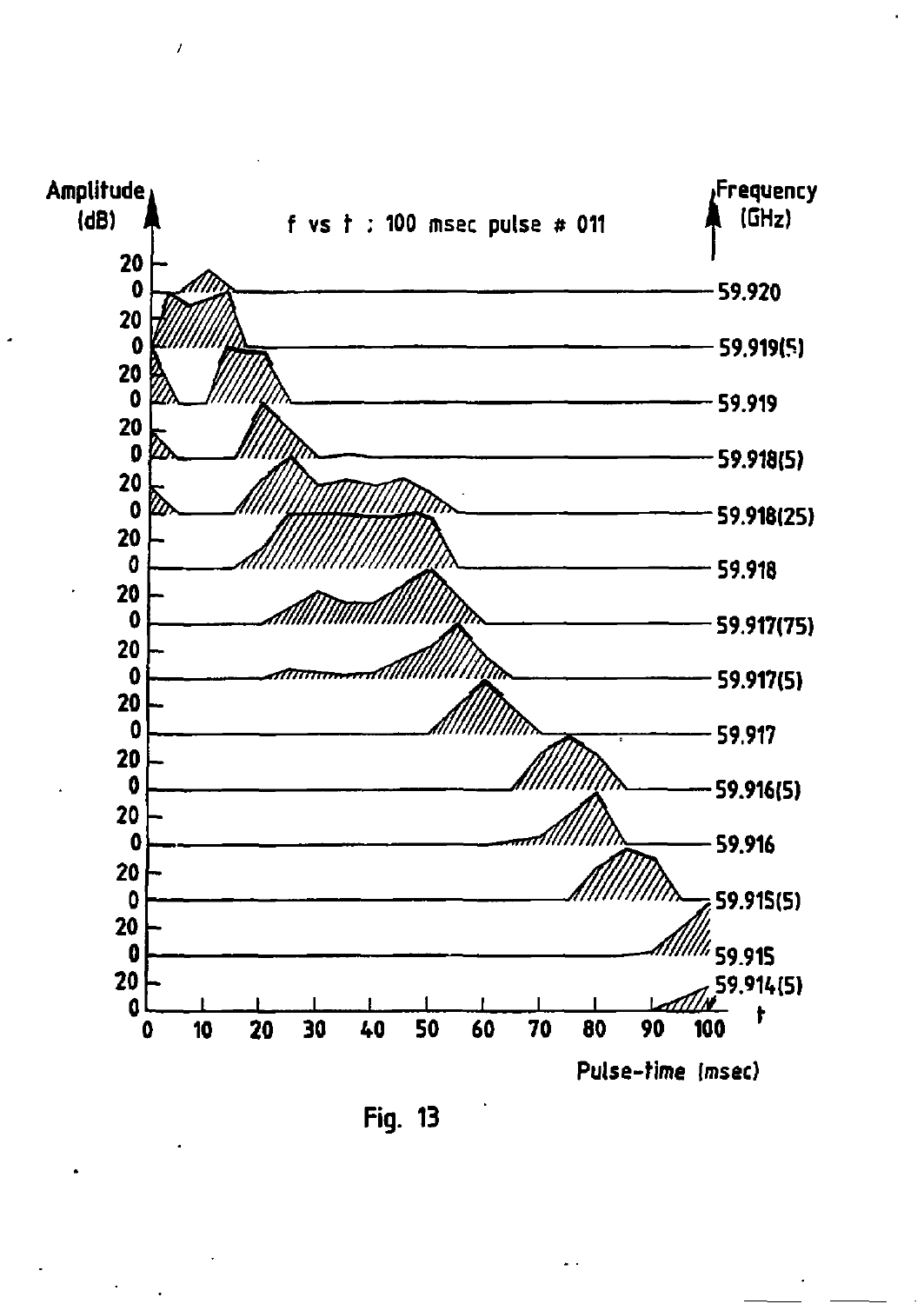Amplitude (dB)

f vs t : 100 msec pulse # 011

Frequency (GHz)

59.920

59.919(5)

59.919

59.918(5)

59.918(25)

59.918

59.917(75)

59.917(5)

59.917

59.916(5)

59.916

59.915(5)

59.915

59.914(5)

0 10 20 30 40 50 60 70 80 90 100 t

Pulse-time (msec)

Fig. 13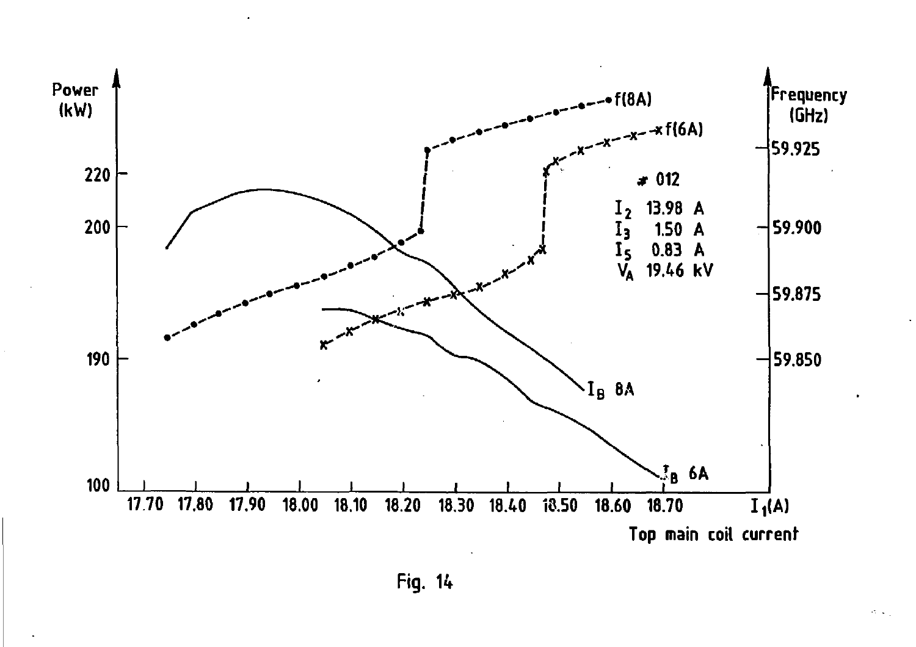# 012

| | | |
|---|---|---|
| $I_2$ | 13.98 | A |
| $I_3$ | 1.50 | A |
| $I_5$ | 0.83 | A |
| $V_A$ | 19.46 | kV |

Power (kW) — Frequency (GHz) — $I_1$(A) Top main coil current

f(8A), f(6A), $I_B$ 8A, $I_B$ 6A

Fig. 14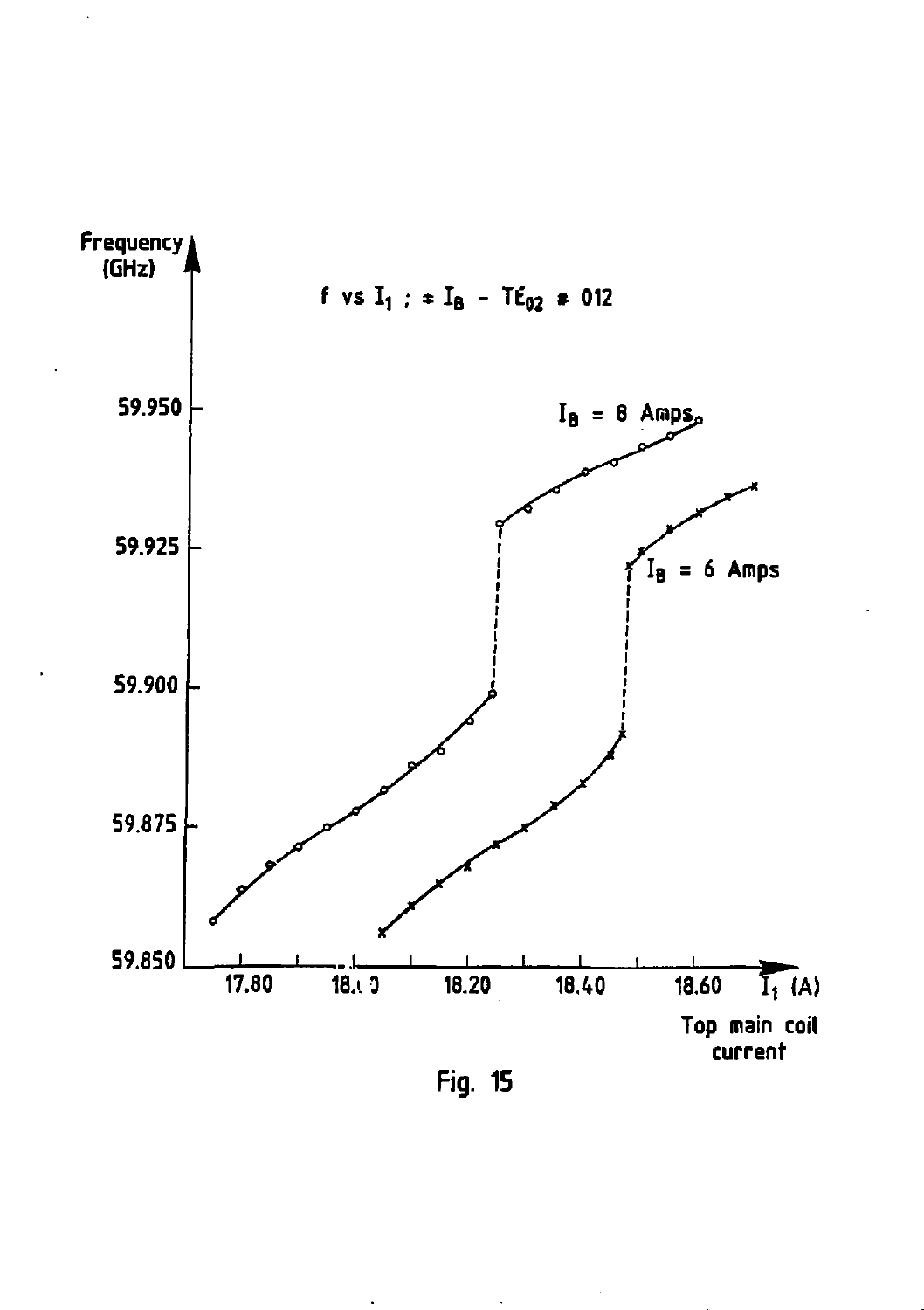Frequency (GHz)

f vs $I_1$ ; * $I_B$ - $TE_{02}$ * 012

$I_B$ = 8 Amps

$I_B$ = 6 Amps

59.950

59.925

59.900

59.875

59.850

17.80 18.00 18.20 18.40 18.60

$I_1$ (A)

Top main coil current

Fig. 15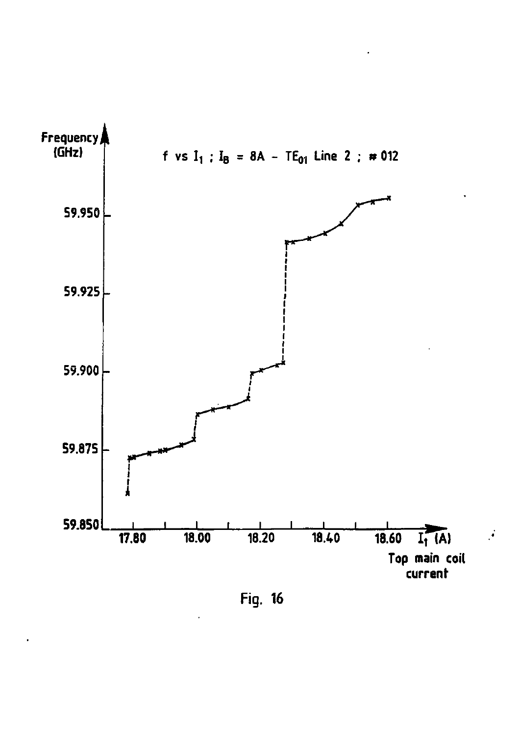Frequency (GHz)

f vs $I_1$ ; $I_B$ = 8A - $TE_{01}$ Line 2 ; # 012

59.950
59.925
59.900
59.875
59.850

17.80 18.00 18.20 18.40 18.60 $I_1$ (A)

Top main coil current

Fig. 16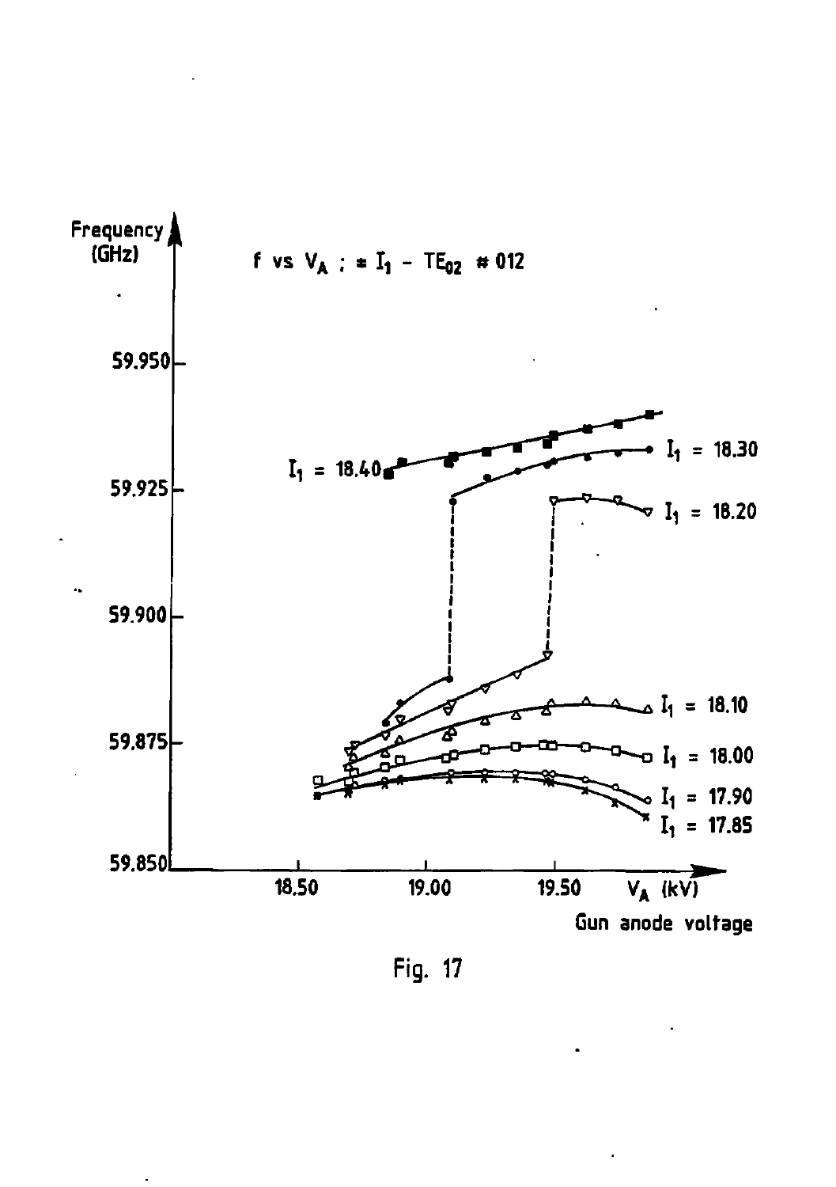Frequency (GHz)

f vs $V_A$ ; ≠ $I_1$ – $TE_{02}$ # 012

59.950

59.925

59.900

59.875

59.850

$I_1$ = 18.40

$I_1$ = 18.30

$I_1$ = 18.20

$I_1$ = 18.10

$I_1$ = 18.00

$I_1$ = 17.90

$I_1$ = 17.85

18.50 19.00 19.50 $V_A$ (kV)

Gun anode voltage

Fig. 17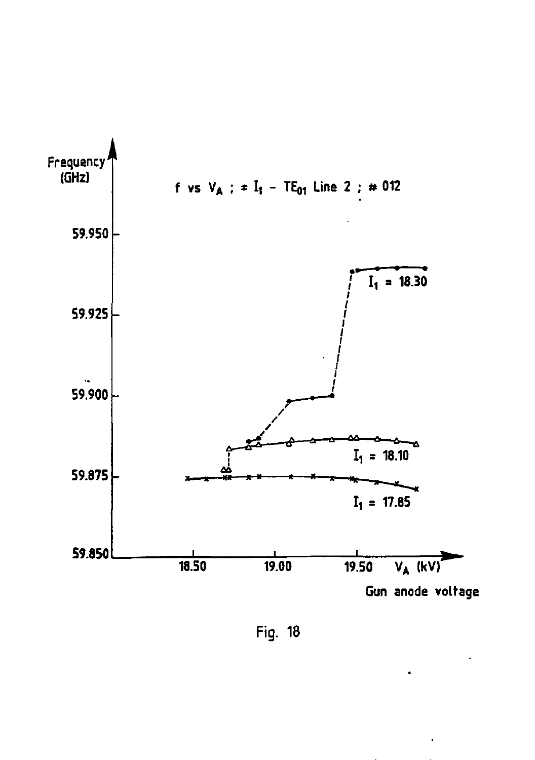Frequency (GHz)

f vs $V_A$ ; ≠ $I_1$ – $TE_{01}$ Line 2 ; # 012

59.950

59.925

59.900

59.875

59.850

$I_1$ = 18.30

$I_1$ = 18.10

$I_1$ = 17.85

18.50 19.00 19.50 $V_A$ (kV)

Gun anode voltage

Fig. 18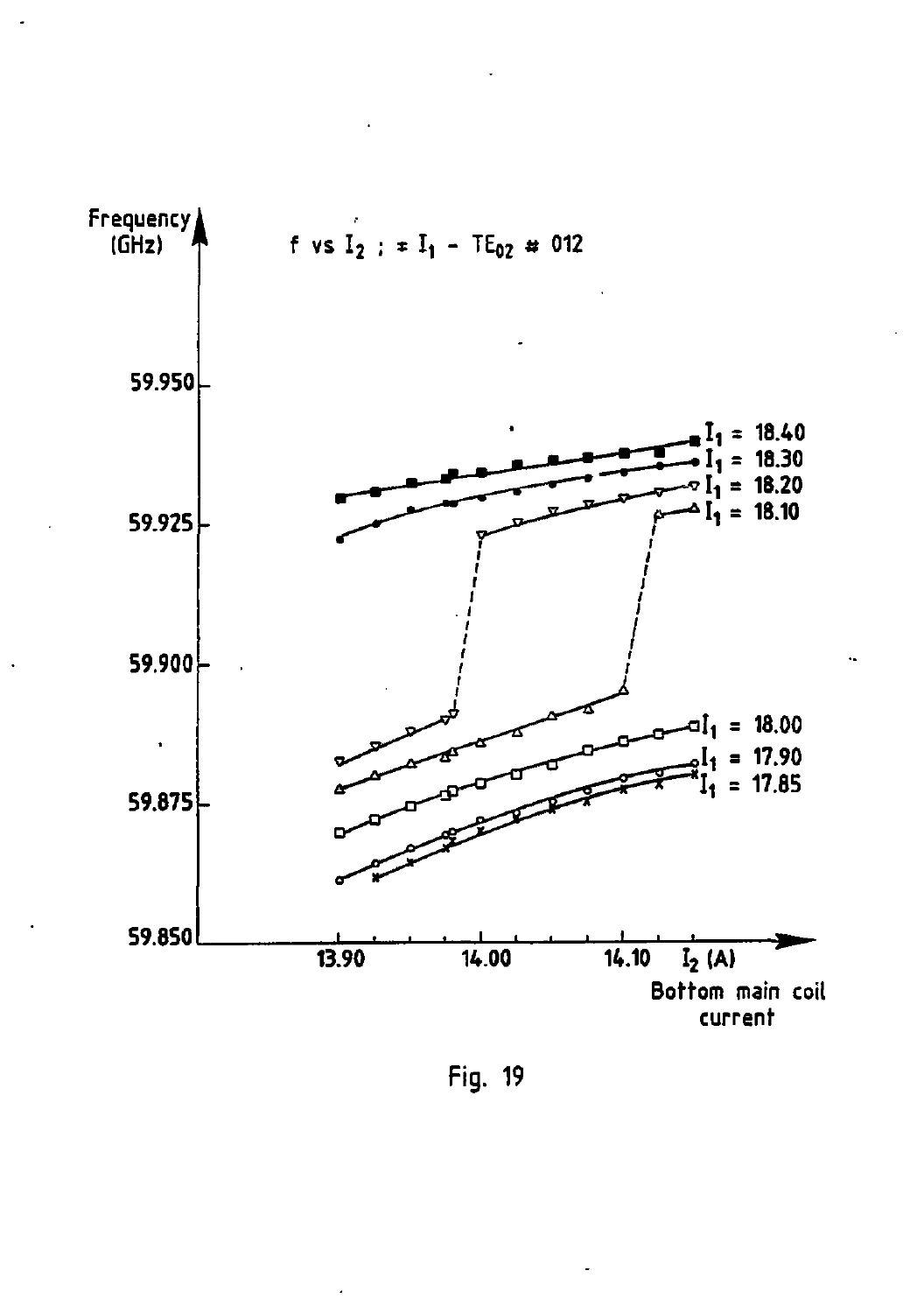Fig. 19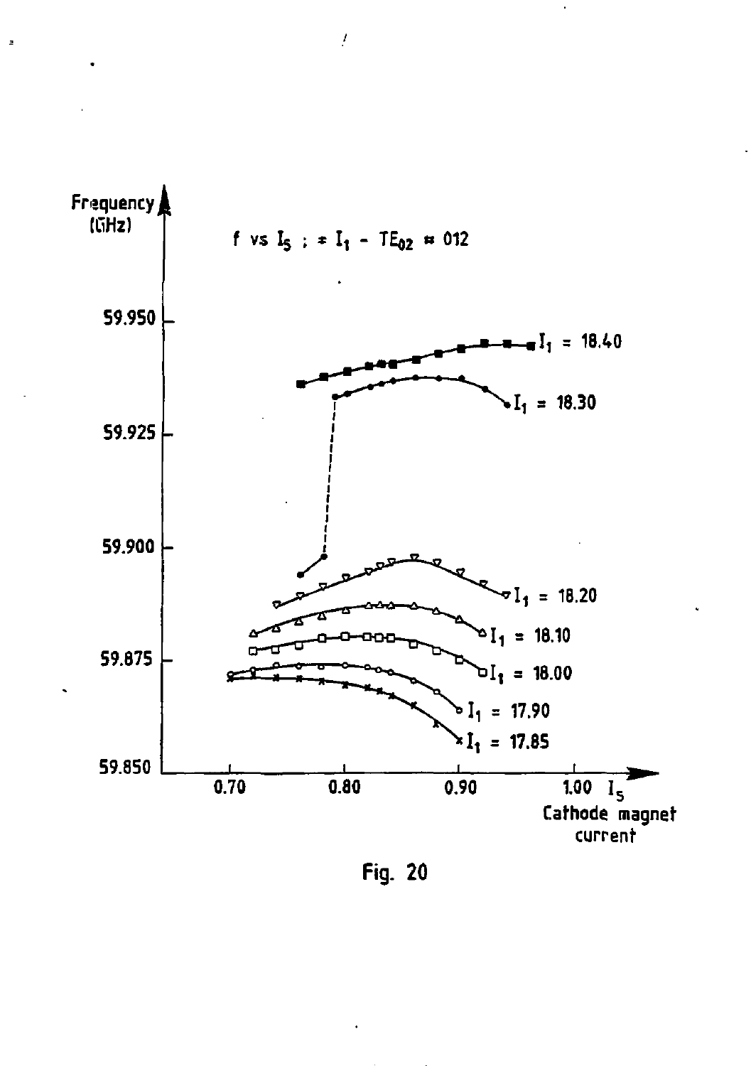Fig. 20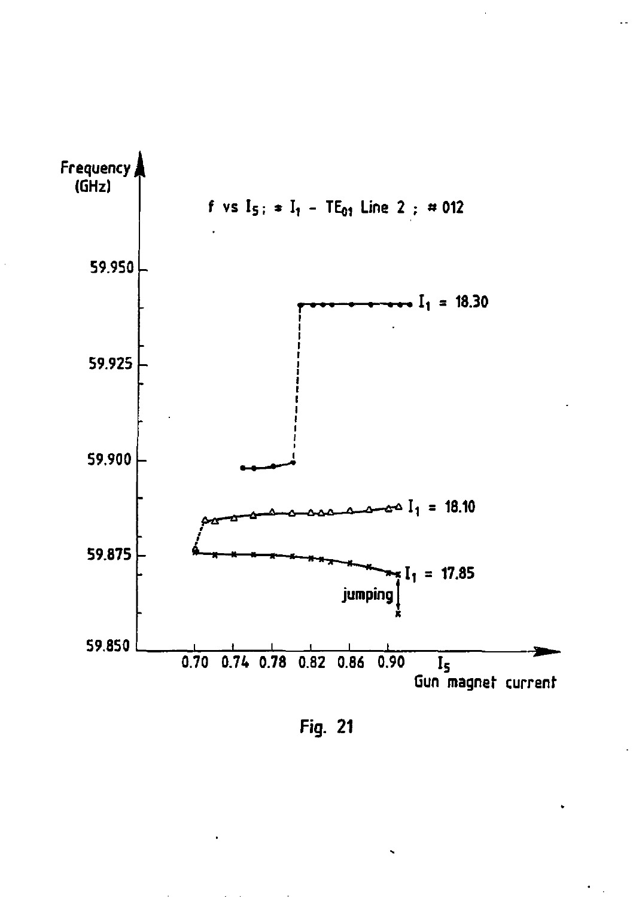Fig. 21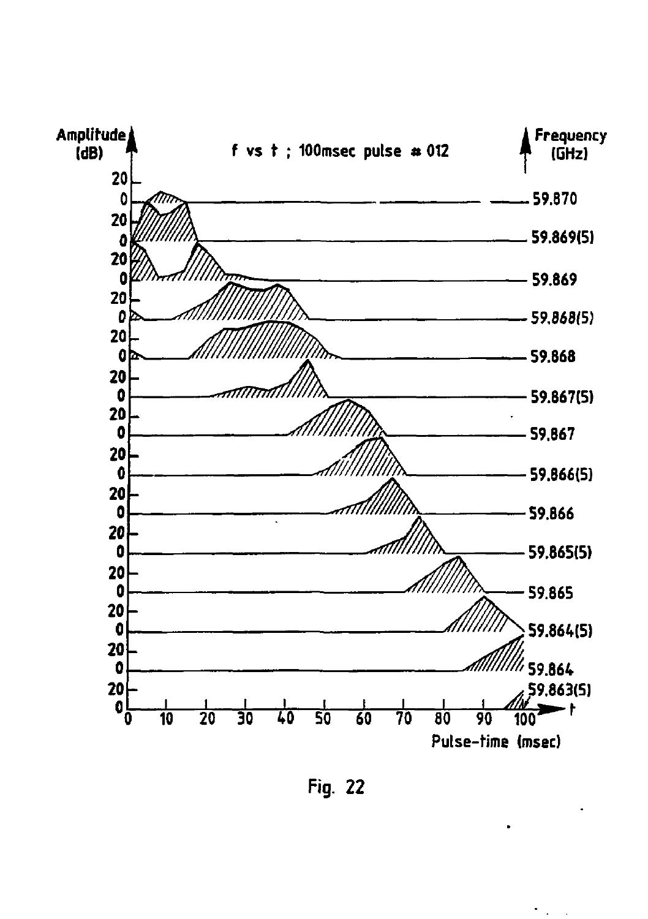Fig. 22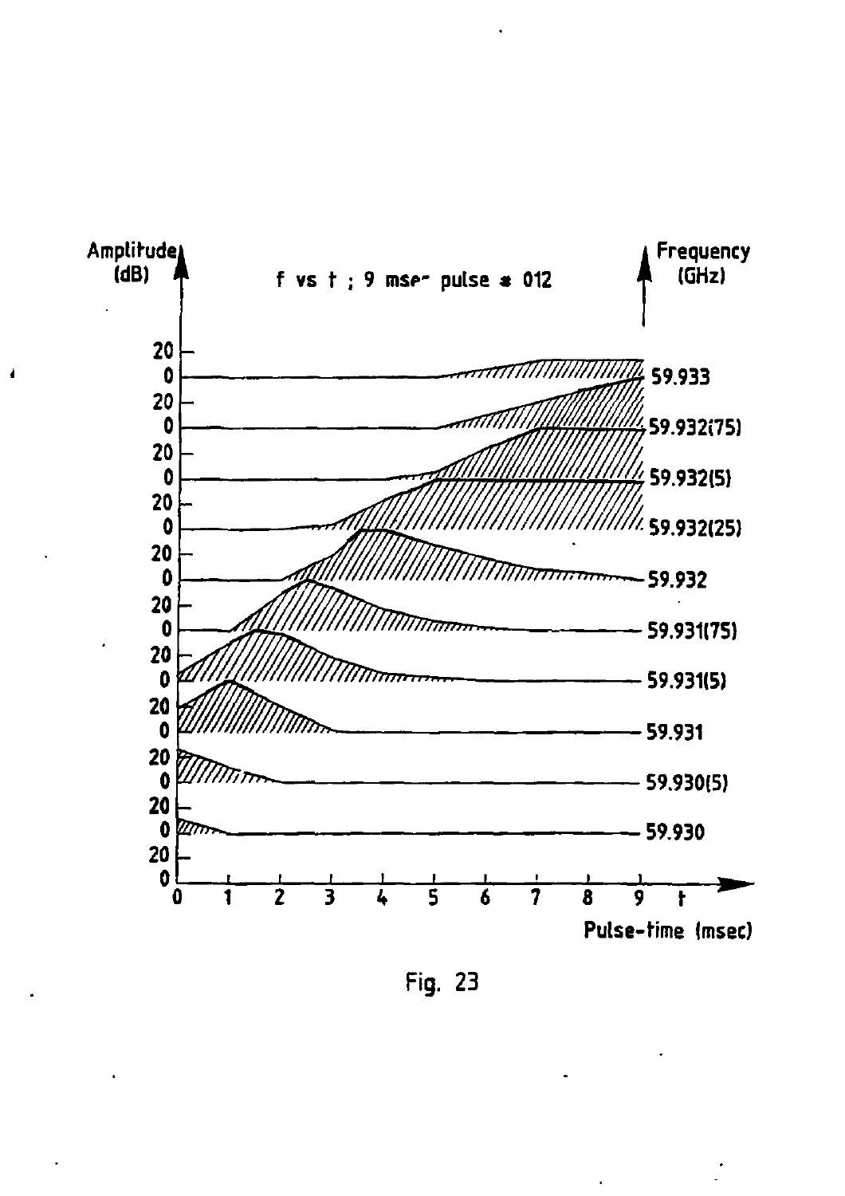Amplitude (dB)

f vs t ; 9 mse- pulse * 012

Frequency (GHz)

20
0
20
0
20
0
20
0
20
0
20
0
20
0
20
0
20
0
20
0
20
0

59.933
59.932(75)
59.932(5)
59.932(25)
59.932
59.931(75)
59.931(5)
59.931
59.930(5)
59.930

0 1 2 3 4 5 6 7 8 9 t

Pulse-time (msec)

Fig. 23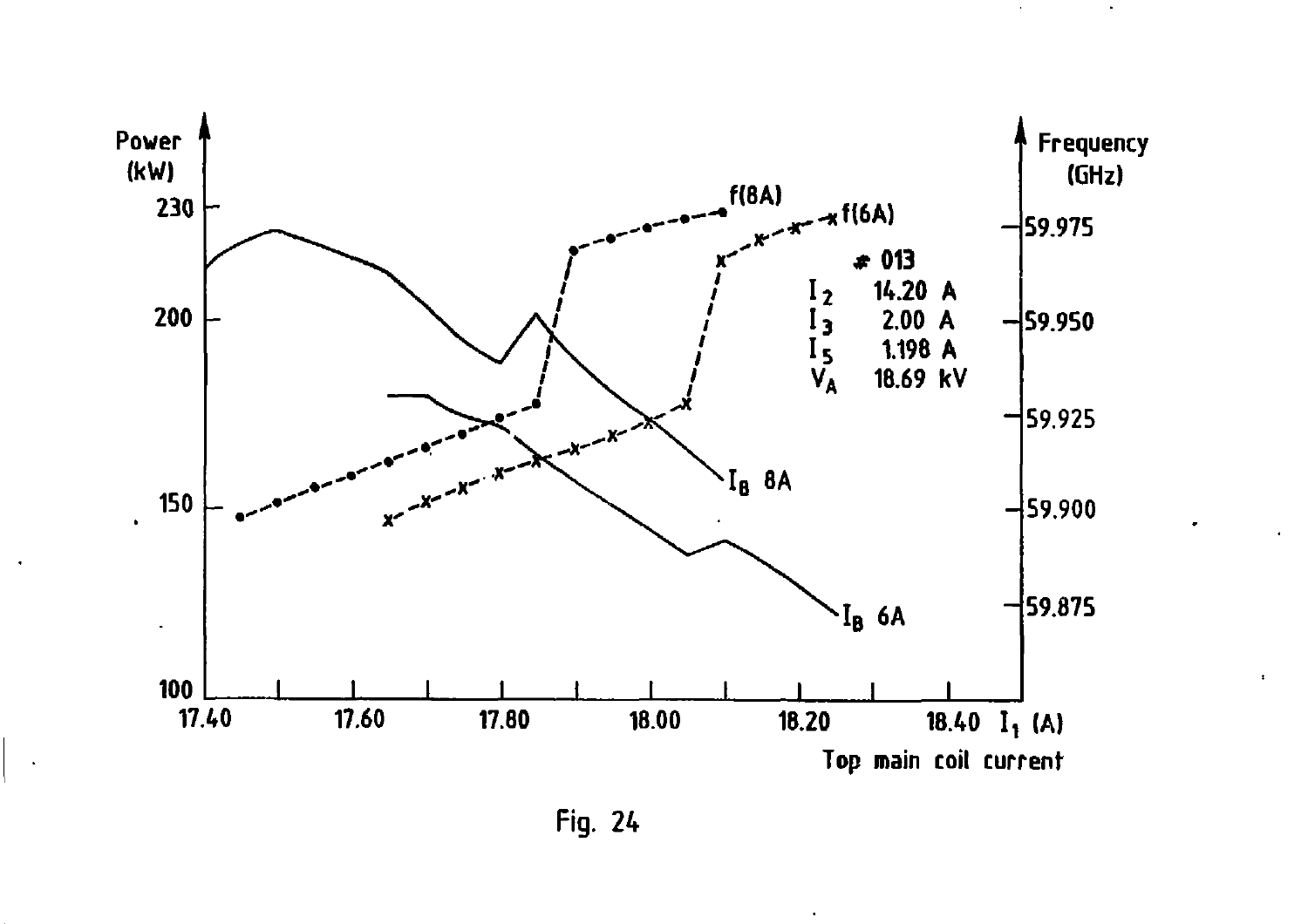Fig. 24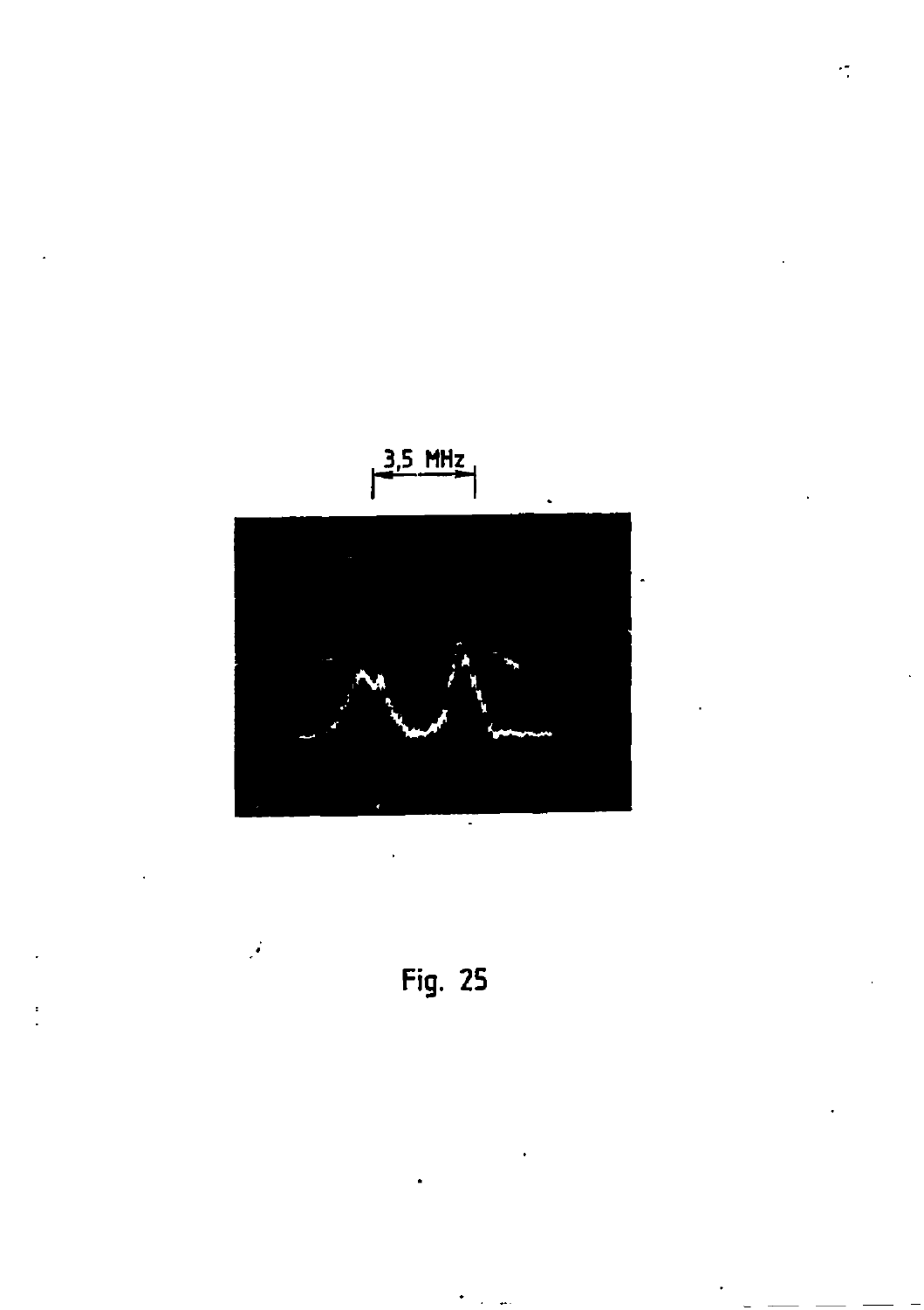3,5 MHz

Fig. 25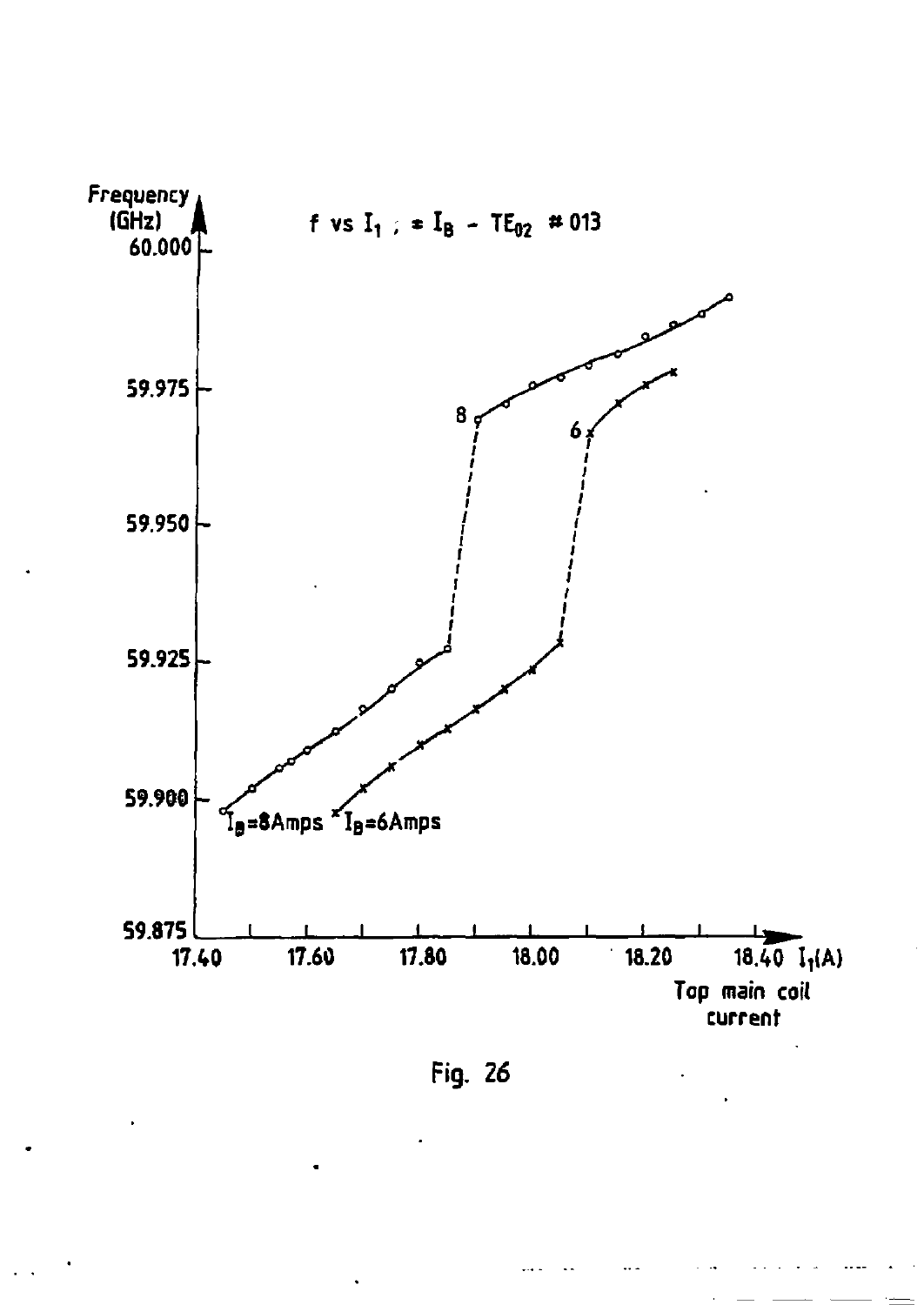Frequency (GHz)

$f$ vs $I_1$ ; $\neq I_B$ - $TE_{02}$ # 013

60.000

59.975

59.950

59.925

59.900

59.875

8

6

$I_B$=8Amps

$I_B$=6Amps

17.40 17.60 17.80 18.00 18.20 18.40 $I_1$(A)

Top main coil current

Fig. 26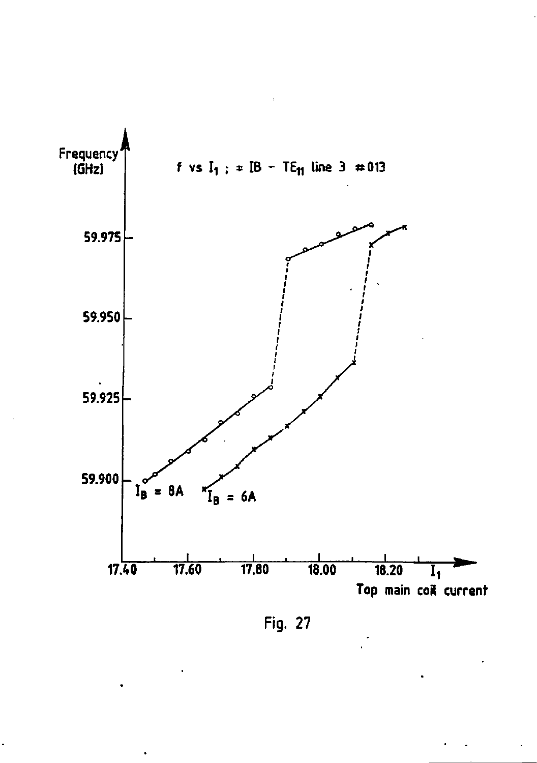Frequency (GHz)

$f$ vs $I_1$ ; ≠ IB − $TE_{11}$ line 3 #013

59.975

59.950

59.925

59.900

$I_B$ = 8A

$I_B$ = 6A

17.40 17.60 17.80 18.00 18.20 $I_1$

Top main coil current

Fig. 27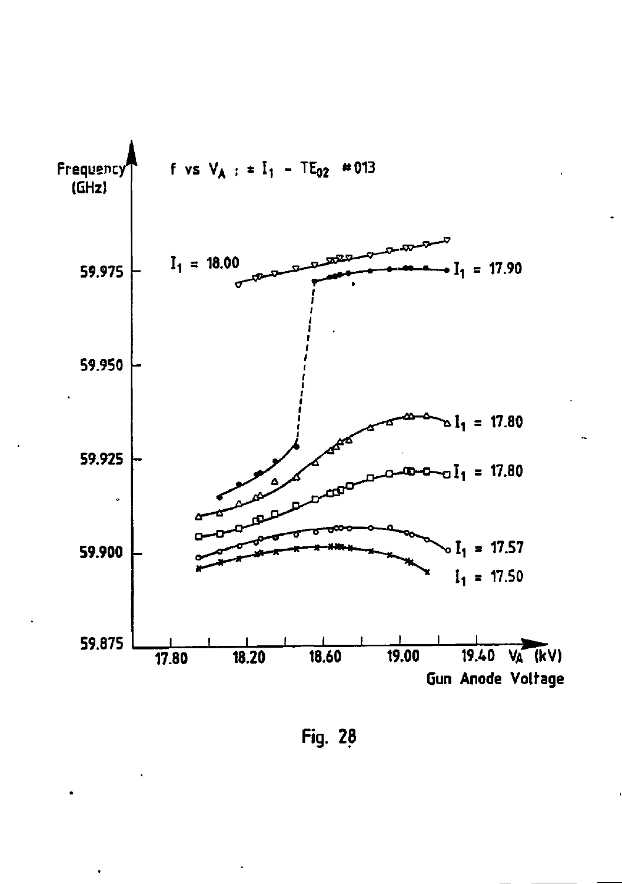Fig. 28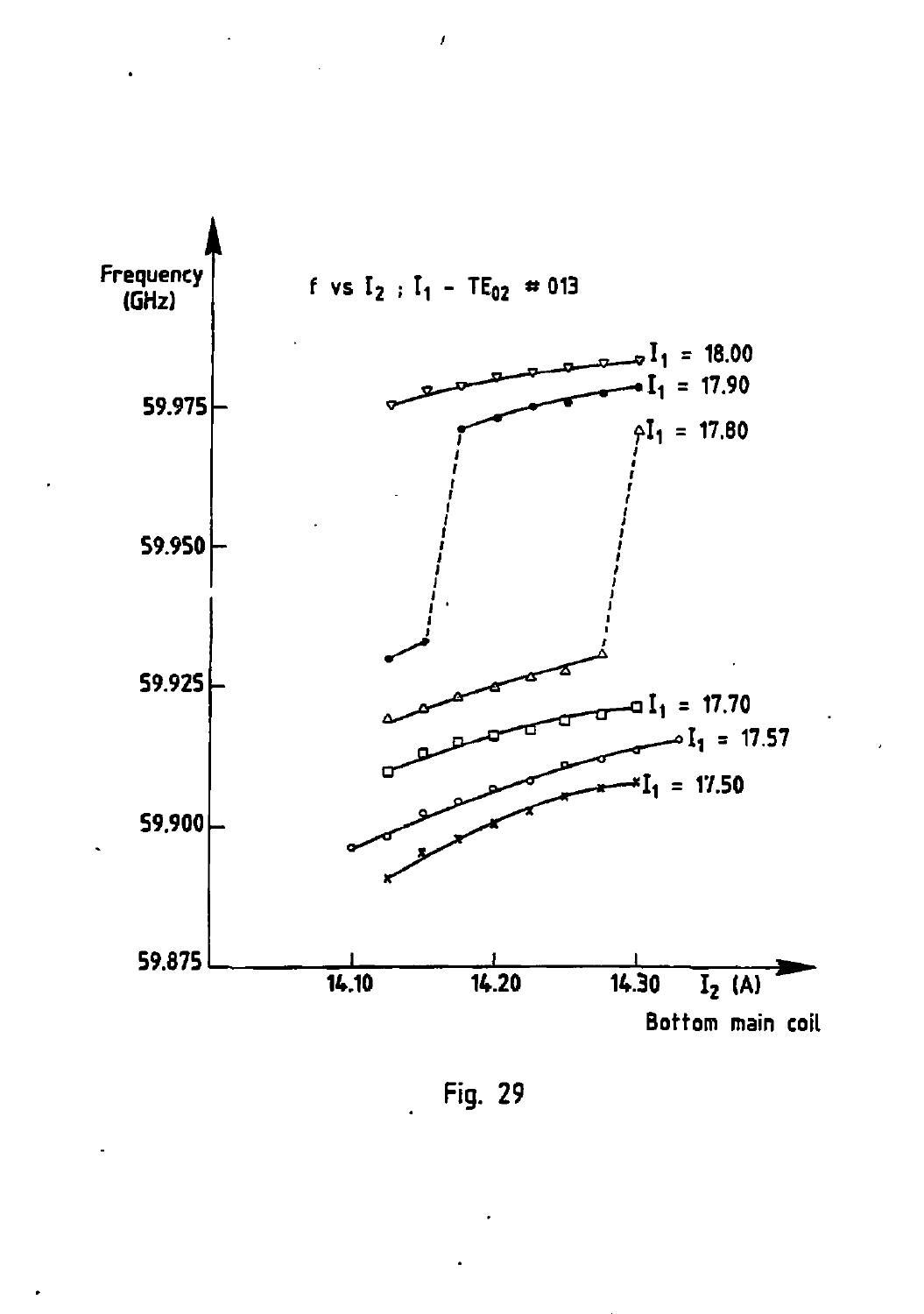Fig. 29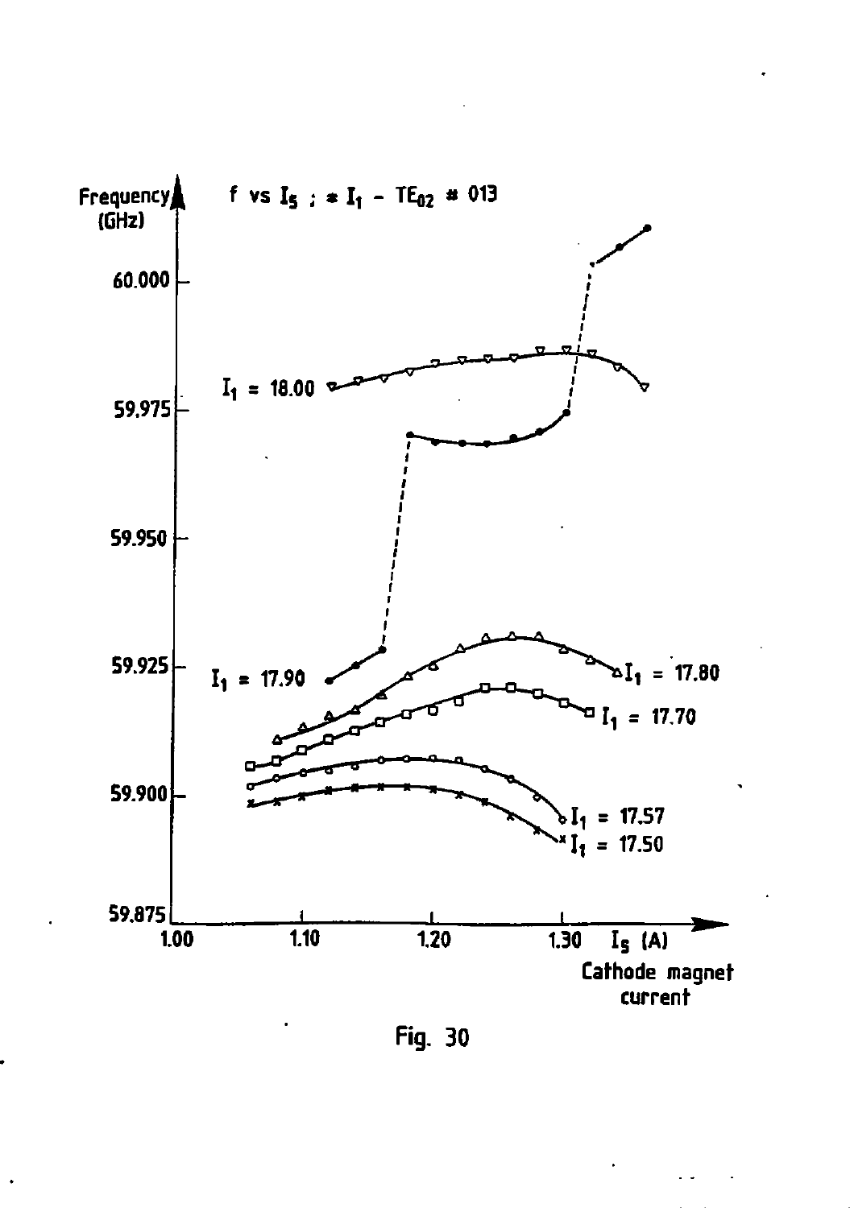Fig. 30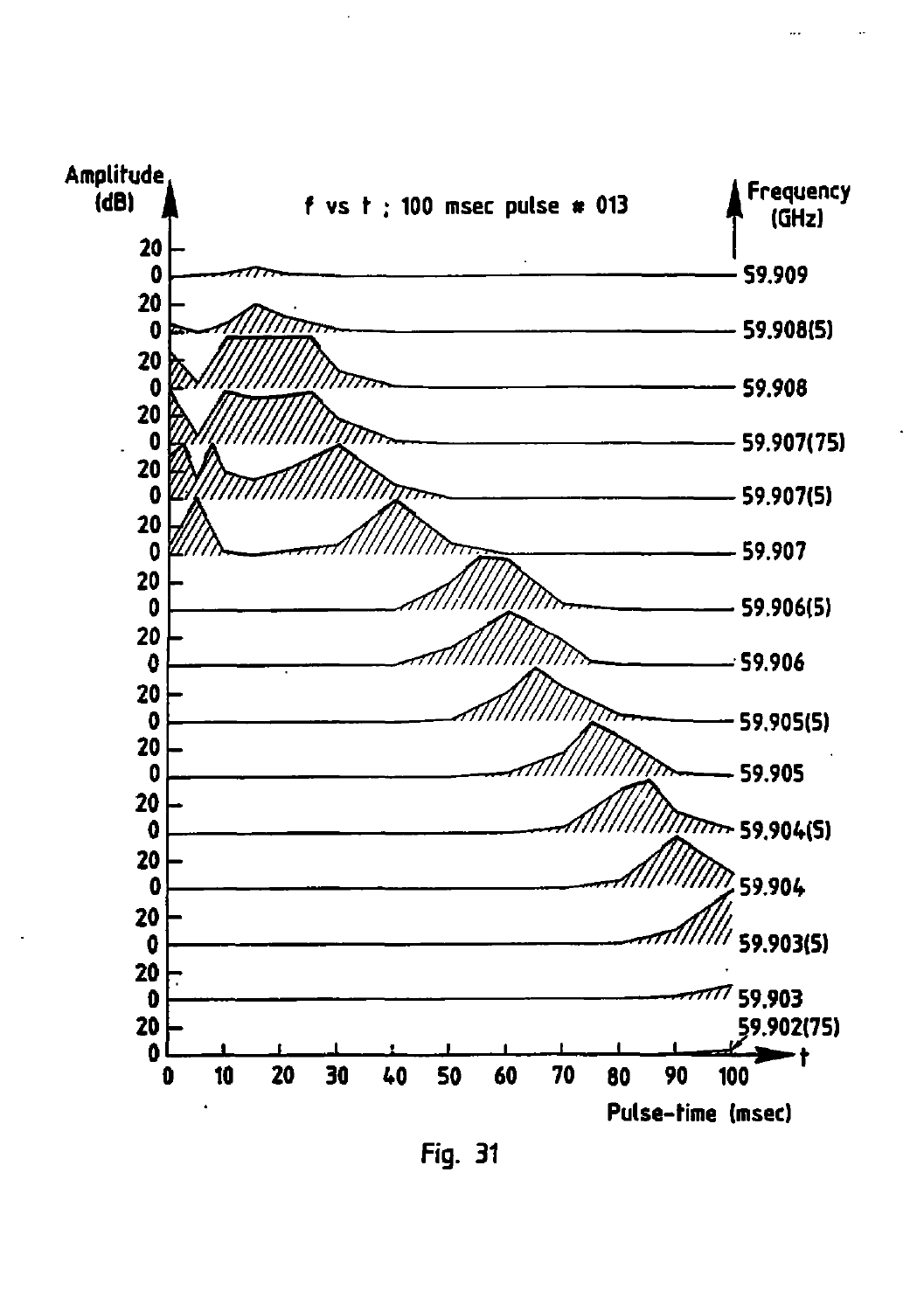Fig. 31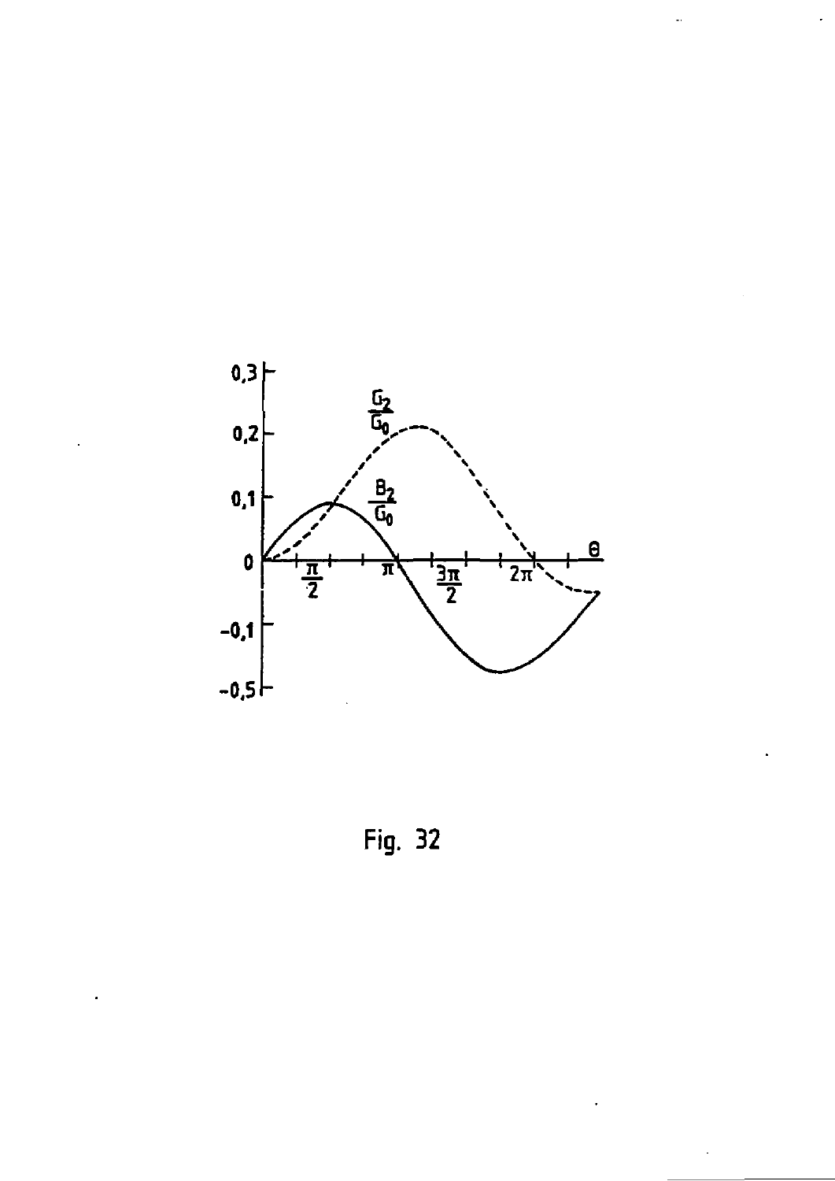Fig. 32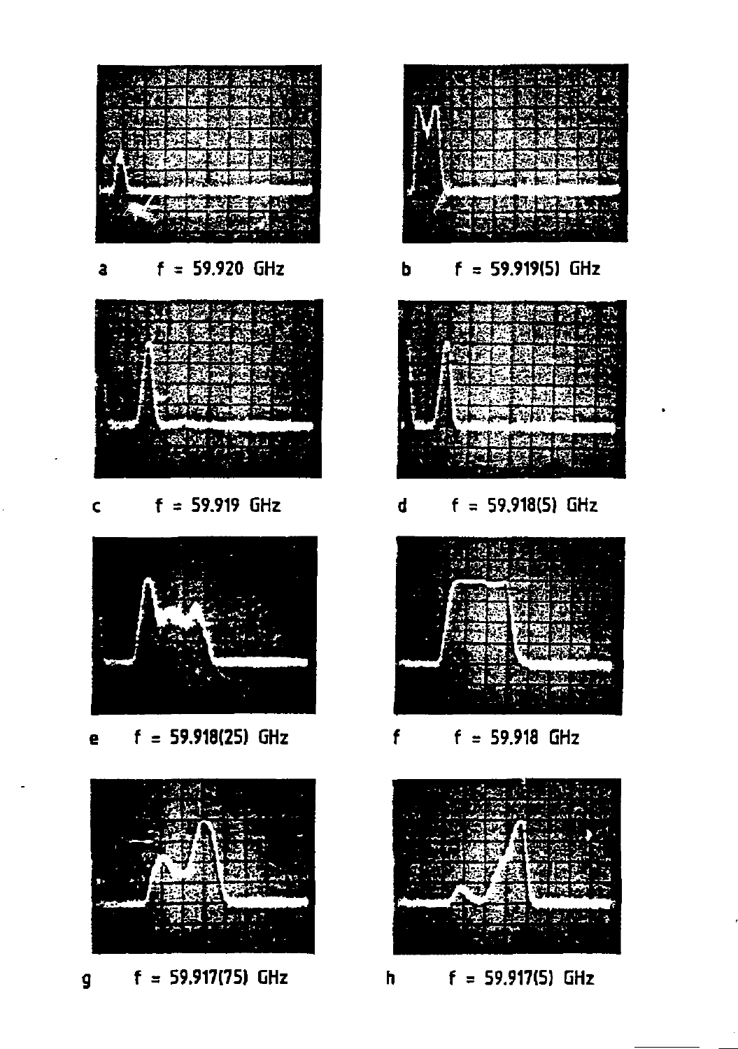a f = 59.920 GHz

b f = 59.919(5) GHz

c f = 59.919 GHz

d f = 59.918(5) GHz

e f = 59.918(25) GHz

f f = 59.918 GHz

g f = 59.917(75) GHz

h f = 59.917(5) GHz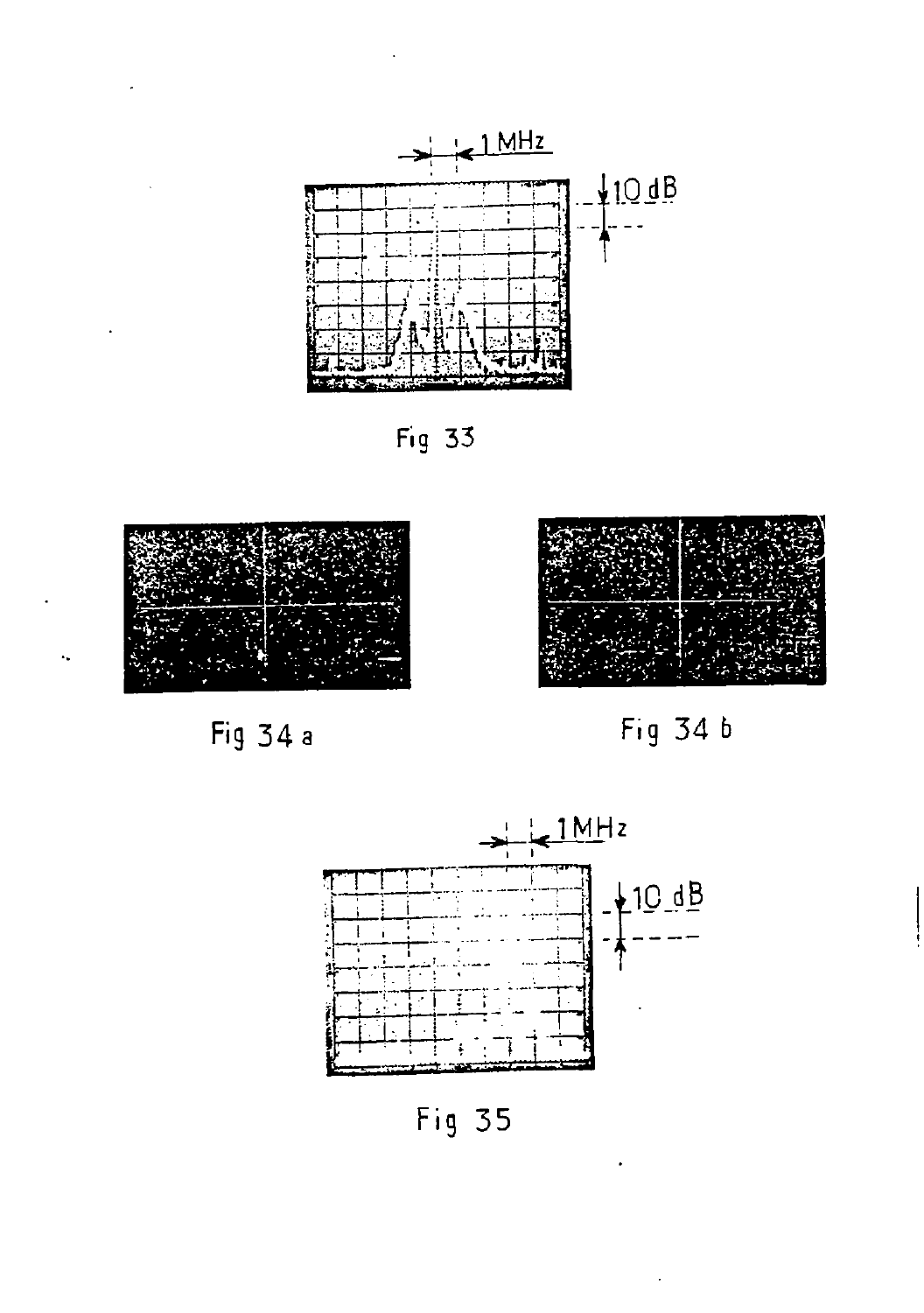1 MHz

10 dB

Fig 33

Fig 34 a

Fig 34 b

1 MHz

10 dB

Fig 35